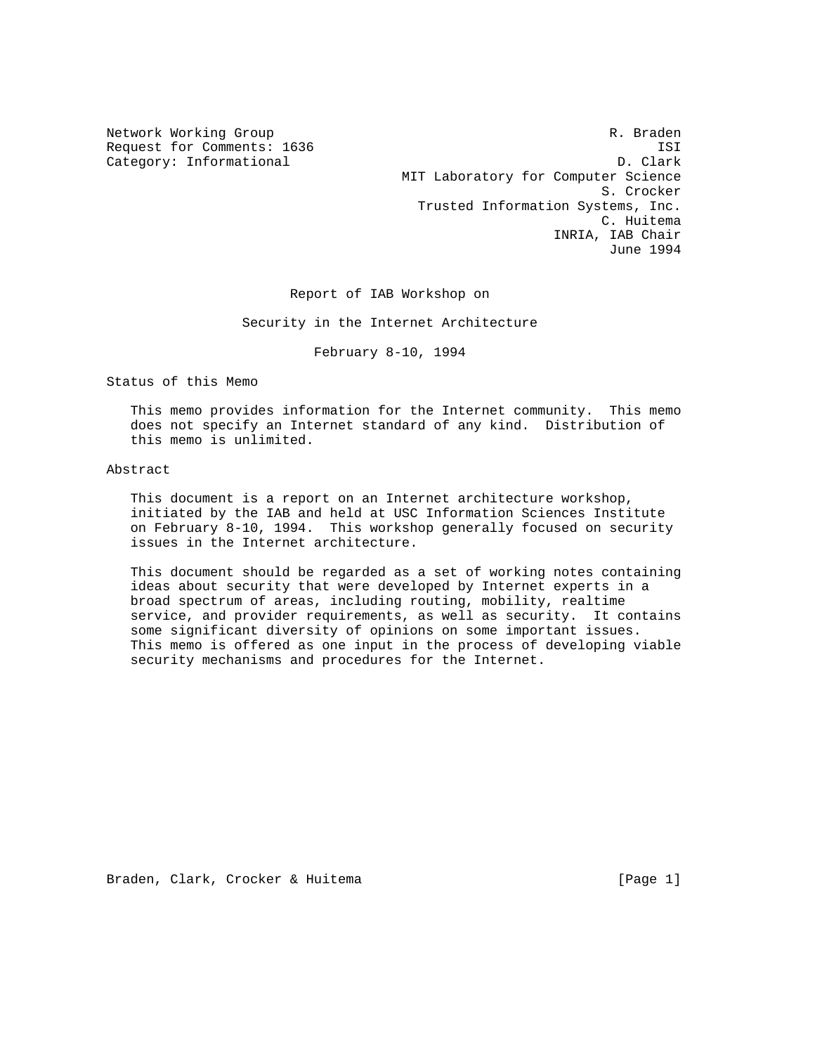Network Working Group R. Braden
Request for Comments: 1636 ISI
Category: Informational D. Clark
MIT Laboratory for Computer Science
S. Crocker
Trusted Information Systems, Inc.
C. Huitema
INRIA, IAB Chair
June 1994

# Report of IAB Workshop on

# Security in the Internet Architecture

February 8-10, 1994

## Status of this Memo

This memo provides information for the Internet community. This memo does not specify an Internet standard of any kind. Distribution of this memo is unlimited.

## Abstract

This document is a report on an Internet architecture workshop, initiated by the IAB and held at USC Information Sciences Institute on February 8-10, 1994. This workshop generally focused on security issues in the Internet architecture.

This document should be regarded as a set of working notes containing ideas about security that were developed by Internet experts in a broad spectrum of areas, including routing, mobility, realtime service, and provider requirements, as well as security. It contains some significant diversity of opinions on some important issues. This memo is offered as one input in the process of developing viable security mechanisms and procedures for the Internet.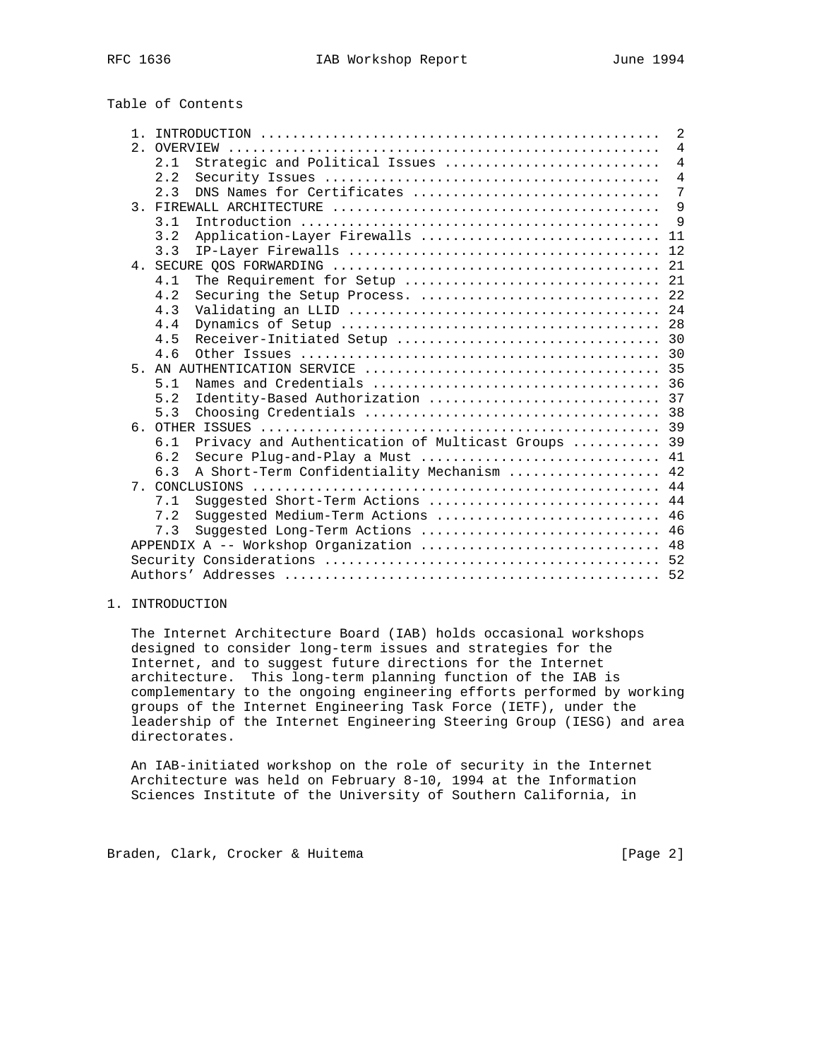Table of Contents

```
   1. INTRODUCTION .................................................  2
   2. OVERVIEW .....................................................  4
      2.1  Strategic and Political Issues ..........................  4
      2.2  Security Issues .........................................  4
      2.3  DNS Names for Certificates ..............................  7
   3. FIREWALL ARCHITECTURE ........................................  9
      3.1  Introduction ............................................  9
      3.2  Application-Layer Firewalls ............................. 11
      3.3  IP-Layer Firewalls ...................................... 12
   4. SECURE QOS FORWARDING ........................................ 21
      4.1  The Requirement for Setup ............................... 21
      4.2  Securing the Setup Process. ............................. 22
      4.3  Validating an LLID ...................................... 24
      4.4  Dynamics of Setup ....................................... 28
      4.5  Receiver-Initiated Setup ................................ 30
      4.6  Other Issues ............................................ 30
   5. AN AUTHENTICATION SERVICE .................................... 35
      5.1  Names and Credentials ................................... 36
      5.2  Identity-Based Authorization ............................ 37
      5.3  Choosing Credentials .................................... 38
   6. OTHER ISSUES ................................................. 39
      6.1  Privacy and Authentication of Multicast Groups .......... 39
      6.2  Secure Plug-and-Play a Must ............................. 41
      6.3  A Short-Term Confidentiality Mechanism .................. 42
   7. CONCLUSIONS .................................................. 44
      7.1  Suggested Short-Term Actions ............................ 44
      7.2  Suggested Medium-Term Actions ........................... 46
      7.3  Suggested Long-Term Actions ............................. 46
   APPENDIX A -- Workshop Organization ............................. 48
   Security Considerations ......................................... 52
   Authors' Addresses .............................................. 52
```

# 1. INTRODUCTION

The Internet Architecture Board (IAB) holds occasional workshops designed to consider long-term issues and strategies for the Internet, and to suggest future directions for the Internet architecture. This long-term planning function of the IAB is complementary to the ongoing engineering efforts performed by working groups of the Internet Engineering Task Force (IETF), under the leadership of the Internet Engineering Steering Group (IESG) and area directorates.

An IAB-initiated workshop on the role of security in the Internet Architecture was held on February 8-10, 1994 at the Information Sciences Institute of the University of Southern California, in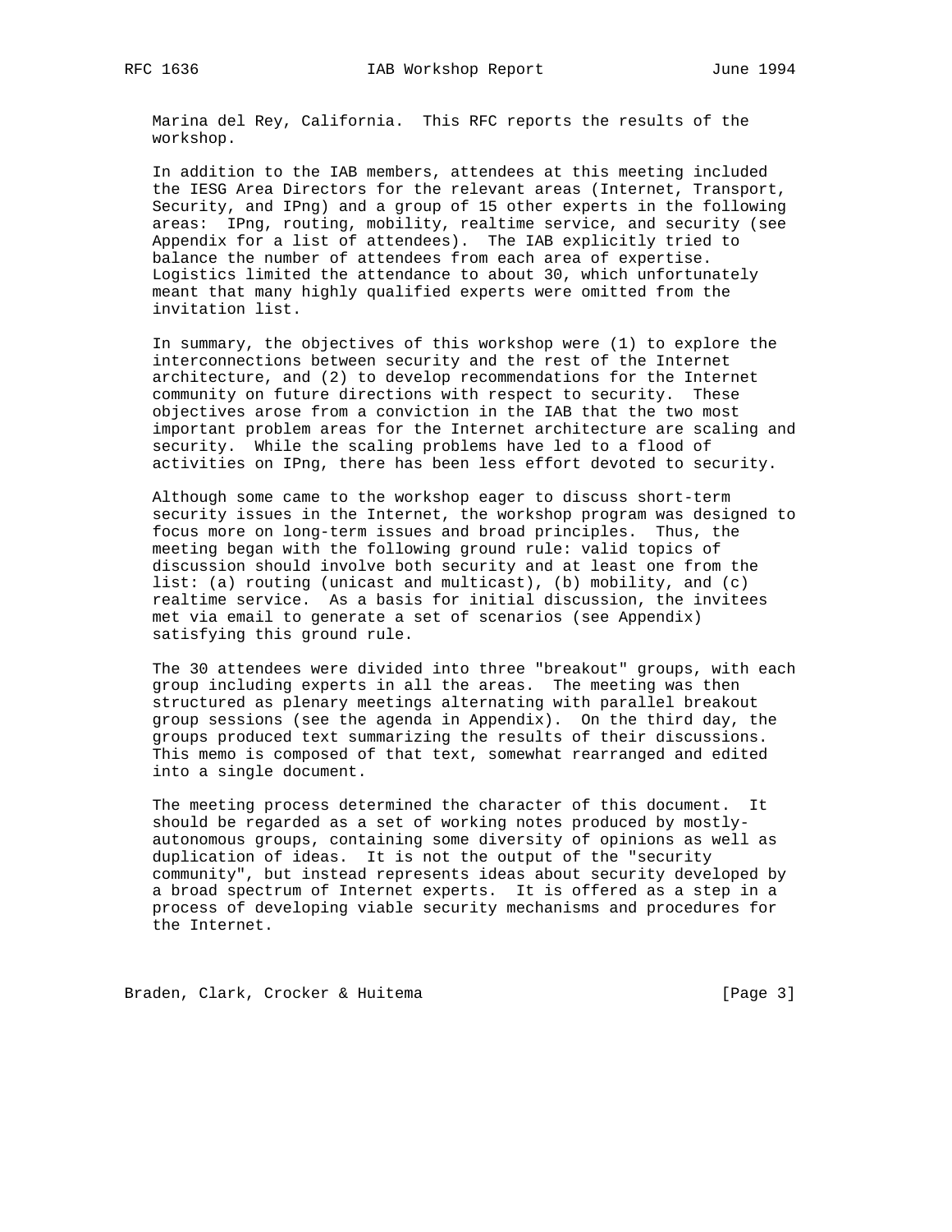Marina del Rey, California. This RFC reports the results of the workshop.

In addition to the IAB members, attendees at this meeting included the IESG Area Directors for the relevant areas (Internet, Transport, Security, and IPng) and a group of 15 other experts in the following areas: IPng, routing, mobility, realtime service, and security (see Appendix for a list of attendees). The IAB explicitly tried to balance the number of attendees from each area of expertise. Logistics limited the attendance to about 30, which unfortunately meant that many highly qualified experts were omitted from the invitation list.

In summary, the objectives of this workshop were (1) to explore the interconnections between security and the rest of the Internet architecture, and (2) to develop recommendations for the Internet community on future directions with respect to security. These objectives arose from a conviction in the IAB that the two most important problem areas for the Internet architecture are scaling and security. While the scaling problems have led to a flood of activities on IPng, there has been less effort devoted to security.

Although some came to the workshop eager to discuss short-term security issues in the Internet, the workshop program was designed to focus more on long-term issues and broad principles. Thus, the meeting began with the following ground rule: valid topics of discussion should involve both security and at least one from the list: (a) routing (unicast and multicast), (b) mobility, and (c) realtime service. As a basis for initial discussion, the invitees met via email to generate a set of scenarios (see Appendix) satisfying this ground rule.

The 30 attendees were divided into three "breakout" groups, with each group including experts in all the areas. The meeting was then structured as plenary meetings alternating with parallel breakout group sessions (see the agenda in Appendix). On the third day, the groups produced text summarizing the results of their discussions. This memo is composed of that text, somewhat rearranged and edited into a single document.

The meeting process determined the character of this document. It should be regarded as a set of working notes produced by mostly-autonomous groups, containing some diversity of opinions as well as duplication of ideas. It is not the output of the "security community", but instead represents ideas about security developed by a broad spectrum of Internet experts. It is offered as a step in a process of developing viable security mechanisms and procedures for the Internet.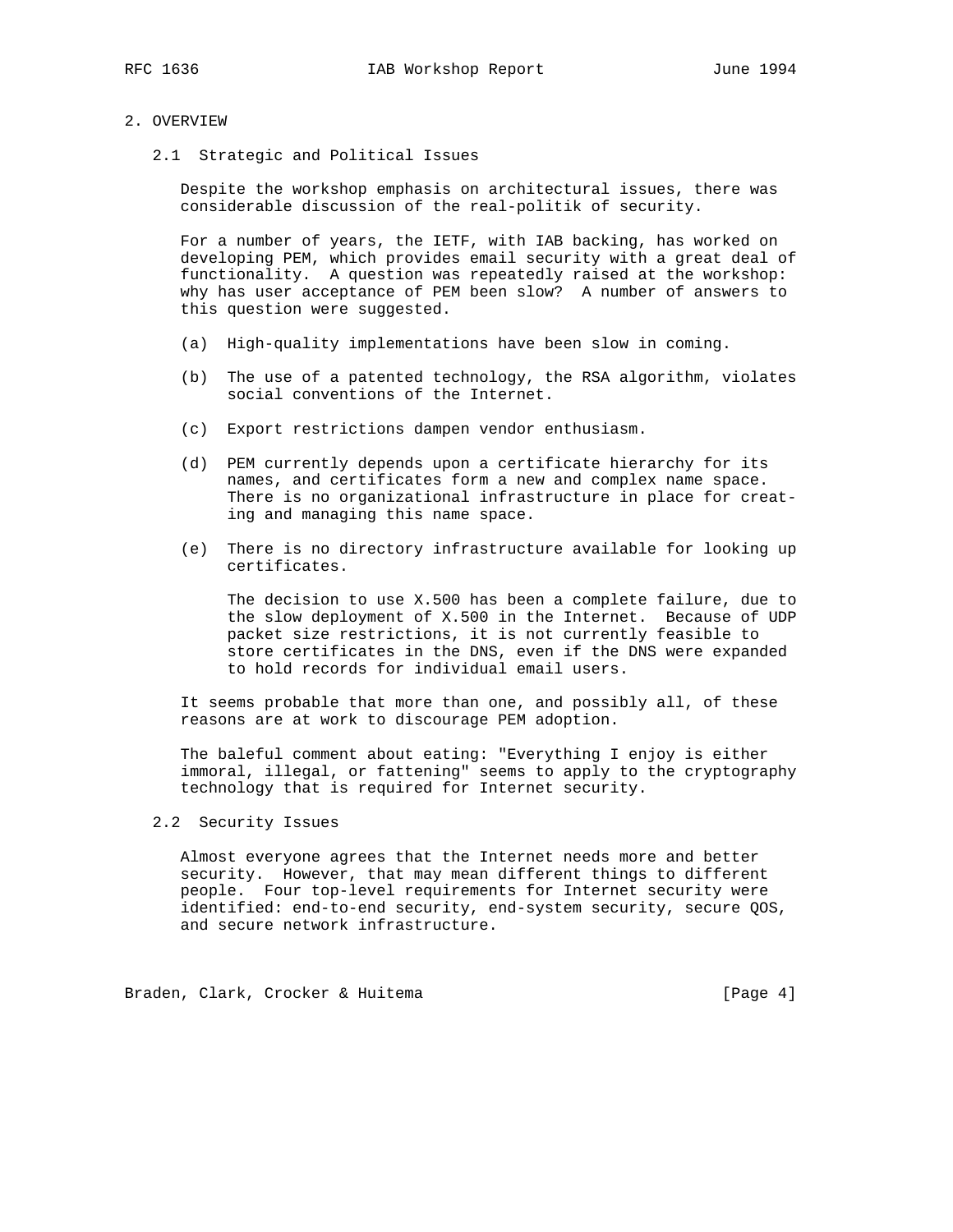## 2. OVERVIEW

### 2.1 Strategic and Political Issues

Despite the workshop emphasis on architectural issues, there was considerable discussion of the real-politik of security.

For a number of years, the IETF, with IAB backing, has worked on developing PEM, which provides email security with a great deal of functionality. A question was repeatedly raised at the workshop: why has user acceptance of PEM been slow? A number of answers to this question were suggested.

(a) High-quality implementations have been slow in coming.

(b) The use of a patented technology, the RSA algorithm, violates social conventions of the Internet.

(c) Export restrictions dampen vendor enthusiasm.

(d) PEM currently depends upon a certificate hierarchy for its names, and certificates form a new and complex name space. There is no organizational infrastructure in place for creating and managing this name space.

(e) There is no directory infrastructure available for looking up certificates.

The decision to use X.500 has been a complete failure, due to the slow deployment of X.500 in the Internet. Because of UDP packet size restrictions, it is not currently feasible to store certificates in the DNS, even if the DNS were expanded to hold records for individual email users.

It seems probable that more than one, and possibly all, of these reasons are at work to discourage PEM adoption.

The baleful comment about eating: "Everything I enjoy is either immoral, illegal, or fattening" seems to apply to the cryptography technology that is required for Internet security.

### 2.2 Security Issues

Almost everyone agrees that the Internet needs more and better security. However, that may mean different things to different people. Four top-level requirements for Internet security were identified: end-to-end security, end-system security, secure QOS, and secure network infrastructure.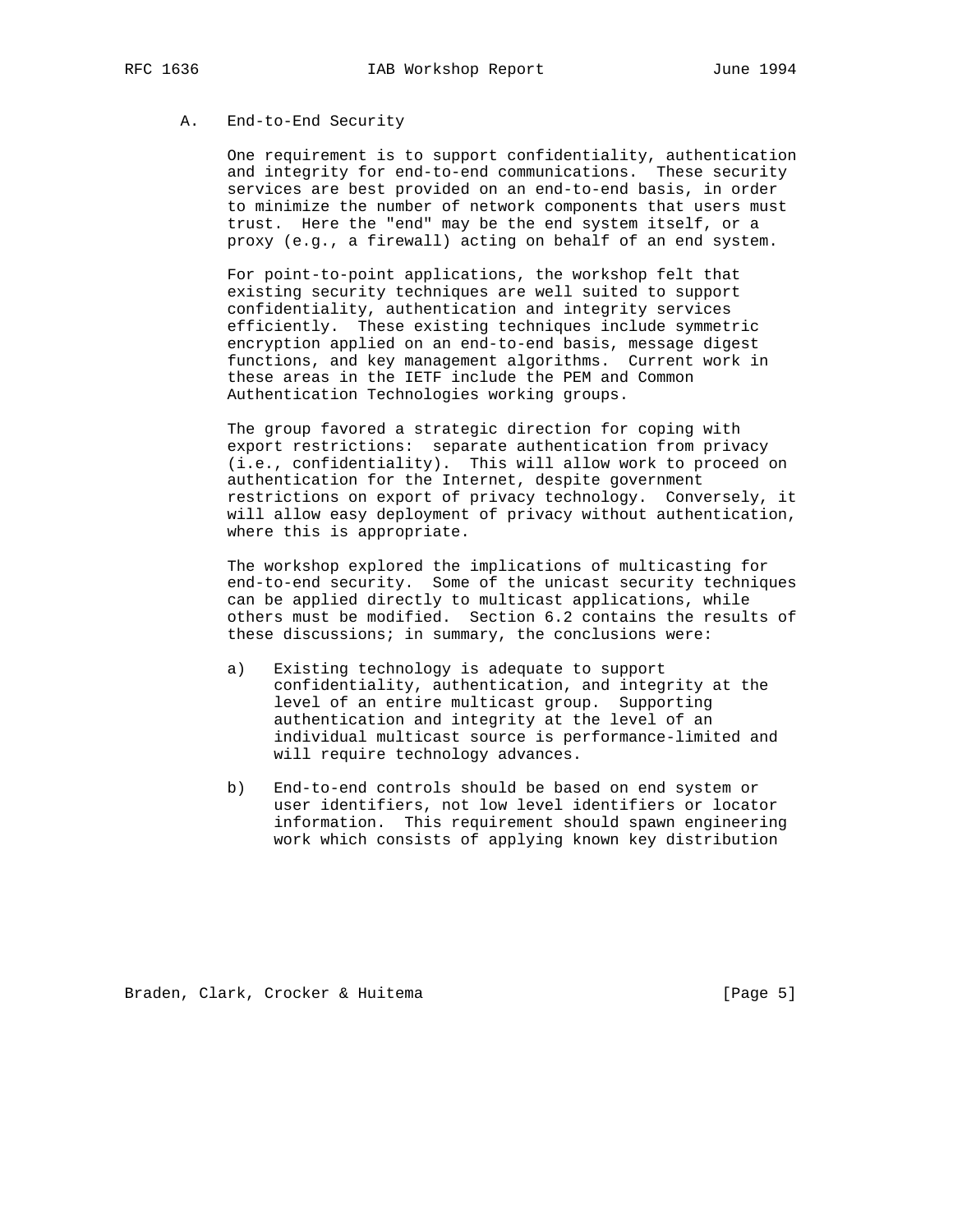## A. End-to-End Security

One requirement is to support confidentiality, authentication and integrity for end-to-end communications. These security services are best provided on an end-to-end basis, in order to minimize the number of network components that users must trust. Here the "end" may be the end system itself, or a proxy (e.g., a firewall) acting on behalf of an end system.

For point-to-point applications, the workshop felt that existing security techniques are well suited to support confidentiality, authentication and integrity services efficiently. These existing techniques include symmetric encryption applied on an end-to-end basis, message digest functions, and key management algorithms. Current work in these areas in the IETF include the PEM and Common Authentication Technologies working groups.

The group favored a strategic direction for coping with export restrictions: separate authentication from privacy (i.e., confidentiality). This will allow work to proceed on authentication for the Internet, despite government restrictions on export of privacy technology. Conversely, it will allow easy deployment of privacy without authentication, where this is appropriate.

The workshop explored the implications of multicasting for end-to-end security. Some of the unicast security techniques can be applied directly to multicast applications, while others must be modified. Section 6.2 contains the results of these discussions; in summary, the conclusions were:

a) Existing technology is adequate to support confidentiality, authentication, and integrity at the level of an entire multicast group. Supporting authentication and integrity at the level of an individual multicast source is performance-limited and will require technology advances.

b) End-to-end controls should be based on end system or user identifiers, not low level identifiers or locator information. This requirement should spawn engineering work which consists of applying known key distribution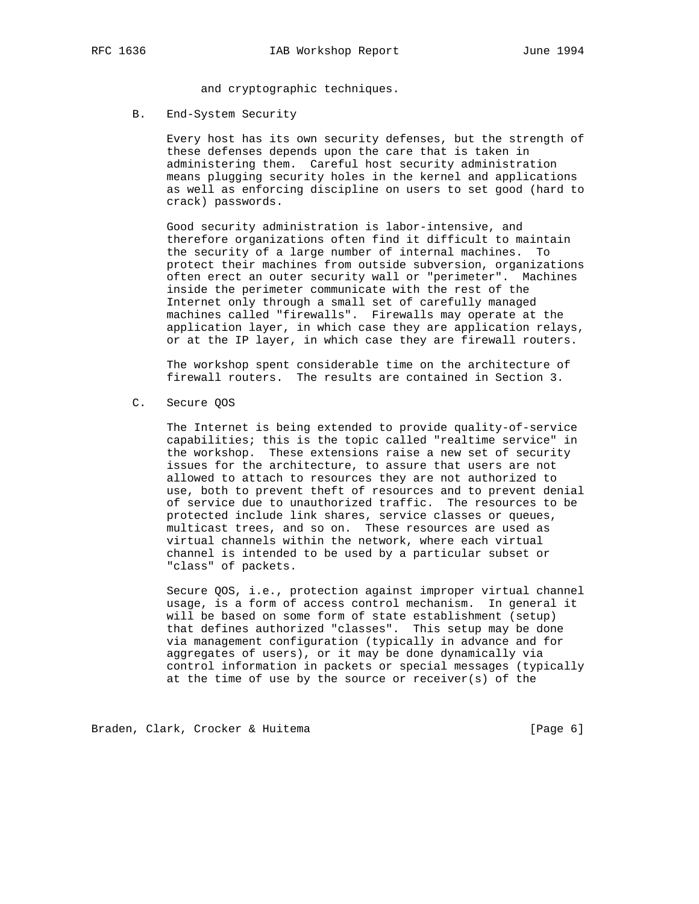and cryptographic techniques.

### B. End-System Security

Every host has its own security defenses, but the strength of these defenses depends upon the care that is taken in administering them. Careful host security administration means plugging security holes in the kernel and applications as well as enforcing discipline on users to set good (hard to crack) passwords.

Good security administration is labor-intensive, and therefore organizations often find it difficult to maintain the security of a large number of internal machines. To protect their machines from outside subversion, organizations often erect an outer security wall or "perimeter". Machines inside the perimeter communicate with the rest of the Internet only through a small set of carefully managed machines called "firewalls". Firewalls may operate at the application layer, in which case they are application relays, or at the IP layer, in which case they are firewall routers.

The workshop spent considerable time on the architecture of firewall routers. The results are contained in Section 3.

### C. Secure QOS

The Internet is being extended to provide quality-of-service capabilities; this is the topic called "realtime service" in the workshop. These extensions raise a new set of security issues for the architecture, to assure that users are not allowed to attach to resources they are not authorized to use, both to prevent theft of resources and to prevent denial of service due to unauthorized traffic. The resources to be protected include link shares, service classes or queues, multicast trees, and so on. These resources are used as virtual channels within the network, where each virtual channel is intended to be used by a particular subset or "class" of packets.

Secure QOS, i.e., protection against improper virtual channel usage, is a form of access control mechanism. In general it will be based on some form of state establishment (setup) that defines authorized "classes". This setup may be done via management configuration (typically in advance and for aggregates of users), or it may be done dynamically via control information in packets or special messages (typically at the time of use by the source or receiver(s) of the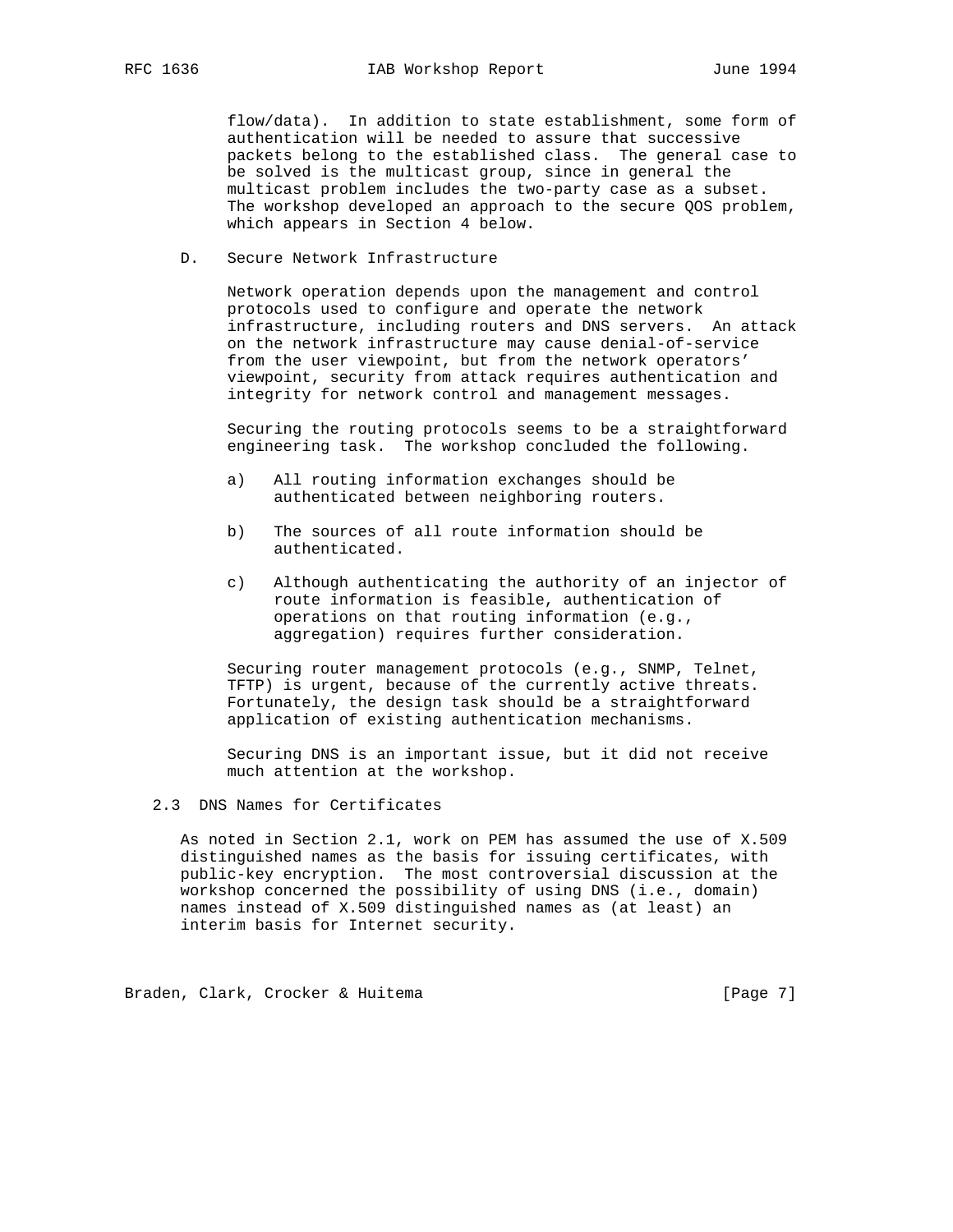flow/data). In addition to state establishment, some form of authentication will be needed to assure that successive packets belong to the established class. The general case to be solved is the multicast group, since in general the multicast problem includes the two-party case as a subset. The workshop developed an approach to the secure QOS problem, which appears in Section 4 below.

D. Secure Network Infrastructure

Network operation depends upon the management and control protocols used to configure and operate the network infrastructure, including routers and DNS servers. An attack on the network infrastructure may cause denial-of-service from the user viewpoint, but from the network operators' viewpoint, security from attack requires authentication and integrity for network control and management messages.

Securing the routing protocols seems to be a straightforward engineering task. The workshop concluded the following.

a) All routing information exchanges should be authenticated between neighboring routers.

b) The sources of all route information should be authenticated.

c) Although authenticating the authority of an injector of route information is feasible, authentication of operations on that routing information (e.g., aggregation) requires further consideration.

Securing router management protocols (e.g., SNMP, Telnet, TFTP) is urgent, because of the currently active threats. Fortunately, the design task should be a straightforward application of existing authentication mechanisms.

Securing DNS is an important issue, but it did not receive much attention at the workshop.

## 2.3 DNS Names for Certificates

As noted in Section 2.1, work on PEM has assumed the use of X.509 distinguished names as the basis for issuing certificates, with public-key encryption. The most controversial discussion at the workshop concerned the possibility of using DNS (i.e., domain) names instead of X.509 distinguished names as (at least) an interim basis for Internet security.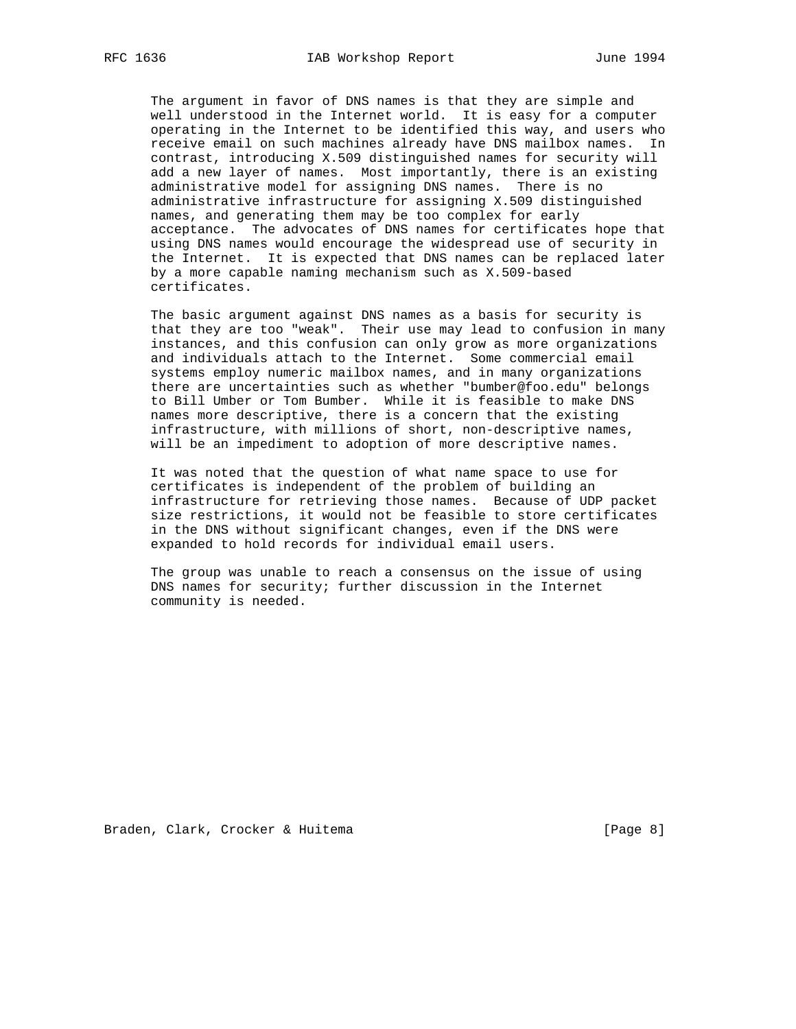The argument in favor of DNS names is that they are simple and well understood in the Internet world. It is easy for a computer operating in the Internet to be identified this way, and users who receive email on such machines already have DNS mailbox names. In contrast, introducing X.509 distinguished names for security will add a new layer of names. Most importantly, there is an existing administrative model for assigning DNS names. There is no administrative infrastructure for assigning X.509 distinguished names, and generating them may be too complex for early acceptance. The advocates of DNS names for certificates hope that using DNS names would encourage the widespread use of security in the Internet. It is expected that DNS names can be replaced later by a more capable naming mechanism such as X.509-based certificates.

The basic argument against DNS names as a basis for security is that they are too "weak". Their use may lead to confusion in many instances, and this confusion can only grow as more organizations and individuals attach to the Internet. Some commercial email systems employ numeric mailbox names, and in many organizations there are uncertainties such as whether "bumber@foo.edu" belongs to Bill Umber or Tom Bumber. While it is feasible to make DNS names more descriptive, there is a concern that the existing infrastructure, with millions of short, non-descriptive names, will be an impediment to adoption of more descriptive names.

It was noted that the question of what name space to use for certificates is independent of the problem of building an infrastructure for retrieving those names. Because of UDP packet size restrictions, it would not be feasible to store certificates in the DNS without significant changes, even if the DNS were expanded to hold records for individual email users.

The group was unable to reach a consensus on the issue of using DNS names for security; further discussion in the Internet community is needed.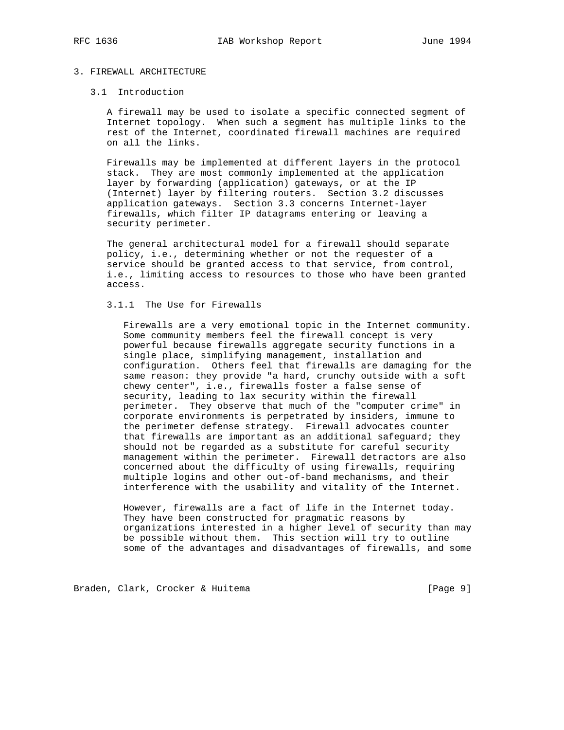# 3. FIREWALL ARCHITECTURE

## 3.1 Introduction

A firewall may be used to isolate a specific connected segment of Internet topology. When such a segment has multiple links to the rest of the Internet, coordinated firewall machines are required on all the links.

Firewalls may be implemented at different layers in the protocol stack. They are most commonly implemented at the application layer by forwarding (application) gateways, or at the IP (Internet) layer by filtering routers. Section 3.2 discusses application gateways. Section 3.3 concerns Internet-layer firewalls, which filter IP datagrams entering or leaving a security perimeter.

The general architectural model for a firewall should separate policy, i.e., determining whether or not the requester of a service should be granted access to that service, from control, i.e., limiting access to resources to those who have been granted access.

### 3.1.1 The Use for Firewalls

Firewalls are a very emotional topic in the Internet community. Some community members feel the firewall concept is very powerful because firewalls aggregate security functions in a single place, simplifying management, installation and configuration. Others feel that firewalls are damaging for the same reason: they provide "a hard, crunchy outside with a soft chewy center", i.e., firewalls foster a false sense of security, leading to lax security within the firewall perimeter. They observe that much of the "computer crime" in corporate environments is perpetrated by insiders, immune to the perimeter defense strategy. Firewall advocates counter that firewalls are important as an additional safeguard; they should not be regarded as a substitute for careful security management within the perimeter. Firewall detractors are also concerned about the difficulty of using firewalls, requiring multiple logins and other out-of-band mechanisms, and their interference with the usability and vitality of the Internet.

However, firewalls are a fact of life in the Internet today. They have been constructed for pragmatic reasons by organizations interested in a higher level of security than may be possible without them. This section will try to outline some of the advantages and disadvantages of firewalls, and some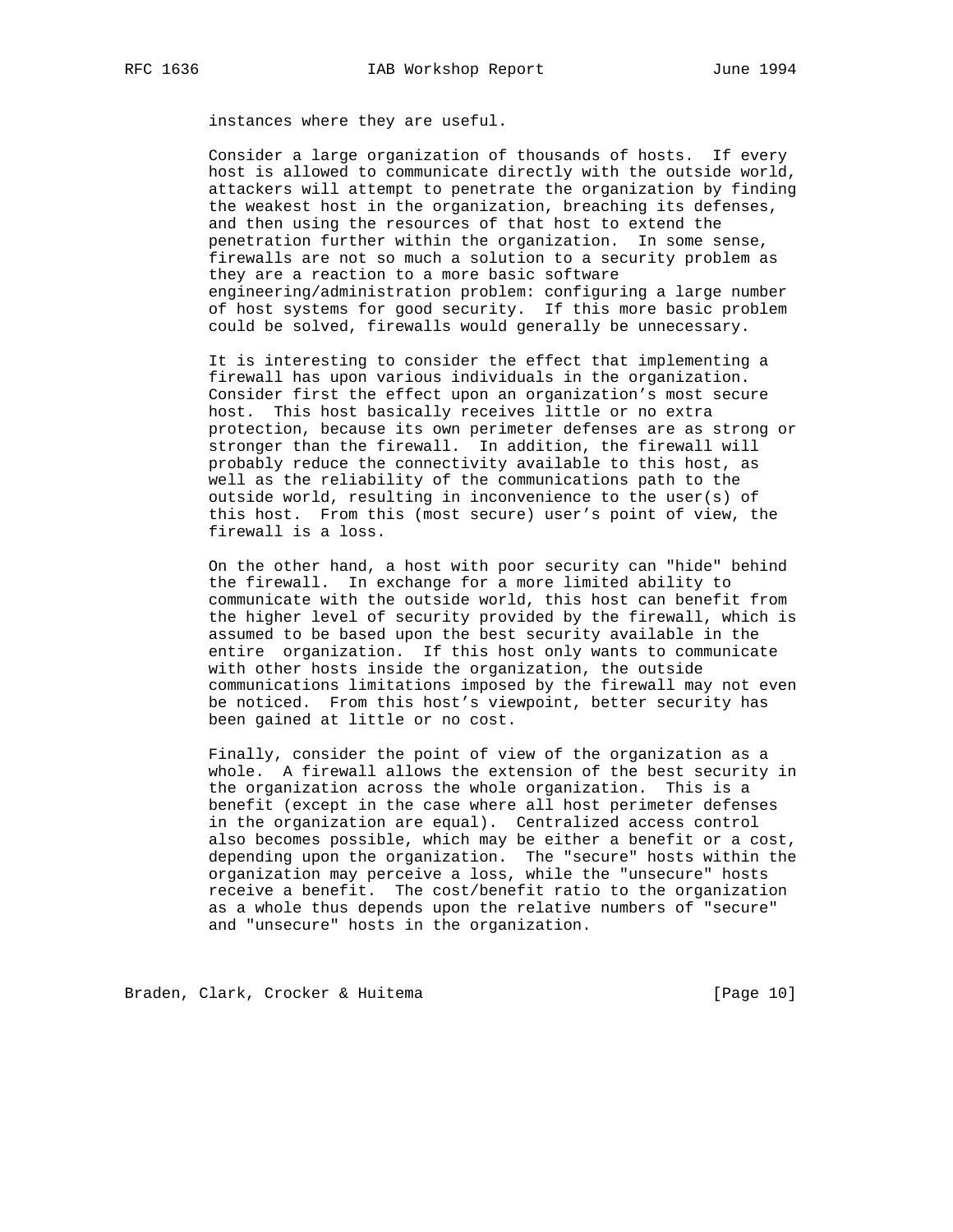instances where they are useful.

Consider a large organization of thousands of hosts. If every host is allowed to communicate directly with the outside world, attackers will attempt to penetrate the organization by finding the weakest host in the organization, breaching its defenses, and then using the resources of that host to extend the penetration further within the organization. In some sense, firewalls are not so much a solution to a security problem as they are a reaction to a more basic software engineering/administration problem: configuring a large number of host systems for good security. If this more basic problem could be solved, firewalls would generally be unnecessary.

It is interesting to consider the effect that implementing a firewall has upon various individuals in the organization. Consider first the effect upon an organization's most secure host. This host basically receives little or no extra protection, because its own perimeter defenses are as strong or stronger than the firewall. In addition, the firewall will probably reduce the connectivity available to this host, as well as the reliability of the communications path to the outside world, resulting in inconvenience to the user(s) of this host. From this (most secure) user's point of view, the firewall is a loss.

On the other hand, a host with poor security can "hide" behind the firewall. In exchange for a more limited ability to communicate with the outside world, this host can benefit from the higher level of security provided by the firewall, which is assumed to be based upon the best security available in the entire organization. If this host only wants to communicate with other hosts inside the organization, the outside communications limitations imposed by the firewall may not even be noticed. From this host's viewpoint, better security has been gained at little or no cost.

Finally, consider the point of view of the organization as a whole. A firewall allows the extension of the best security in the organization across the whole organization. This is a benefit (except in the case where all host perimeter defenses in the organization are equal). Centralized access control also becomes possible, which may be either a benefit or a cost, depending upon the organization. The "secure" hosts within the organization may perceive a loss, while the "unsecure" hosts receive a benefit. The cost/benefit ratio to the organization as a whole thus depends upon the relative numbers of "secure" and "unsecure" hosts in the organization.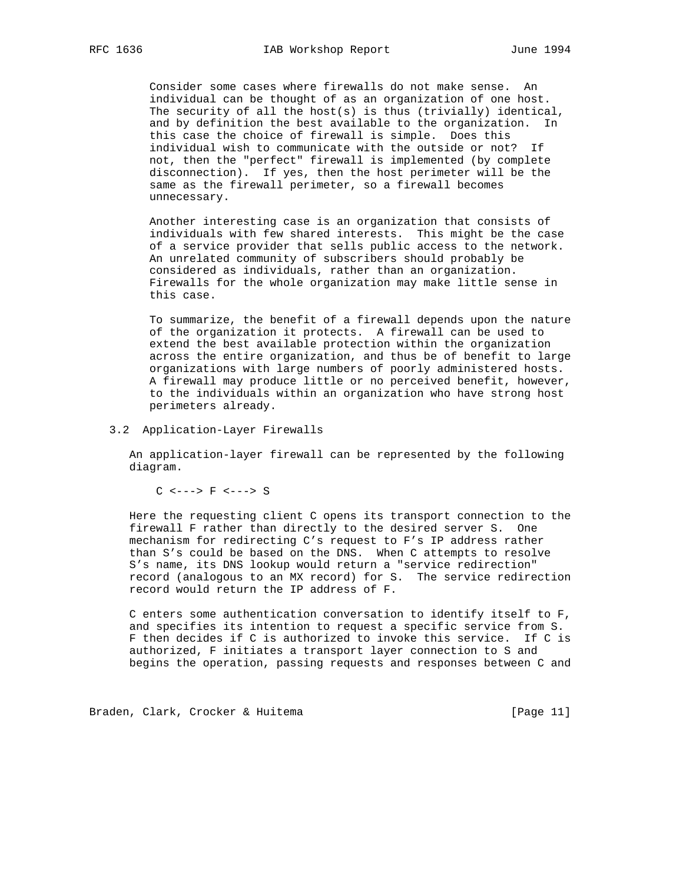Consider some cases where firewalls do not make sense. An individual can be thought of as an organization of one host. The security of all the host(s) is thus (trivially) identical, and by definition the best available to the organization. In this case the choice of firewall is simple. Does this individual wish to communicate with the outside or not? If not, then the "perfect" firewall is implemented (by complete disconnection). If yes, then the host perimeter will be the same as the firewall perimeter, so a firewall becomes unnecessary.

Another interesting case is an organization that consists of individuals with few shared interests. This might be the case of a service provider that sells public access to the network. An unrelated community of subscribers should probably be considered as individuals, rather than an organization. Firewalls for the whole organization may make little sense in this case.

To summarize, the benefit of a firewall depends upon the nature of the organization it protects. A firewall can be used to extend the best available protection within the organization across the entire organization, and thus be of benefit to large organizations with large numbers of poorly administered hosts. A firewall may produce little or no perceived benefit, however, to the individuals within an organization who have strong host perimeters already.

### 3.2 Application-Layer Firewalls

An application-layer firewall can be represented by the following diagram.

```
C <---> F <---> S
```

Here the requesting client C opens its transport connection to the firewall F rather than directly to the desired server S. One mechanism for redirecting C's request to F's IP address rather than S's could be based on the DNS. When C attempts to resolve S's name, its DNS lookup would return a "service redirection" record (analogous to an MX record) for S. The service redirection record would return the IP address of F.

C enters some authentication conversation to identify itself to F, and specifies its intention to request a specific service from S. F then decides if C is authorized to invoke this service. If C is authorized, F initiates a transport layer connection to S and begins the operation, passing requests and responses between C and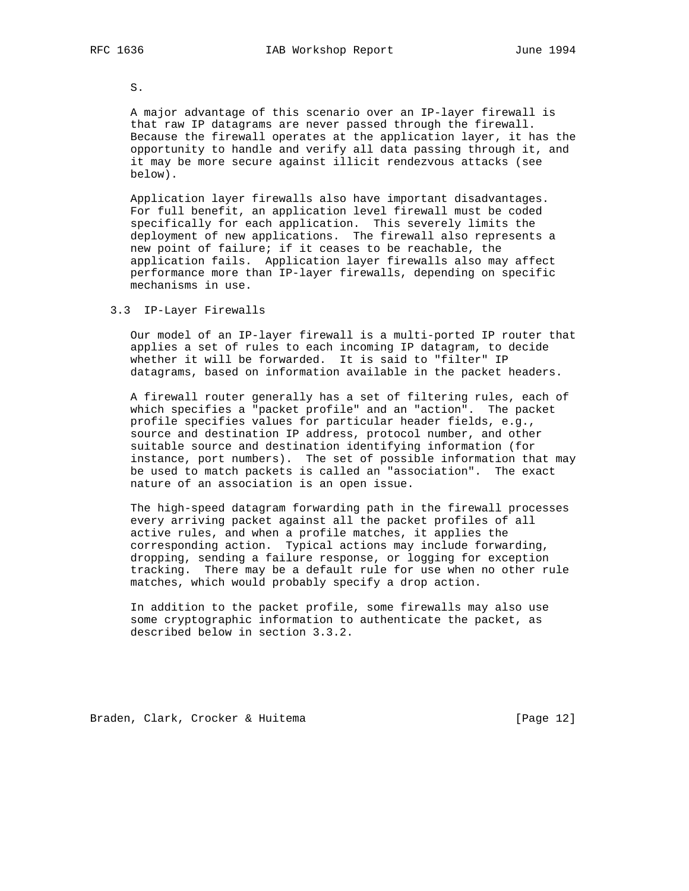S.

A major advantage of this scenario over an IP-layer firewall is that raw IP datagrams are never passed through the firewall. Because the firewall operates at the application layer, it has the opportunity to handle and verify all data passing through it, and it may be more secure against illicit rendezvous attacks (see below).

Application layer firewalls also have important disadvantages. For full benefit, an application level firewall must be coded specifically for each application. This severely limits the deployment of new applications. The firewall also represents a new point of failure; if it ceases to be reachable, the application fails. Application layer firewalls also may affect performance more than IP-layer firewalls, depending on specific mechanisms in use.

### 3.3 IP-Layer Firewalls

Our model of an IP-layer firewall is a multi-ported IP router that applies a set of rules to each incoming IP datagram, to decide whether it will be forwarded. It is said to "filter" IP datagrams, based on information available in the packet headers.

A firewall router generally has a set of filtering rules, each of which specifies a "packet profile" and an "action". The packet profile specifies values for particular header fields, e.g., source and destination IP address, protocol number, and other suitable source and destination identifying information (for instance, port numbers). The set of possible information that may be used to match packets is called an "association". The exact nature of an association is an open issue.

The high-speed datagram forwarding path in the firewall processes every arriving packet against all the packet profiles of all active rules, and when a profile matches, it applies the corresponding action. Typical actions may include forwarding, dropping, sending a failure response, or logging for exception tracking. There may be a default rule for use when no other rule matches, which would probably specify a drop action.

In addition to the packet profile, some firewalls may also use some cryptographic information to authenticate the packet, as described below in section 3.3.2.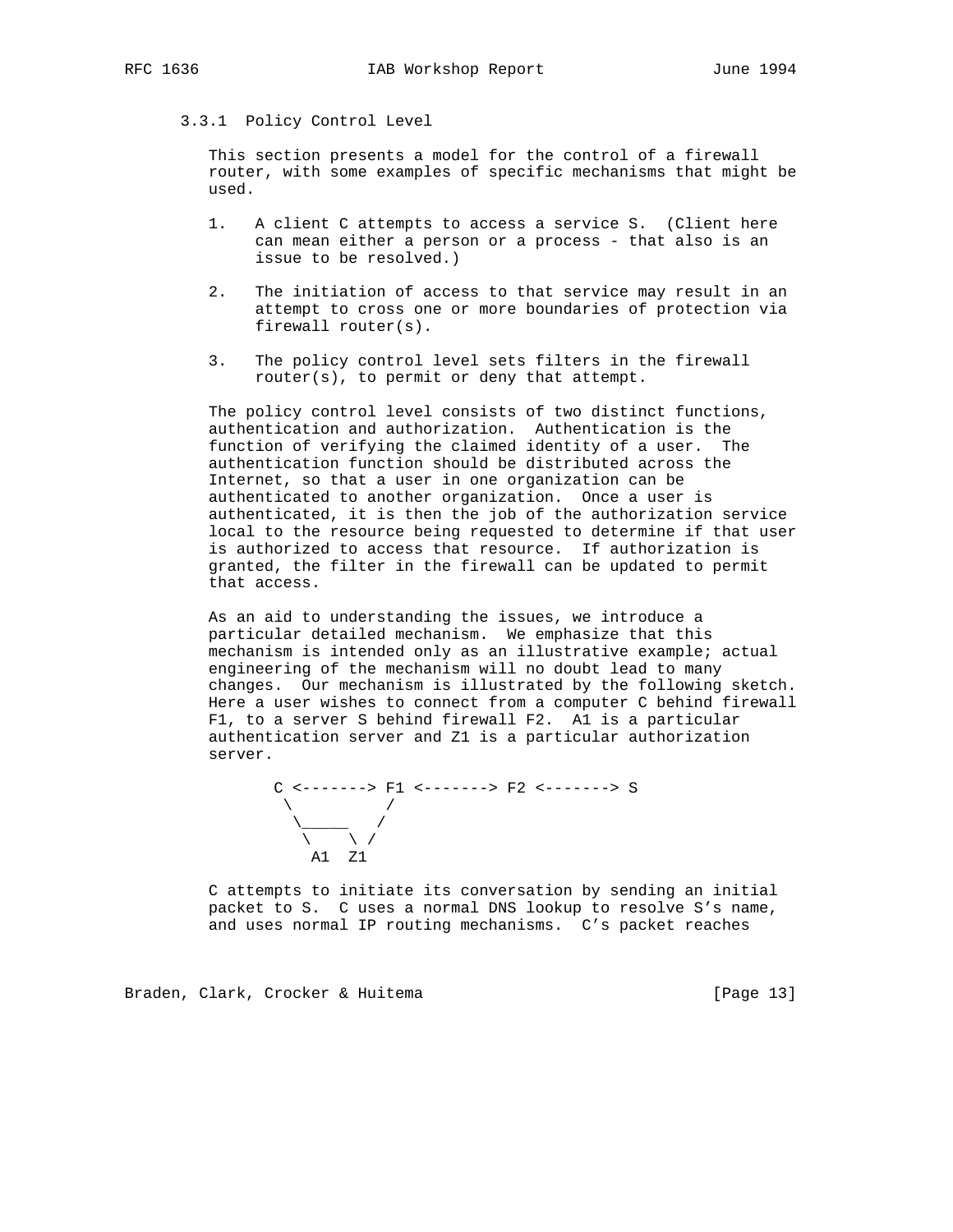### 3.3.1 Policy Control Level

This section presents a model for the control of a firewall router, with some examples of specific mechanisms that might be used.

1. A client C attempts to access a service S. (Client here can mean either a person or a process - that also is an issue to be resolved.)

2. The initiation of access to that service may result in an attempt to cross one or more boundaries of protection via firewall router(s).

3. The policy control level sets filters in the firewall router(s), to permit or deny that attempt.

The policy control level consists of two distinct functions, authentication and authorization. Authentication is the function of verifying the claimed identity of a user. The authentication function should be distributed across the Internet, so that a user in one organization can be authenticated to another organization. Once a user is authenticated, it is then the job of the authorization service local to the resource being requested to determine if that user is authorized to access that resource. If authorization is granted, the filter in the firewall can be updated to permit that access.

As an aid to understanding the issues, we introduce a particular detailed mechanism. We emphasize that this mechanism is intended only as an illustrative example; actual engineering of the mechanism will no doubt lead to many changes. Our mechanism is illustrated by the following sketch. Here a user wishes to connect from a computer C behind firewall F1, to a server S behind firewall F2. A1 is a particular authentication server and Z1 is a particular authorization server.

```
C <-------> F1 <-------> F2 <-------> S
 \          /
  \_____   /
   \    \ /
    A1  Z1
```

C attempts to initiate its conversation by sending an initial packet to S. C uses a normal DNS lookup to resolve S's name, and uses normal IP routing mechanisms. C's packet reaches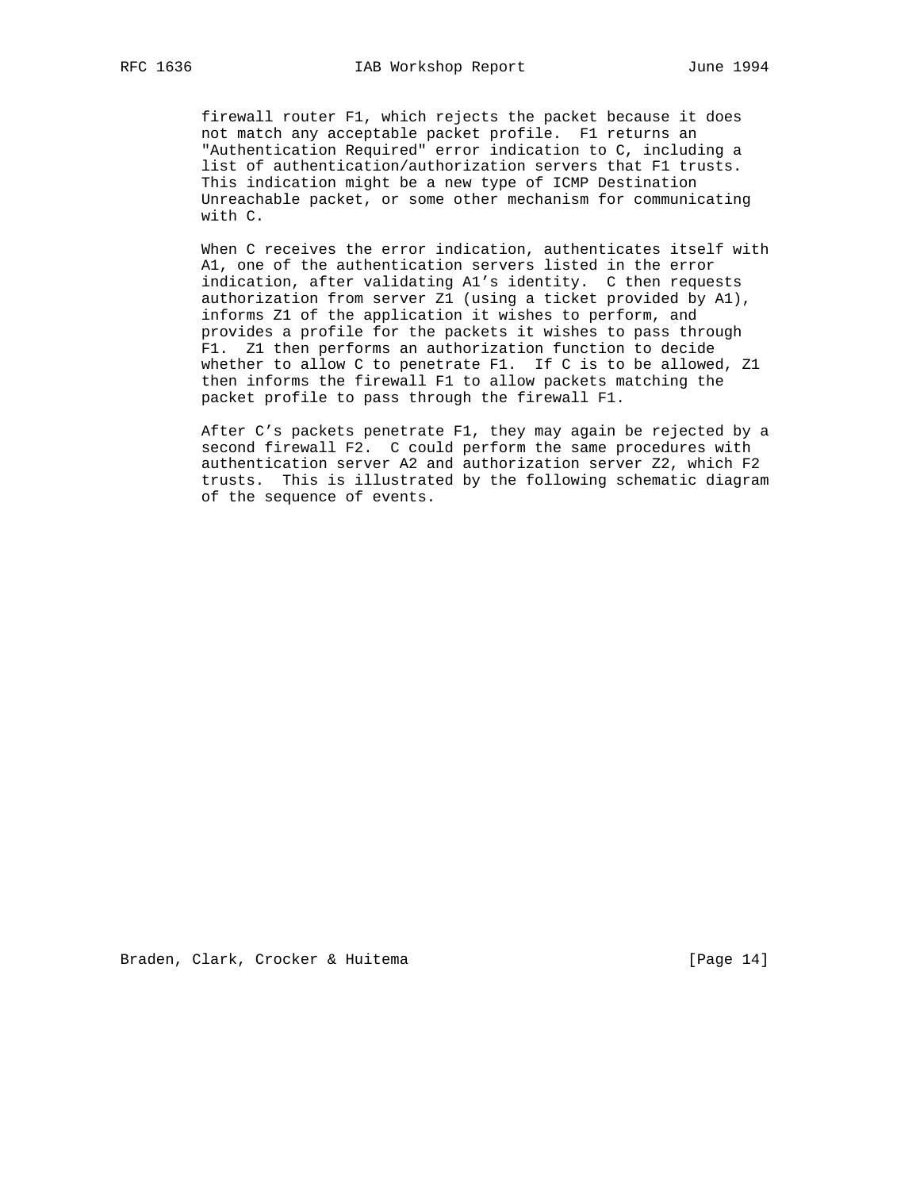firewall router F1, which rejects the packet because it does not match any acceptable packet profile. F1 returns an "Authentication Required" error indication to C, including a list of authentication/authorization servers that F1 trusts. This indication might be a new type of ICMP Destination Unreachable packet, or some other mechanism for communicating with C.

When C receives the error indication, authenticates itself with A1, one of the authentication servers listed in the error indication, after validating A1's identity. C then requests authorization from server Z1 (using a ticket provided by A1), informs Z1 of the application it wishes to perform, and provides a profile for the packets it wishes to pass through F1. Z1 then performs an authorization function to decide whether to allow C to penetrate F1. If C is to be allowed, Z1 then informs the firewall F1 to allow packets matching the packet profile to pass through the firewall F1.

After C's packets penetrate F1, they may again be rejected by a second firewall F2. C could perform the same procedures with authentication server A2 and authorization server Z2, which F2 trusts. This is illustrated by the following schematic diagram of the sequence of events.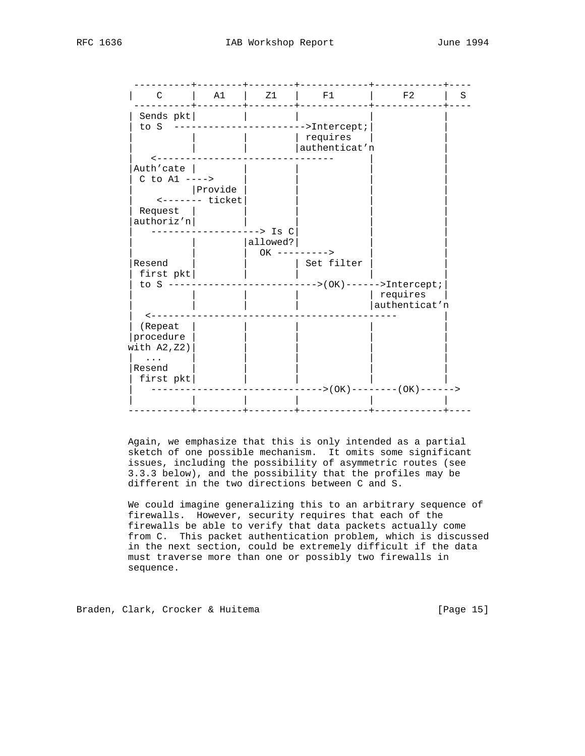```
 ----------+--------+--------+------------+------------+----
|    C     |   A1   |   Z1   |     F1     |     F2     |  S
 ----------+--------+--------+------------+------------+----
| Sends pkt|        |        |            |            |
| to S  ----------------------->Intercept;|            |
|          |        |        | requires   |            |
|          |        |        |authenticat'n            |
|   <-------------------------------      |            |
|Auth'cate |        |        |            |            |
| C to A1 ---->     |        |            |            |
|          |Provide |        |            |            |
|    <------- ticket|        |            |            |
| Request  |        |        |            |            |
|authoriz'n|        |        |            |            |
|   -------------------> Is C|            |            |
|          |        |allowed?|            |            |
|          |        |  OK --------->      |            |
|Resend    |        |        | Set filter |            |
| first pkt|        |        |            |            |
| to S -------------------------->(OK)------>Intercept;|
|          |        |        |            | requires   |
|          |        |        |            |authenticat'n
|  <------------------------------------------        |
| (Repeat  |        |        |            |            |
|procedure |        |        |            |            |
with A2,Z2)|        |        |            |            |
|  ...     |        |        |            |            |
|Resend    |        |        |            |            |
| first pkt|        |        |            |            |
|   ------------------------------>(OK)--------(OK)------>
|          |        |        |            |            |
-----------+--------+--------+------------+------------+----
```

Again, we emphasize that this is only intended as a partial sketch of one possible mechanism. It omits some significant issues, including the possibility of asymmetric routes (see 3.3.3 below), and the possibility that the profiles may be different in the two directions between C and S.

We could imagine generalizing this to an arbitrary sequence of firewalls. However, security requires that each of the firewalls be able to verify that data packets actually come from C. This packet authentication problem, which is discussed in the next section, could be extremely difficult if the data must traverse more than one or possibly two firewalls in sequence.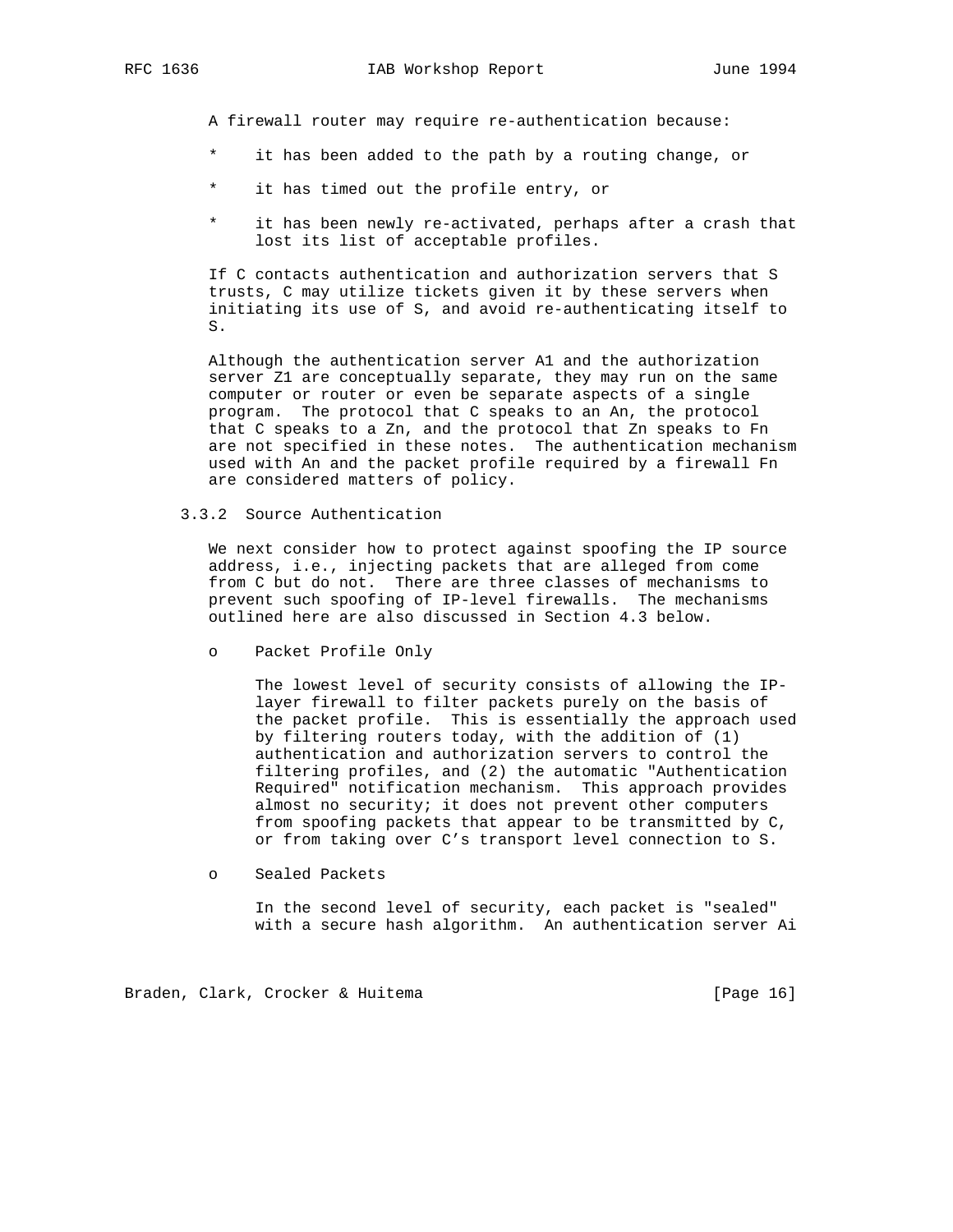A firewall router may require re-authentication because:

* it has been added to the path by a routing change, or

* it has timed out the profile entry, or

* it has been newly re-activated, perhaps after a crash that lost its list of acceptable profiles.

If C contacts authentication and authorization servers that S trusts, C may utilize tickets given it by these servers when initiating its use of S, and avoid re-authenticating itself to S.

Although the authentication server A1 and the authorization server Z1 are conceptually separate, they may run on the same computer or router or even be separate aspects of a single program. The protocol that C speaks to an An, the protocol that C speaks to a Zn, and the protocol that Zn speaks to Fn are not specified in these notes. The authentication mechanism used with An and the packet profile required by a firewall Fn are considered matters of policy.

### 3.3.2 Source Authentication

We next consider how to protect against spoofing the IP source address, i.e., injecting packets that are alleged from come from C but do not. There are three classes of mechanisms to prevent such spoofing of IP-level firewalls. The mechanisms outlined here are also discussed in Section 4.3 below.

o Packet Profile Only

The lowest level of security consists of allowing the IP-layer firewall to filter packets purely on the basis of the packet profile. This is essentially the approach used by filtering routers today, with the addition of (1) authentication and authorization servers to control the filtering profiles, and (2) the automatic "Authentication Required" notification mechanism. This approach provides almost no security; it does not prevent other computers from spoofing packets that appear to be transmitted by C, or from taking over C's transport level connection to S.

o Sealed Packets

In the second level of security, each packet is "sealed" with a secure hash algorithm. An authentication server Ai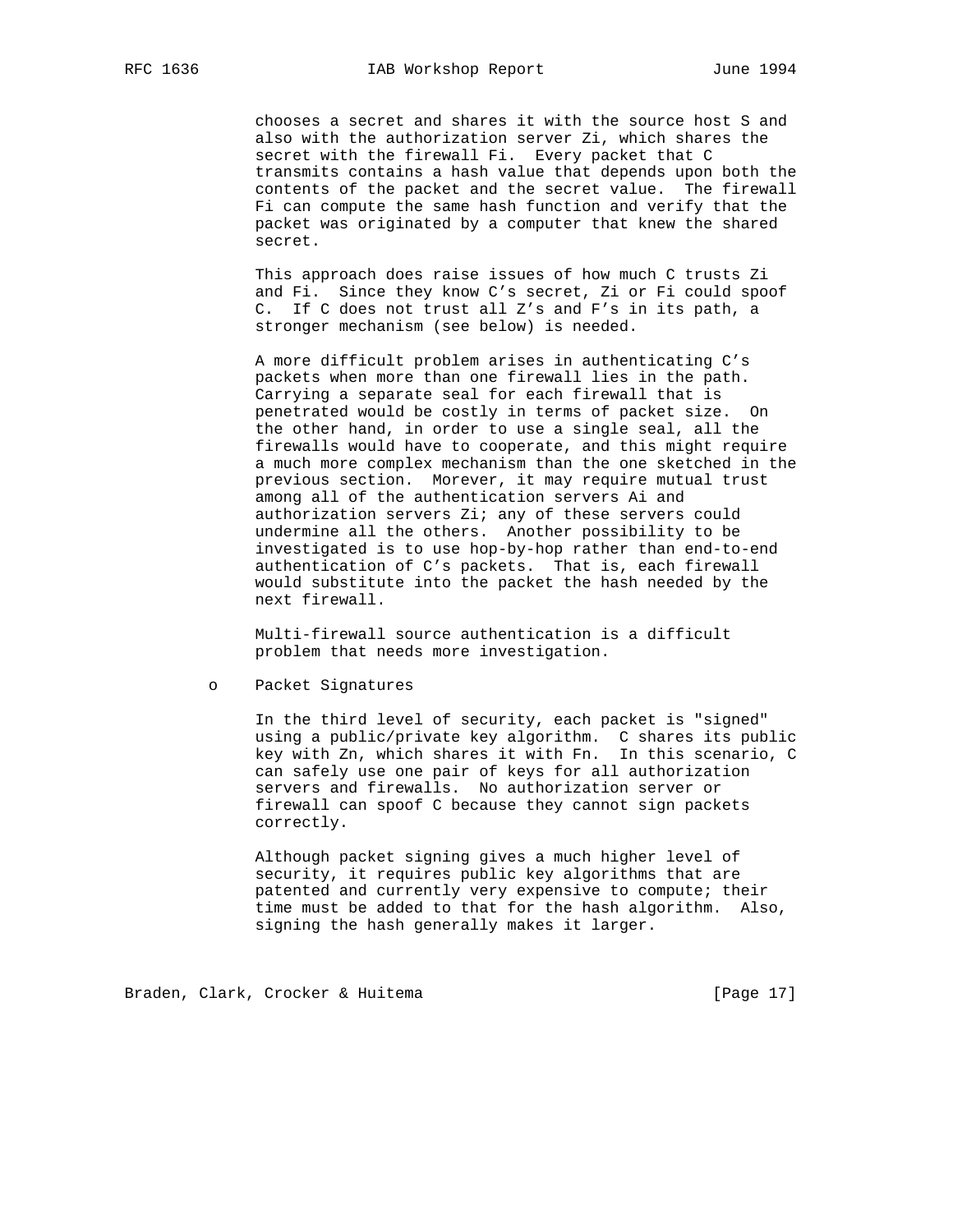chooses a secret and shares it with the source host S and also with the authorization server Zi, which shares the secret with the firewall Fi. Every packet that C transmits contains a hash value that depends upon both the contents of the packet and the secret value. The firewall Fi can compute the same hash function and verify that the packet was originated by a computer that knew the shared secret.

This approach does raise issues of how much C trusts Zi and Fi. Since they know C's secret, Zi or Fi could spoof C. If C does not trust all Z's and F's in its path, a stronger mechanism (see below) is needed.

A more difficult problem arises in authenticating C's packets when more than one firewall lies in the path. Carrying a separate seal for each firewall that is penetrated would be costly in terms of packet size. On the other hand, in order to use a single seal, all the firewalls would have to cooperate, and this might require a much more complex mechanism than the one sketched in the previous section. Morever, it may require mutual trust among all of the authentication servers Ai and authorization servers Zi; any of these servers could undermine all the others. Another possibility to be investigated is to use hop-by-hop rather than end-to-end authentication of C's packets. That is, each firewall would substitute into the packet the hash needed by the next firewall.

Multi-firewall source authentication is a difficult problem that needs more investigation.

- Packet Signatures

  In the third level of security, each packet is "signed" using a public/private key algorithm. C shares its public key with Zn, which shares it with Fn. In this scenario, C can safely use one pair of keys for all authorization servers and firewalls. No authorization server or firewall can spoof C because they cannot sign packets correctly.

  Although packet signing gives a much higher level of security, it requires public key algorithms that are patented and currently very expensive to compute; their time must be added to that for the hash algorithm. Also, signing the hash generally makes it larger.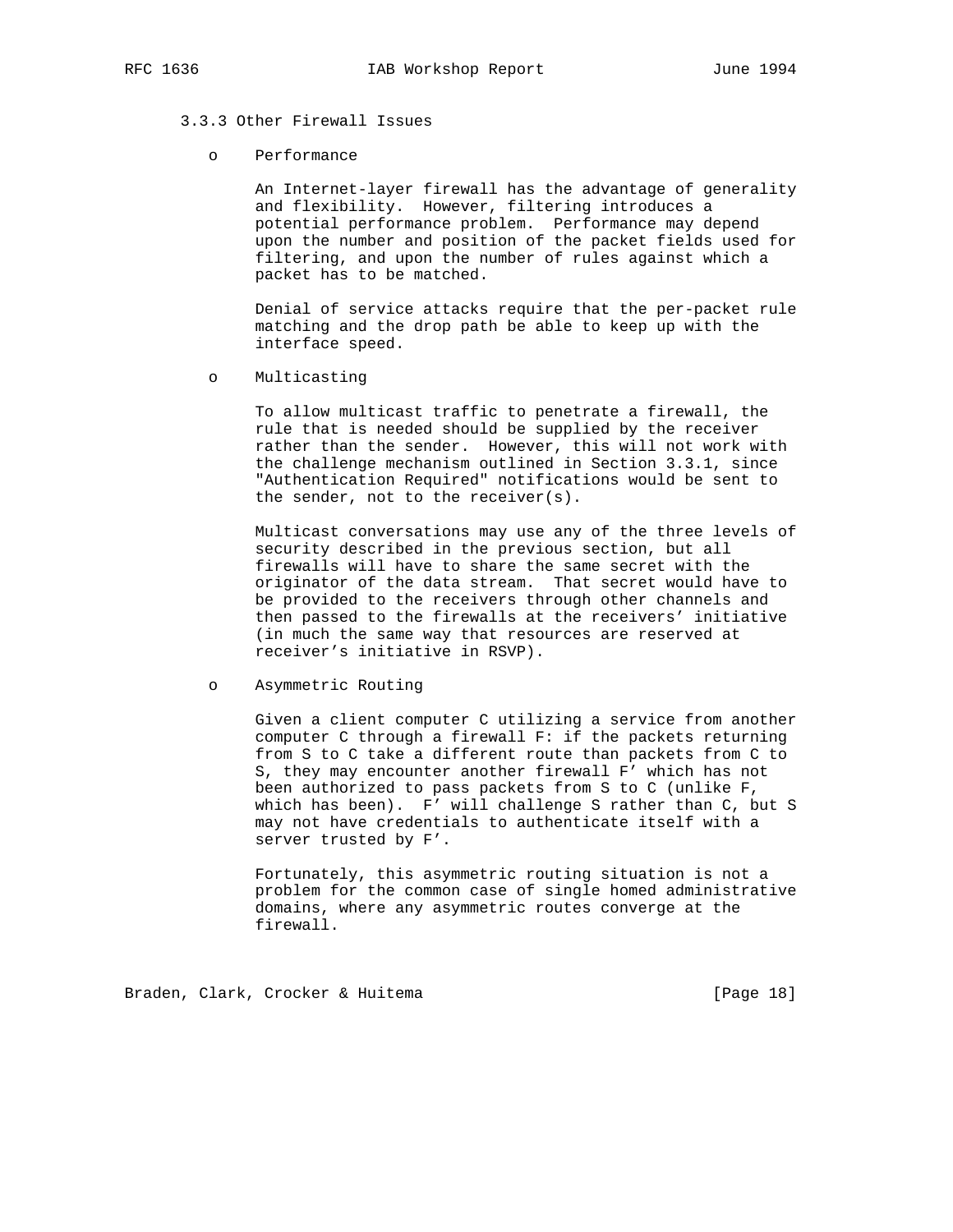### 3.3.3 Other Firewall Issues

- Performance

  An Internet-layer firewall has the advantage of generality and flexibility. However, filtering introduces a potential performance problem. Performance may depend upon the number and position of the packet fields used for filtering, and upon the number of rules against which a packet has to be matched.

  Denial of service attacks require that the per-packet rule matching and the drop path be able to keep up with the interface speed.

- Multicasting

  To allow multicast traffic to penetrate a firewall, the rule that is needed should be supplied by the receiver rather than the sender. However, this will not work with the challenge mechanism outlined in Section 3.3.1, since "Authentication Required" notifications would be sent to the sender, not to the receiver(s).

  Multicast conversations may use any of the three levels of security described in the previous section, but all firewalls will have to share the same secret with the originator of the data stream. That secret would have to be provided to the receivers through other channels and then passed to the firewalls at the receivers' initiative (in much the same way that resources are reserved at receiver's initiative in RSVP).

- Asymmetric Routing

  Given a client computer C utilizing a service from another computer C through a firewall F: if the packets returning from S to C take a different route than packets from C to S, they may encounter another firewall F' which has not been authorized to pass packets from S to C (unlike F, which has been). F' will challenge S rather than C, but S may not have credentials to authenticate itself with a server trusted by F'.

  Fortunately, this asymmetric routing situation is not a problem for the common case of single homed administrative domains, where any asymmetric routes converge at the firewall.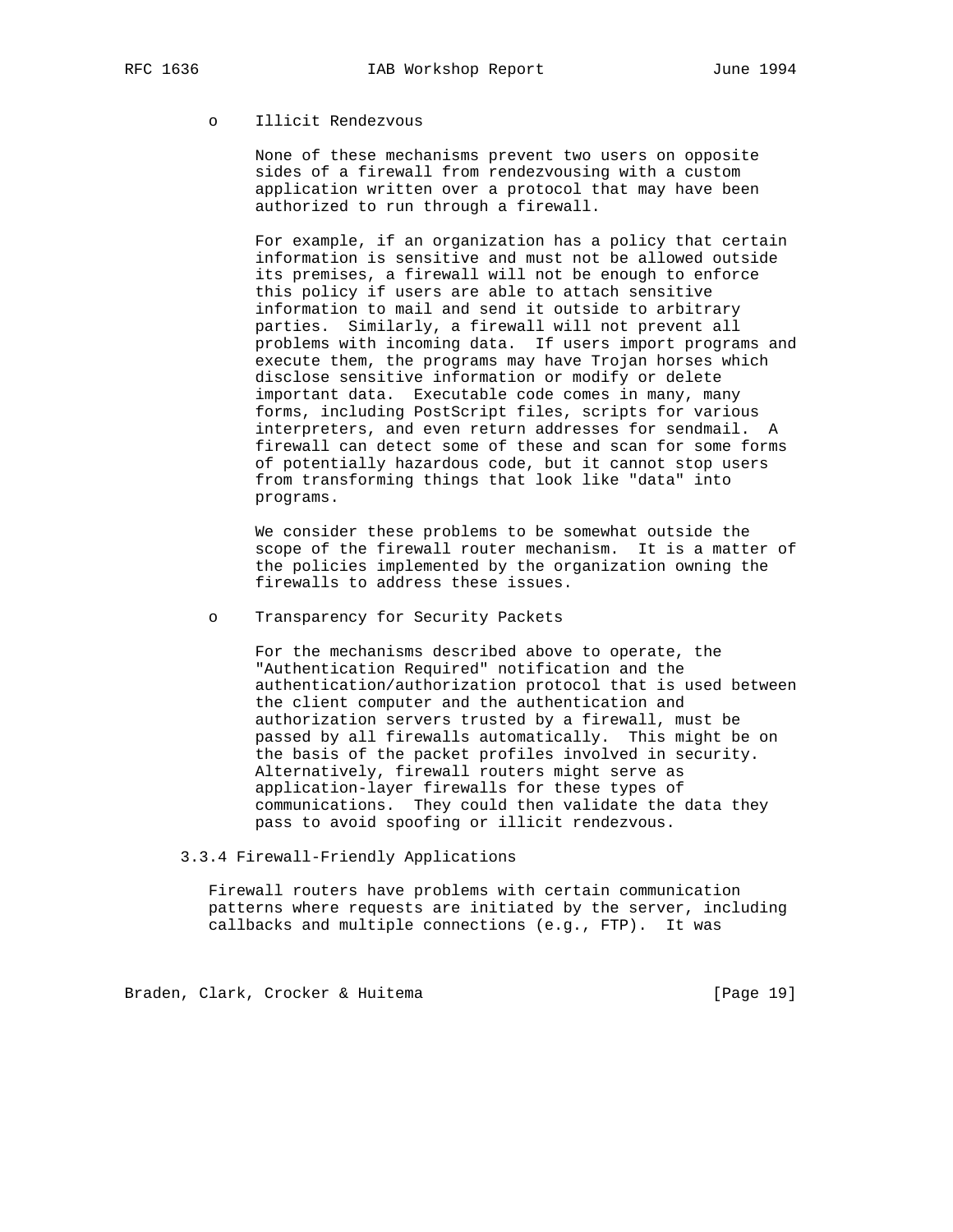- Illicit Rendezvous

  None of these mechanisms prevent two users on opposite sides of a firewall from rendezvousing with a custom application written over a protocol that may have been authorized to run through a firewall.

  For example, if an organization has a policy that certain information is sensitive and must not be allowed outside its premises, a firewall will not be enough to enforce this policy if users are able to attach sensitive information to mail and send it outside to arbitrary parties. Similarly, a firewall will not prevent all problems with incoming data. If users import programs and execute them, the programs may have Trojan horses which disclose sensitive information or modify or delete important data. Executable code comes in many, many forms, including PostScript files, scripts for various interpreters, and even return addresses for sendmail. A firewall can detect some of these and scan for some forms of potentially hazardous code, but it cannot stop users from transforming things that look like "data" into programs.

  We consider these problems to be somewhat outside the scope of the firewall router mechanism. It is a matter of the policies implemented by the organization owning the firewalls to address these issues.

- Transparency for Security Packets

  For the mechanisms described above to operate, the "Authentication Required" notification and the authentication/authorization protocol that is used between the client computer and the authentication and authorization servers trusted by a firewall, must be passed by all firewalls automatically. This might be on the basis of the packet profiles involved in security. Alternatively, firewall routers might serve as application-layer firewalls for these types of communications. They could then validate the data they pass to avoid spoofing or illicit rendezvous.

### 3.3.4 Firewall-Friendly Applications

Firewall routers have problems with certain communication patterns where requests are initiated by the server, including callbacks and multiple connections (e.g., FTP). It was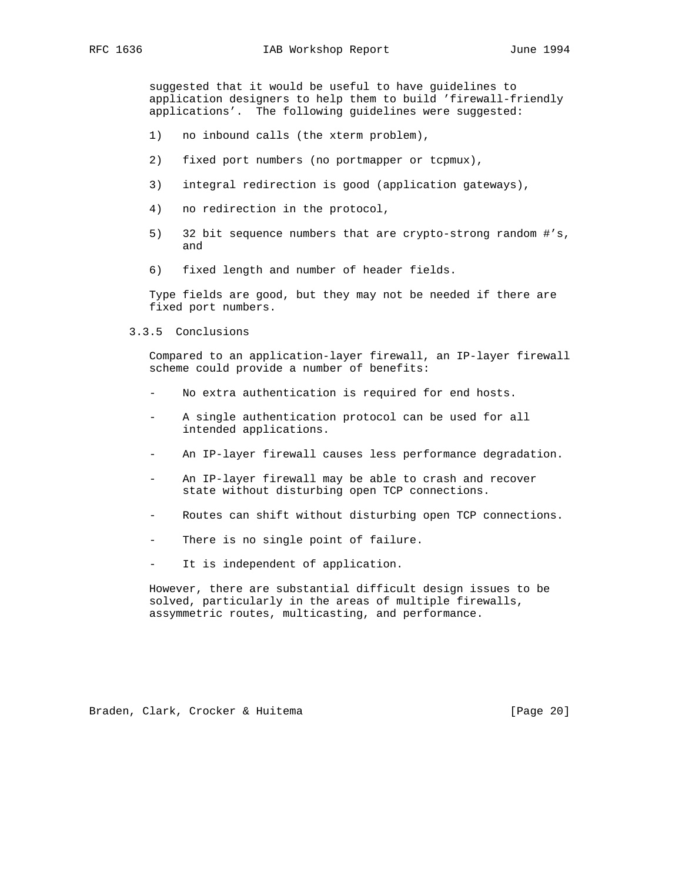suggested that it would be useful to have guidelines to application designers to help them to build 'firewall-friendly applications'. The following guidelines were suggested:

1) no inbound calls (the xterm problem),
2) fixed port numbers (no portmapper or tcpmux),
3) integral redirection is good (application gateways),
4) no redirection in the protocol,
5) 32 bit sequence numbers that are crypto-strong random #'s, and
6) fixed length and number of header fields.

Type fields are good, but they may not be needed if there are fixed port numbers.

### 3.3.5 Conclusions

Compared to an application-layer firewall, an IP-layer firewall scheme could provide a number of benefits:

- No extra authentication is required for end hosts.
- A single authentication protocol can be used for all intended applications.
- An IP-layer firewall causes less performance degradation.
- An IP-layer firewall may be able to crash and recover state without disturbing open TCP connections.
- Routes can shift without disturbing open TCP connections.
- There is no single point of failure.
- It is independent of application.

However, there are substantial difficult design issues to be solved, particularly in the areas of multiple firewalls, assymmetric routes, multicasting, and performance.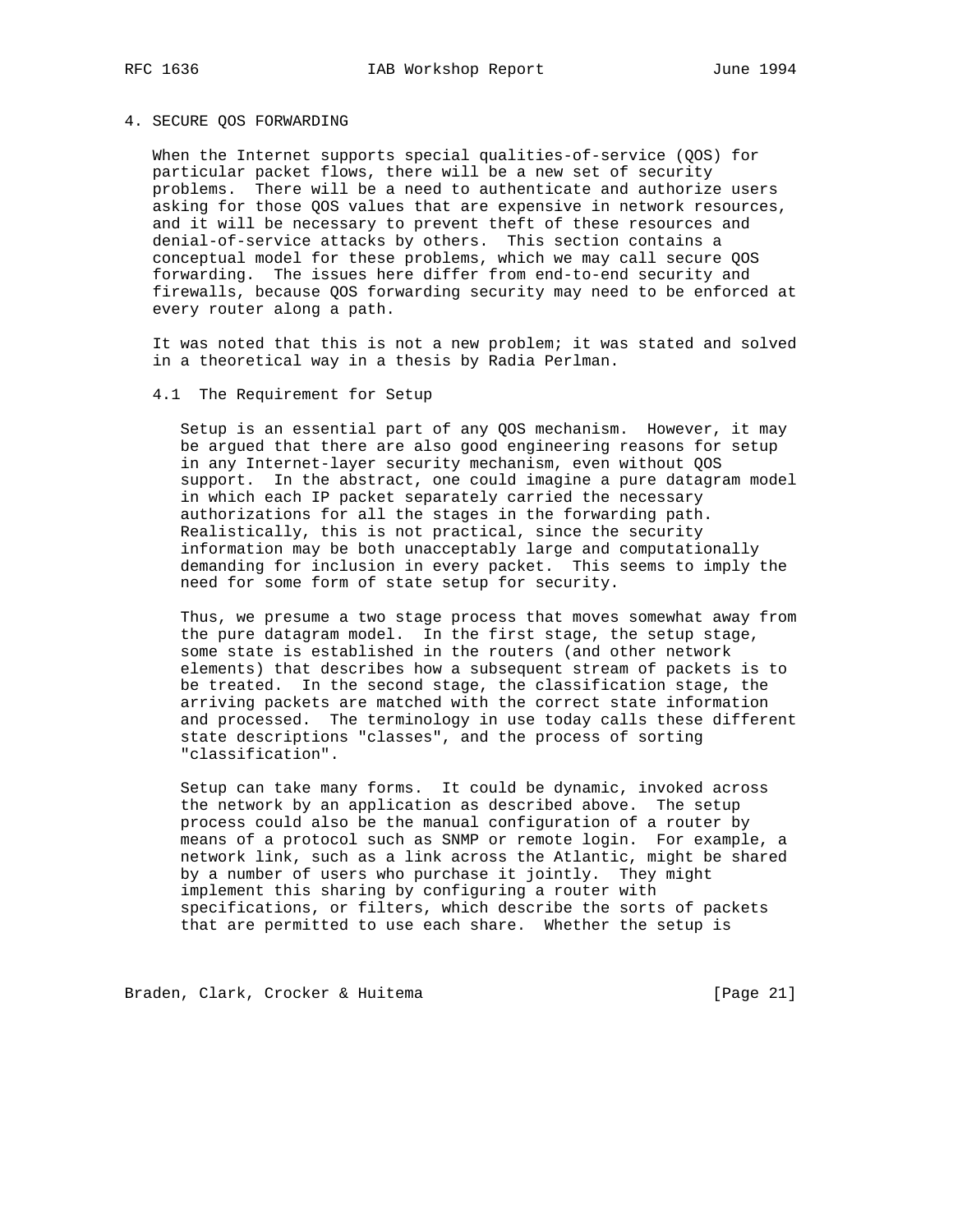# 4. SECURE QOS FORWARDING

When the Internet supports special qualities-of-service (QOS) for particular packet flows, there will be a new set of security problems. There will be a need to authenticate and authorize users asking for those QOS values that are expensive in network resources, and it will be necessary to prevent theft of these resources and denial-of-service attacks by others. This section contains a conceptual model for these problems, which we may call secure QOS forwarding. The issues here differ from end-to-end security and firewalls, because QOS forwarding security may need to be enforced at every router along a path.

It was noted that this is not a new problem; it was stated and solved in a theoretical way in a thesis by Radia Perlman.

## 4.1 The Requirement for Setup

Setup is an essential part of any QOS mechanism. However, it may be argued that there are also good engineering reasons for setup in any Internet-layer security mechanism, even without QOS support. In the abstract, one could imagine a pure datagram model in which each IP packet separately carried the necessary authorizations for all the stages in the forwarding path. Realistically, this is not practical, since the security information may be both unacceptably large and computationally demanding for inclusion in every packet. This seems to imply the need for some form of state setup for security.

Thus, we presume a two stage process that moves somewhat away from the pure datagram model. In the first stage, the setup stage, some state is established in the routers (and other network elements) that describes how a subsequent stream of packets is to be treated. In the second stage, the classification stage, the arriving packets are matched with the correct state information and processed. The terminology in use today calls these different state descriptions "classes", and the process of sorting "classification".

Setup can take many forms. It could be dynamic, invoked across the network by an application as described above. The setup process could also be the manual configuration of a router by means of a protocol such as SNMP or remote login. For example, a network link, such as a link across the Atlantic, might be shared by a number of users who purchase it jointly. They might implement this sharing by configuring a router with specifications, or filters, which describe the sorts of packets that are permitted to use each share. Whether the setup is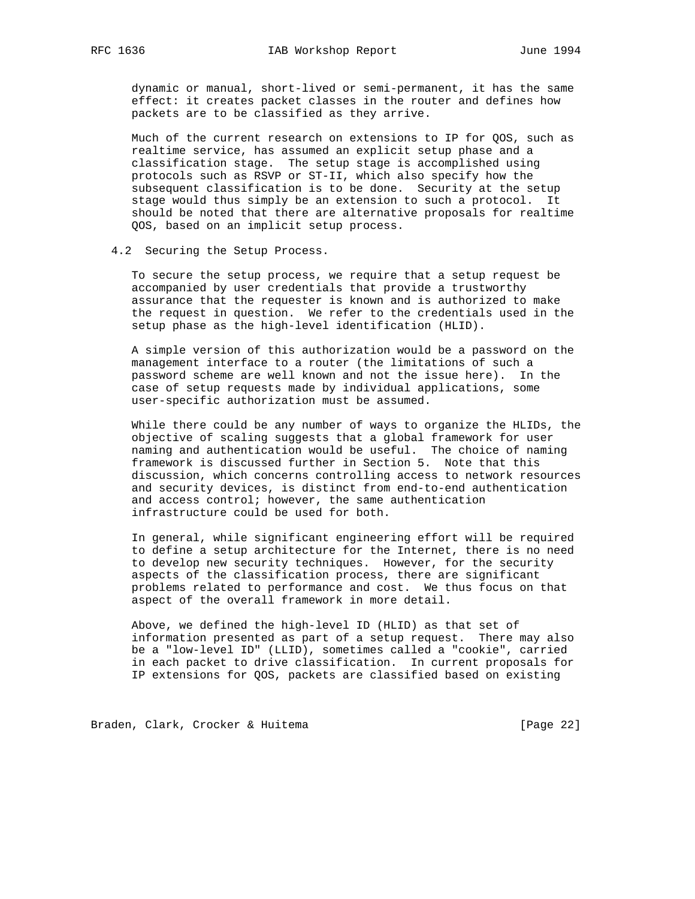dynamic or manual, short-lived or semi-permanent, it has the same effect: it creates packet classes in the router and defines how packets are to be classified as they arrive.

Much of the current research on extensions to IP for QOS, such as realtime service, has assumed an explicit setup phase and a classification stage. The setup stage is accomplished using protocols such as RSVP or ST-II, which also specify how the subsequent classification is to be done. Security at the setup stage would thus simply be an extension to such a protocol. It should be noted that there are alternative proposals for realtime QOS, based on an implicit setup process.

## 4.2 Securing the Setup Process.

To secure the setup process, we require that a setup request be accompanied by user credentials that provide a trustworthy assurance that the requester is known and is authorized to make the request in question. We refer to the credentials used in the setup phase as the high-level identification (HLID).

A simple version of this authorization would be a password on the management interface to a router (the limitations of such a password scheme are well known and not the issue here). In the case of setup requests made by individual applications, some user-specific authorization must be assumed.

While there could be any number of ways to organize the HLIDs, the objective of scaling suggests that a global framework for user naming and authentication would be useful. The choice of naming framework is discussed further in Section 5. Note that this discussion, which concerns controlling access to network resources and security devices, is distinct from end-to-end authentication and access control; however, the same authentication infrastructure could be used for both.

In general, while significant engineering effort will be required to define a setup architecture for the Internet, there is no need to develop new security techniques. However, for the security aspects of the classification process, there are significant problems related to performance and cost. We thus focus on that aspect of the overall framework in more detail.

Above, we defined the high-level ID (HLID) as that set of information presented as part of a setup request. There may also be a "low-level ID" (LLID), sometimes called a "cookie", carried in each packet to drive classification. In current proposals for IP extensions for QOS, packets are classified based on existing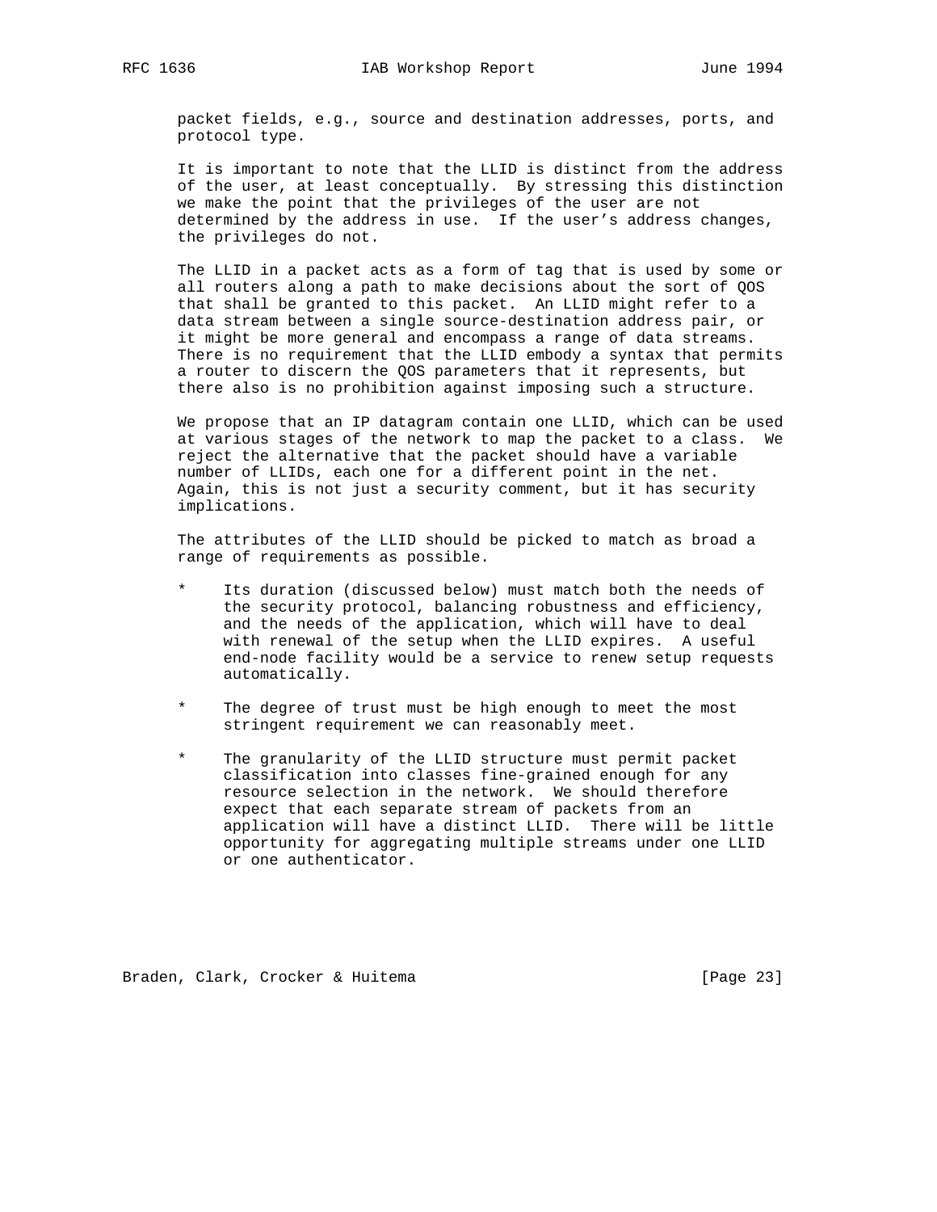packet fields, e.g., source and destination addresses, ports, and protocol type.

It is important to note that the LLID is distinct from the address of the user, at least conceptually. By stressing this distinction we make the point that the privileges of the user are not determined by the address in use. If the user’s address changes, the privileges do not.

The LLID in a packet acts as a form of tag that is used by some or all routers along a path to make decisions about the sort of QOS that shall be granted to this packet. An LLID might refer to a data stream between a single source-destination address pair, or it might be more general and encompass a range of data streams. There is no requirement that the LLID embody a syntax that permits a router to discern the QOS parameters that it represents, but there also is no prohibition against imposing such a structure.

We propose that an IP datagram contain one LLID, which can be used at various stages of the network to map the packet to a class. We reject the alternative that the packet should have a variable number of LLIDs, each one for a different point in the net. Again, this is not just a security comment, but it has security implications.

The attributes of the LLID should be picked to match as broad a range of requirements as possible.

* Its duration (discussed below) must match both the needs of the security protocol, balancing robustness and efficiency, and the needs of the application, which will have to deal with renewal of the setup when the LLID expires. A useful end-node facility would be a service to renew setup requests automatically.

* The degree of trust must be high enough to meet the most stringent requirement we can reasonably meet.

* The granularity of the LLID structure must permit packet classification into classes fine-grained enough for any resource selection in the network. We should therefore expect that each separate stream of packets from an application will have a distinct LLID. There will be little opportunity for aggregating multiple streams under one LLID or one authenticator.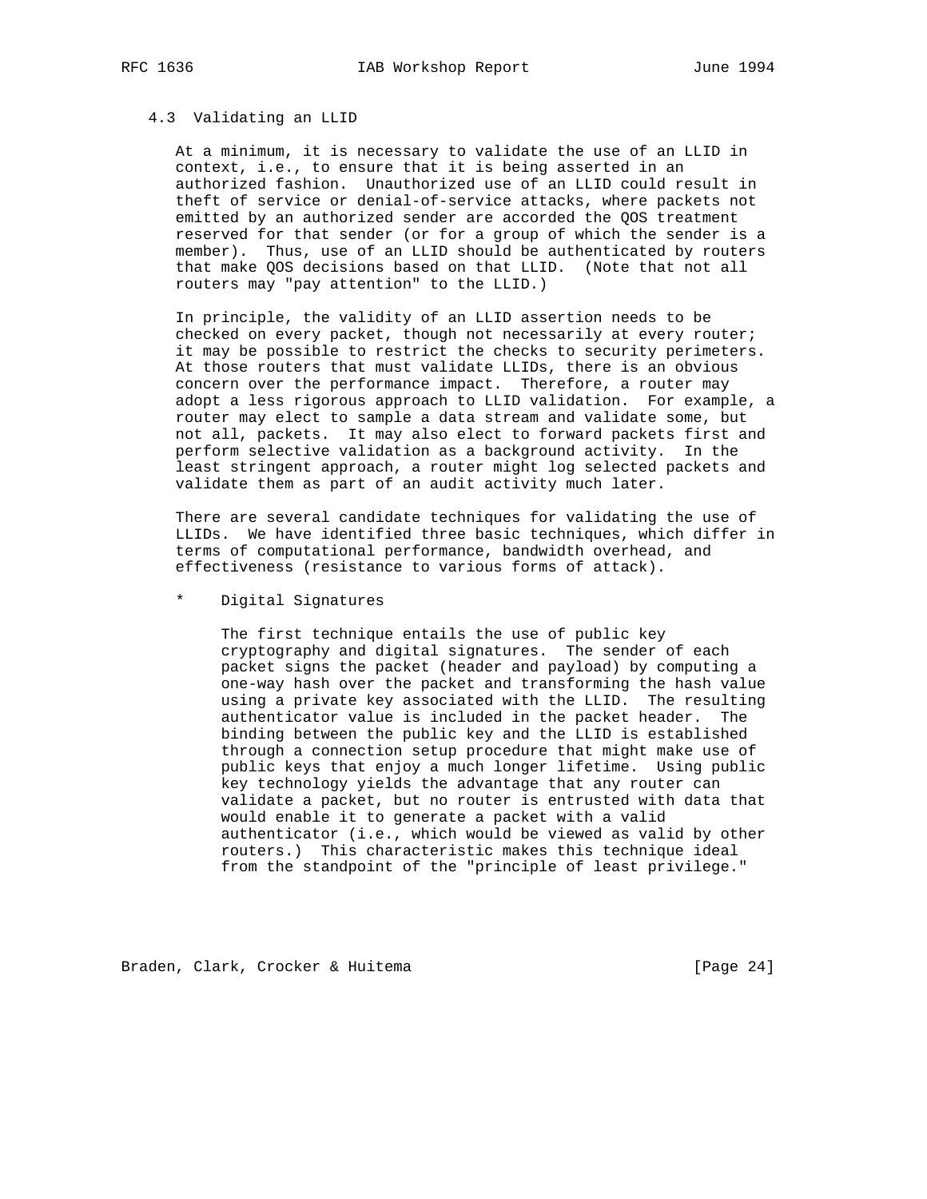### 4.3 Validating an LLID

At a minimum, it is necessary to validate the use of an LLID in context, i.e., to ensure that it is being asserted in an authorized fashion. Unauthorized use of an LLID could result in theft of service or denial-of-service attacks, where packets not emitted by an authorized sender are accorded the QOS treatment reserved for that sender (or for a group of which the sender is a member). Thus, use of an LLID should be authenticated by routers that make QOS decisions based on that LLID. (Note that not all routers may "pay attention" to the LLID.)

In principle, the validity of an LLID assertion needs to be checked on every packet, though not necessarily at every router; it may be possible to restrict the checks to security perimeters. At those routers that must validate LLIDs, there is an obvious concern over the performance impact. Therefore, a router may adopt a less rigorous approach to LLID validation. For example, a router may elect to sample a data stream and validate some, but not all, packets. It may also elect to forward packets first and perform selective validation as a background activity. In the least stringent approach, a router might log selected packets and validate them as part of an audit activity much later.

There are several candidate techniques for validating the use of LLIDs. We have identified three basic techniques, which differ in terms of computational performance, bandwidth overhead, and effectiveness (resistance to various forms of attack).

* Digital Signatures

  The first technique entails the use of public key cryptography and digital signatures. The sender of each packet signs the packet (header and payload) by computing a one-way hash over the packet and transforming the hash value using a private key associated with the LLID. The resulting authenticator value is included in the packet header. The binding between the public key and the LLID is established through a connection setup procedure that might make use of public keys that enjoy a much longer lifetime. Using public key technology yields the advantage that any router can validate a packet, but no router is entrusted with data that would enable it to generate a packet with a valid authenticator (i.e., which would be viewed as valid by other routers.) This characteristic makes this technique ideal from the standpoint of the "principle of least privilege."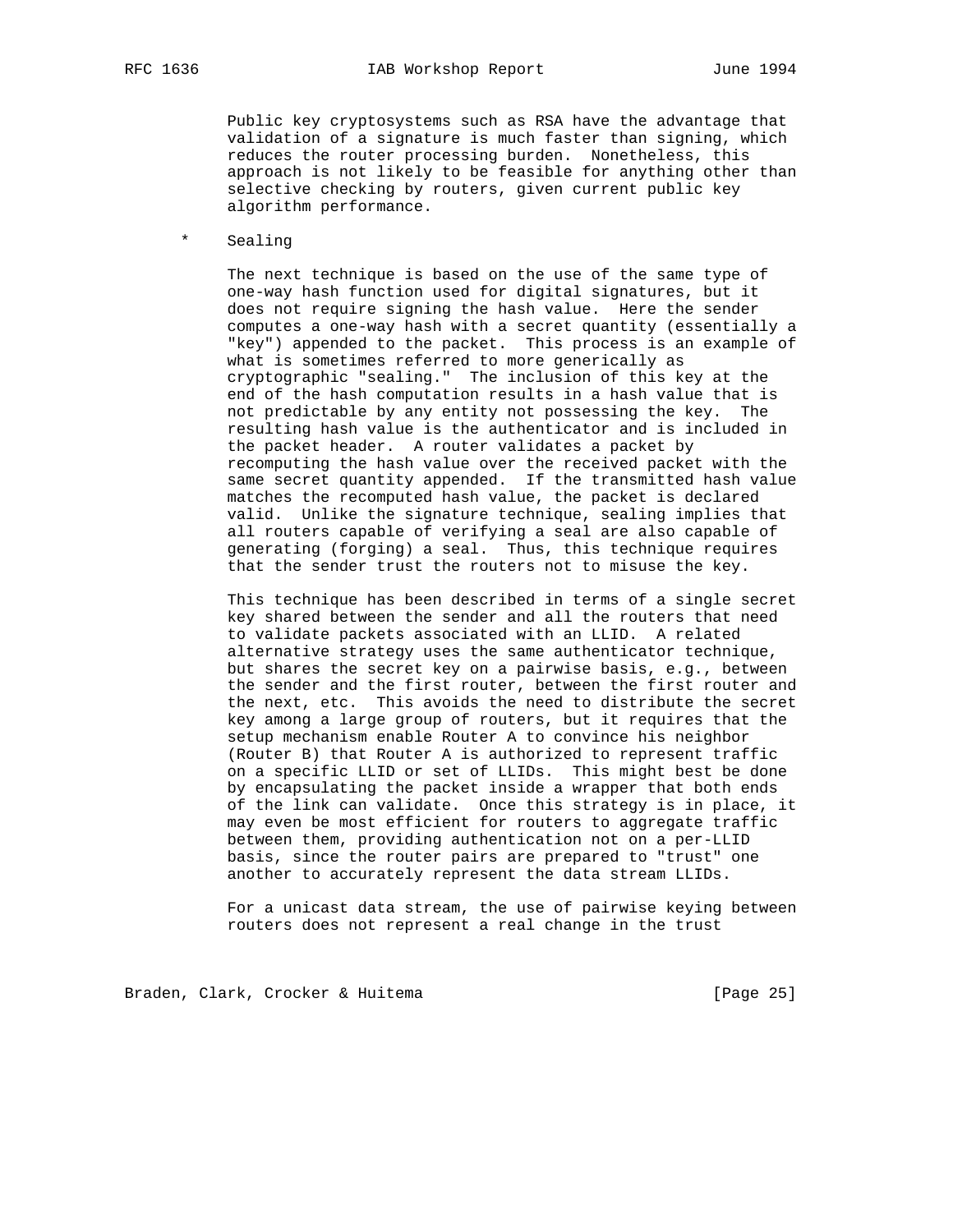Public key cryptosystems such as RSA have the advantage that validation of a signature is much faster than signing, which reduces the router processing burden. Nonetheless, this approach is not likely to be feasible for anything other than selective checking by routers, given current public key algorithm performance.

* Sealing

  The next technique is based on the use of the same type of one-way hash function used for digital signatures, but it does not require signing the hash value. Here the sender computes a one-way hash with a secret quantity (essentially a "key") appended to the packet. This process is an example of what is sometimes referred to more generically as cryptographic "sealing." The inclusion of this key at the end of the hash computation results in a hash value that is not predictable by any entity not possessing the key. The resulting hash value is the authenticator and is included in the packet header. A router validates a packet by recomputing the hash value over the received packet with the same secret quantity appended. If the transmitted hash value matches the recomputed hash value, the packet is declared valid. Unlike the signature technique, sealing implies that all routers capable of verifying a seal are also capable of generating (forging) a seal. Thus, this technique requires that the sender trust the routers not to misuse the key.

  This technique has been described in terms of a single secret key shared between the sender and all the routers that need to validate packets associated with an LLID. A related alternative strategy uses the same authenticator technique, but shares the secret key on a pairwise basis, e.g., between the sender and the first router, between the first router and the next, etc. This avoids the need to distribute the secret key among a large group of routers, but it requires that the setup mechanism enable Router A to convince his neighbor (Router B) that Router A is authorized to represent traffic on a specific LLID or set of LLIDs. This might best be done by encapsulating the packet inside a wrapper that both ends of the link can validate. Once this strategy is in place, it may even be most efficient for routers to aggregate traffic between them, providing authentication not on a per-LLID basis, since the router pairs are prepared to "trust" one another to accurately represent the data stream LLIDs.

  For a unicast data stream, the use of pairwise keying between routers does not represent a real change in the trust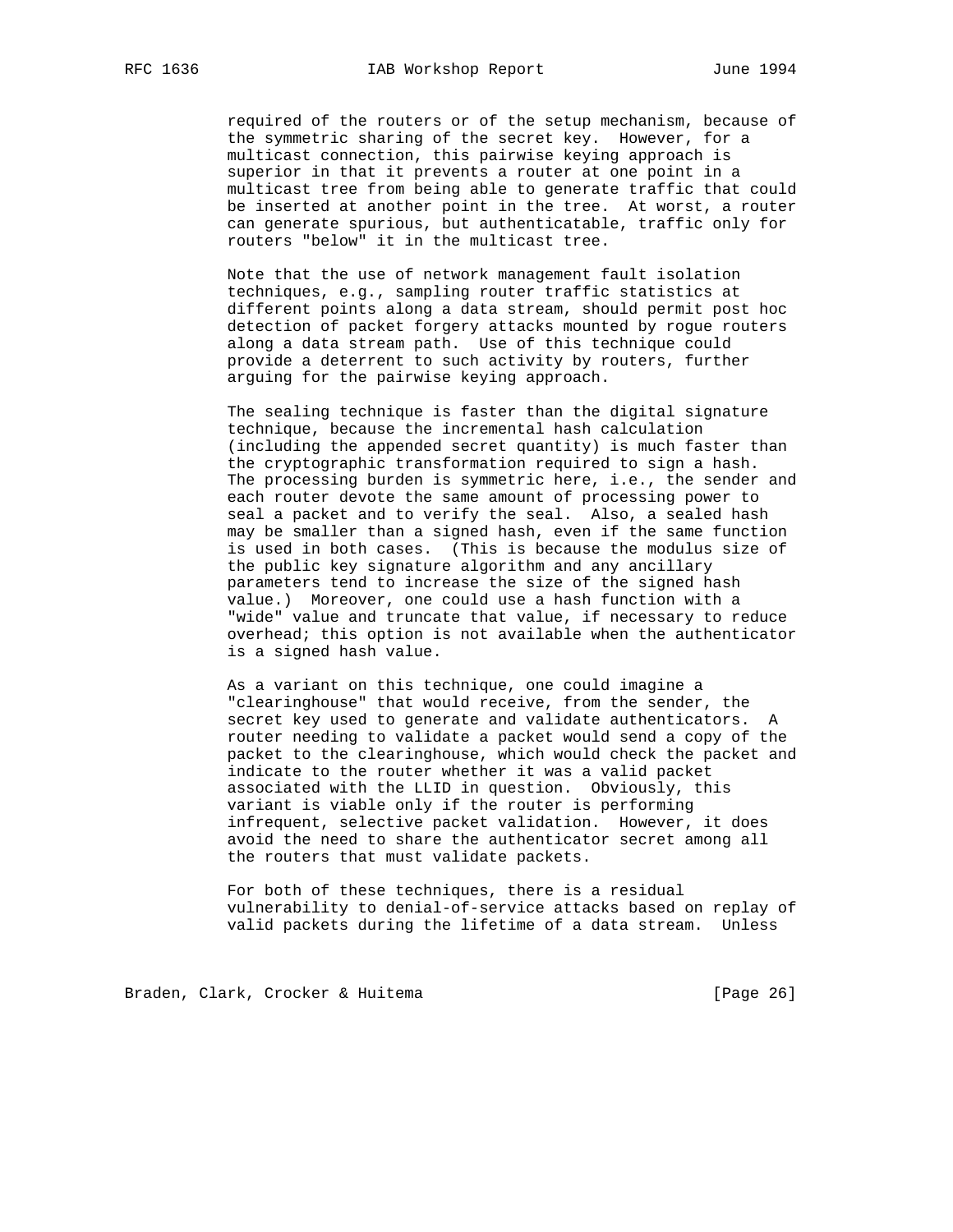required of the routers or of the setup mechanism, because of the symmetric sharing of the secret key. However, for a multicast connection, this pairwise keying approach is superior in that it prevents a router at one point in a multicast tree from being able to generate traffic that could be inserted at another point in the tree. At worst, a router can generate spurious, but authenticatable, traffic only for routers "below" it in the multicast tree.

Note that the use of network management fault isolation techniques, e.g., sampling router traffic statistics at different points along a data stream, should permit post hoc detection of packet forgery attacks mounted by rogue routers along a data stream path. Use of this technique could provide a deterrent to such activity by routers, further arguing for the pairwise keying approach.

The sealing technique is faster than the digital signature technique, because the incremental hash calculation (including the appended secret quantity) is much faster than the cryptographic transformation required to sign a hash. The processing burden is symmetric here, i.e., the sender and each router devote the same amount of processing power to seal a packet and to verify the seal. Also, a sealed hash may be smaller than a signed hash, even if the same function is used in both cases. (This is because the modulus size of the public key signature algorithm and any ancillary parameters tend to increase the size of the signed hash value.) Moreover, one could use a hash function with a "wide" value and truncate that value, if necessary to reduce overhead; this option is not available when the authenticator is a signed hash value.

As a variant on this technique, one could imagine a "clearinghouse" that would receive, from the sender, the secret key used to generate and validate authenticators. A router needing to validate a packet would send a copy of the packet to the clearinghouse, which would check the packet and indicate to the router whether it was a valid packet associated with the LLID in question. Obviously, this variant is viable only if the router is performing infrequent, selective packet validation. However, it does avoid the need to share the authenticator secret among all the routers that must validate packets.

For both of these techniques, there is a residual vulnerability to denial-of-service attacks based on replay of valid packets during the lifetime of a data stream. Unless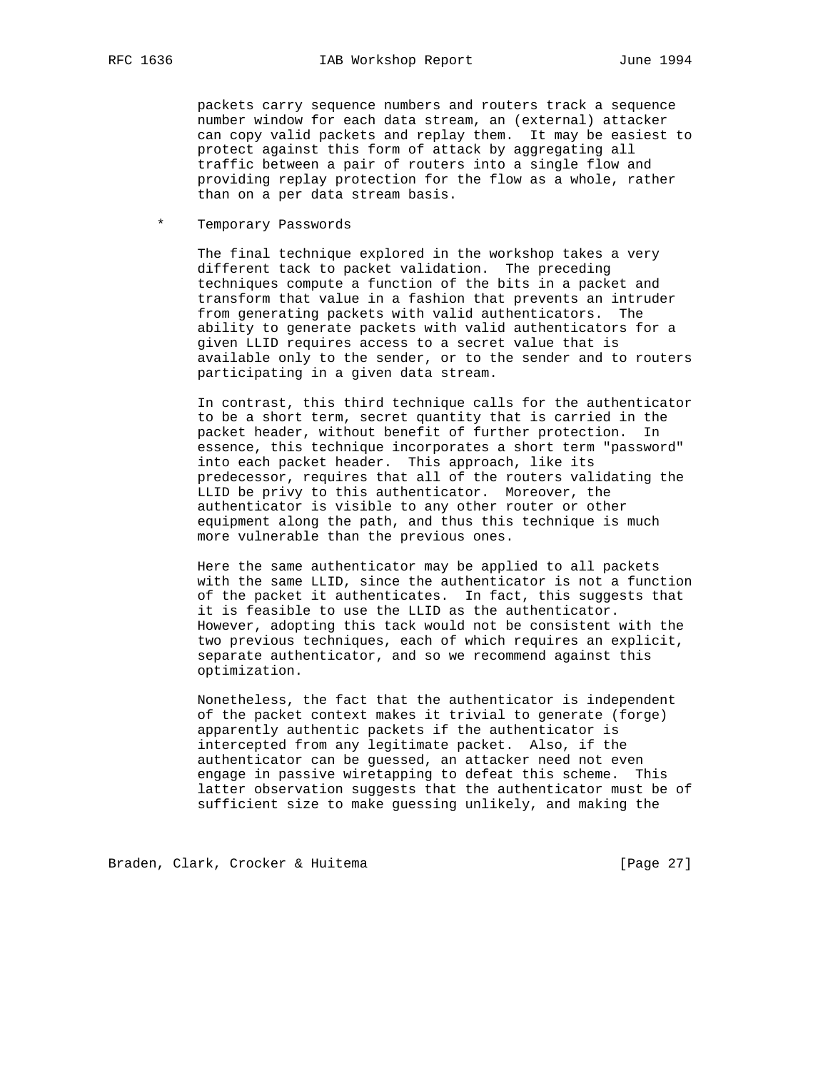packets carry sequence numbers and routers track a sequence number window for each data stream, an (external) attacker can copy valid packets and replay them. It may be easiest to protect against this form of attack by aggregating all traffic between a pair of routers into a single flow and providing replay protection for the flow as a whole, rather than on a per data stream basis.

* Temporary Passwords

  The final technique explored in the workshop takes a very different tack to packet validation. The preceding techniques compute a function of the bits in a packet and transform that value in a fashion that prevents an intruder from generating packets with valid authenticators. The ability to generate packets with valid authenticators for a given LLID requires access to a secret value that is available only to the sender, or to the sender and to routers participating in a given data stream.

  In contrast, this third technique calls for the authenticator to be a short term, secret quantity that is carried in the packet header, without benefit of further protection. In essence, this technique incorporates a short term "password" into each packet header. This approach, like its predecessor, requires that all of the routers validating the LLID be privy to this authenticator. Moreover, the authenticator is visible to any other router or other equipment along the path, and thus this technique is much more vulnerable than the previous ones.

  Here the same authenticator may be applied to all packets with the same LLID, since the authenticator is not a function of the packet it authenticates. In fact, this suggests that it is feasible to use the LLID as the authenticator. However, adopting this tack would not be consistent with the two previous techniques, each of which requires an explicit, separate authenticator, and so we recommend against this optimization.

  Nonetheless, the fact that the authenticator is independent of the packet context makes it trivial to generate (forge) apparently authentic packets if the authenticator is intercepted from any legitimate packet. Also, if the authenticator can be guessed, an attacker need not even engage in passive wiretapping to defeat this scheme. This latter observation suggests that the authenticator must be of sufficient size to make guessing unlikely, and making the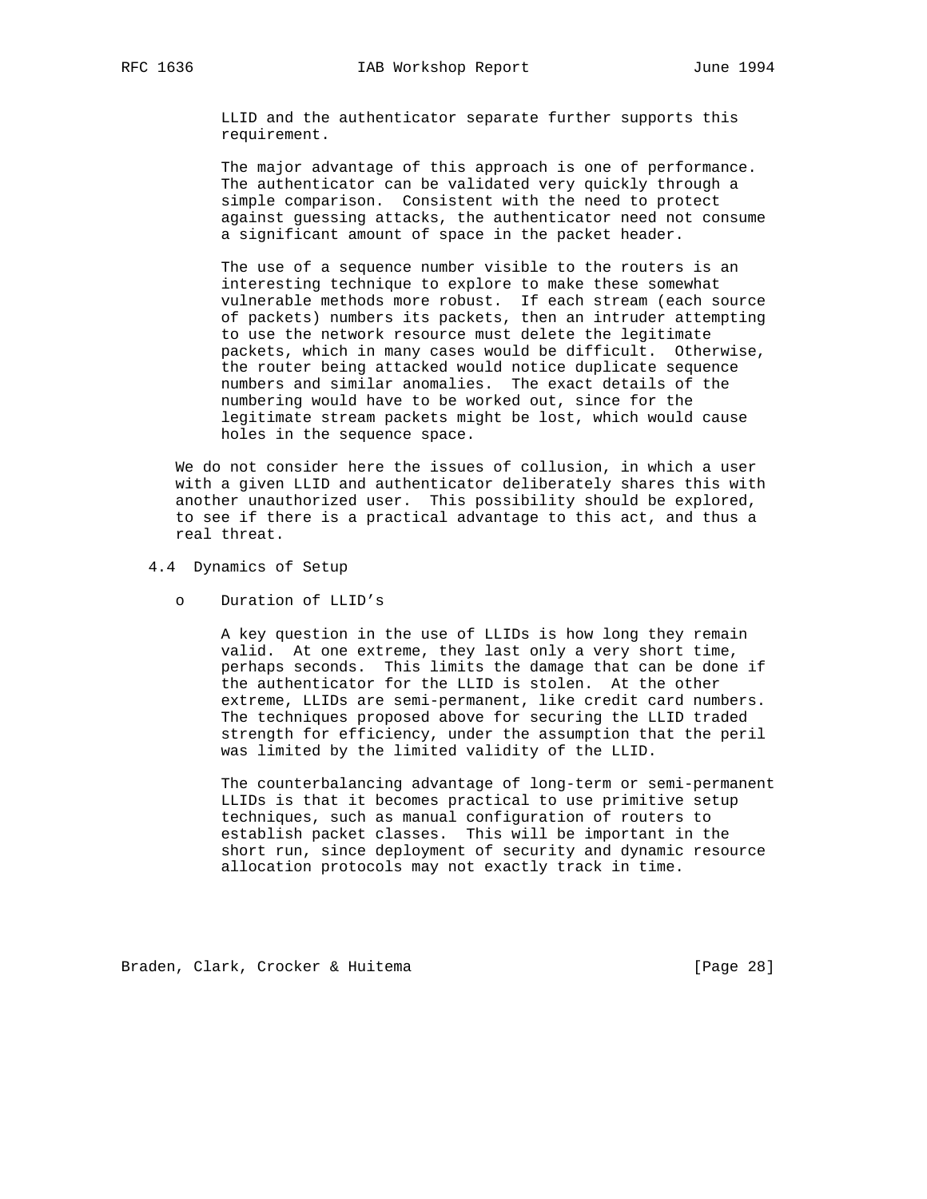LLID and the authenticator separate further supports this requirement.

The major advantage of this approach is one of performance. The authenticator can be validated very quickly through a simple comparison. Consistent with the need to protect against guessing attacks, the authenticator need not consume a significant amount of space in the packet header.

The use of a sequence number visible to the routers is an interesting technique to explore to make these somewhat vulnerable methods more robust. If each stream (each source of packets) numbers its packets, then an intruder attempting to use the network resource must delete the legitimate packets, which in many cases would be difficult. Otherwise, the router being attacked would notice duplicate sequence numbers and similar anomalies. The exact details of the numbering would have to be worked out, since for the legitimate stream packets might be lost, which would cause holes in the sequence space.

We do not consider here the issues of collusion, in which a user with a given LLID and authenticator deliberately shares this with another unauthorized user. This possibility should be explored, to see if there is a practical advantage to this act, and thus a real threat.

### 4.4 Dynamics of Setup

- Duration of LLID's

  A key question in the use of LLIDs is how long they remain valid. At one extreme, they last only a very short time, perhaps seconds. This limits the damage that can be done if the authenticator for the LLID is stolen. At the other extreme, LLIDs are semi-permanent, like credit card numbers. The techniques proposed above for securing the LLID traded strength for efficiency, under the assumption that the peril was limited by the limited validity of the LLID.

  The counterbalancing advantage of long-term or semi-permanent LLIDs is that it becomes practical to use primitive setup techniques, such as manual configuration of routers to establish packet classes. This will be important in the short run, since deployment of security and dynamic resource allocation protocols may not exactly track in time.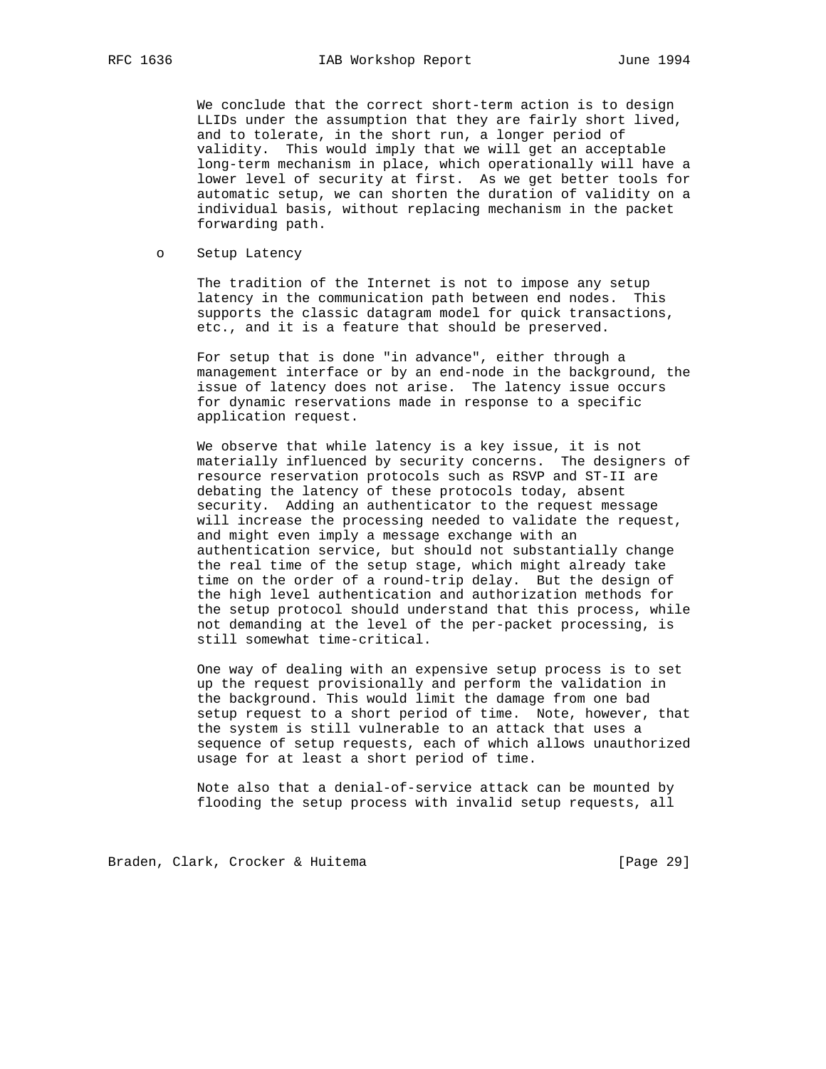We conclude that the correct short-term action is to design LLIDs under the assumption that they are fairly short lived, and to tolerate, in the short run, a longer period of validity. This would imply that we will get an acceptable long-term mechanism in place, which operationally will have a lower level of security at first. As we get better tools for automatic setup, we can shorten the duration of validity on a individual basis, without replacing mechanism in the packet forwarding path.

- Setup Latency

  The tradition of the Internet is not to impose any setup latency in the communication path between end nodes. This supports the classic datagram model for quick transactions, etc., and it is a feature that should be preserved.

  For setup that is done "in advance", either through a management interface or by an end-node in the background, the issue of latency does not arise. The latency issue occurs for dynamic reservations made in response to a specific application request.

  We observe that while latency is a key issue, it is not materially influenced by security concerns. The designers of resource reservation protocols such as RSVP and ST-II are debating the latency of these protocols today, absent security. Adding an authenticator to the request message will increase the processing needed to validate the request, and might even imply a message exchange with an authentication service, but should not substantially change the real time of the setup stage, which might already take time on the order of a round-trip delay. But the design of the high level authentication and authorization methods for the setup protocol should understand that this process, while not demanding at the level of the per-packet processing, is still somewhat time-critical.

  One way of dealing with an expensive setup process is to set up the request provisionally and perform the validation in the background. This would limit the damage from one bad setup request to a short period of time. Note, however, that the system is still vulnerable to an attack that uses a sequence of setup requests, each of which allows unauthorized usage for at least a short period of time.

  Note also that a denial-of-service attack can be mounted by flooding the setup process with invalid setup requests, all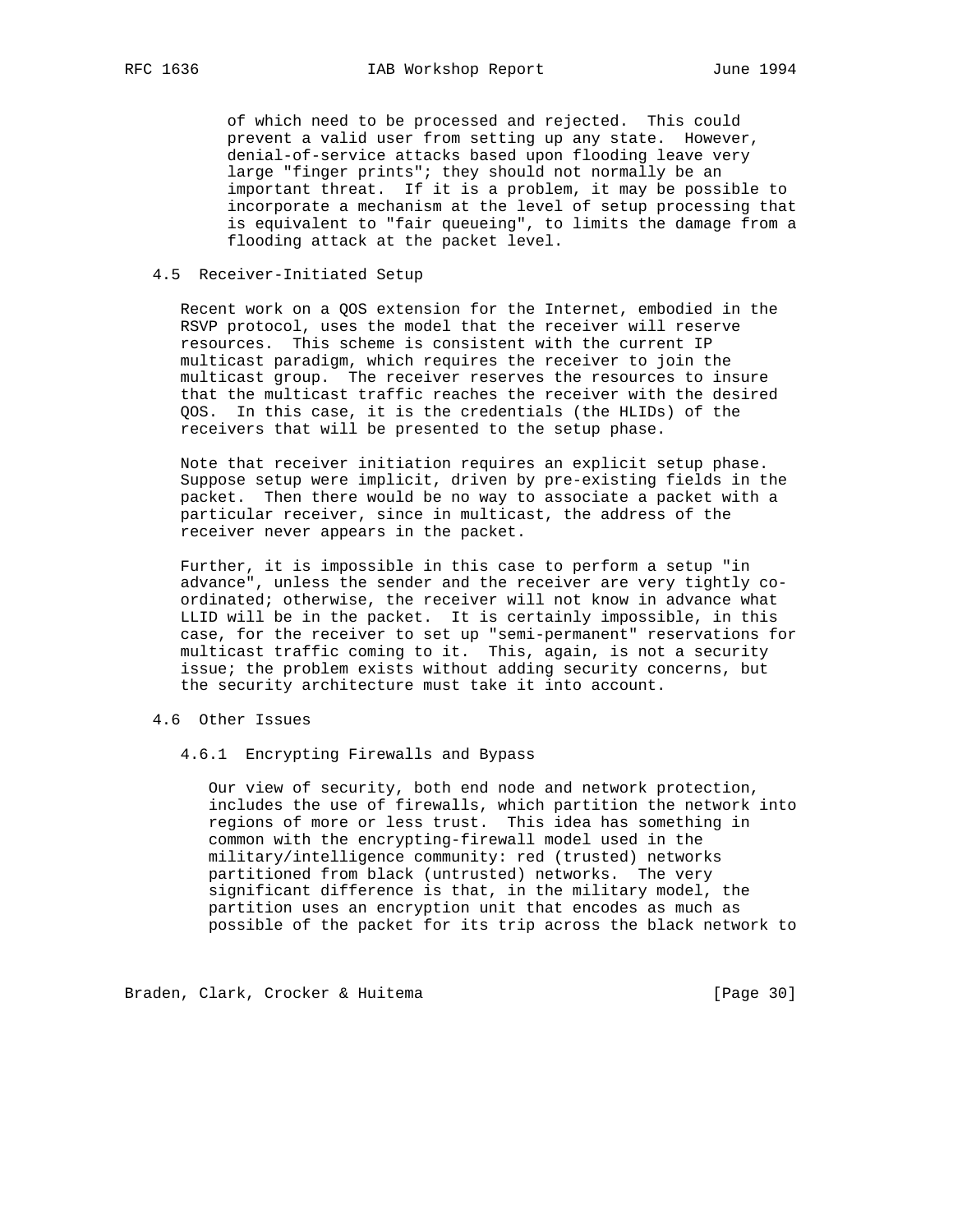of which need to be processed and rejected. This could prevent a valid user from setting up any state. However, denial-of-service attacks based upon flooding leave very large "finger prints"; they should not normally be an important threat. If it is a problem, it may be possible to incorporate a mechanism at the level of setup processing that is equivalent to "fair queueing", to limits the damage from a flooding attack at the packet level.

### 4.5 Receiver-Initiated Setup

Recent work on a QOS extension for the Internet, embodied in the RSVP protocol, uses the model that the receiver will reserve resources. This scheme is consistent with the current IP multicast paradigm, which requires the receiver to join the multicast group. The receiver reserves the resources to insure that the multicast traffic reaches the receiver with the desired QOS. In this case, it is the credentials (the HLIDs) of the receivers that will be presented to the setup phase.

Note that receiver initiation requires an explicit setup phase. Suppose setup were implicit, driven by pre-existing fields in the packet. Then there would be no way to associate a packet with a particular receiver, since in multicast, the address of the receiver never appears in the packet.

Further, it is impossible in this case to perform a setup "in advance", unless the sender and the receiver are very tightly co-ordinated; otherwise, the receiver will not know in advance what LLID will be in the packet. It is certainly impossible, in this case, for the receiver to set up "semi-permanent" reservations for multicast traffic coming to it. This, again, is not a security issue; the problem exists without adding security concerns, but the security architecture must take it into account.

### 4.6 Other Issues

#### 4.6.1 Encrypting Firewalls and Bypass

Our view of security, both end node and network protection, includes the use of firewalls, which partition the network into regions of more or less trust. This idea has something in common with the encrypting-firewall model used in the military/intelligence community: red (trusted) networks partitioned from black (untrusted) networks. The very significant difference is that, in the military model, the partition uses an encryption unit that encodes as much as possible of the packet for its trip across the black network to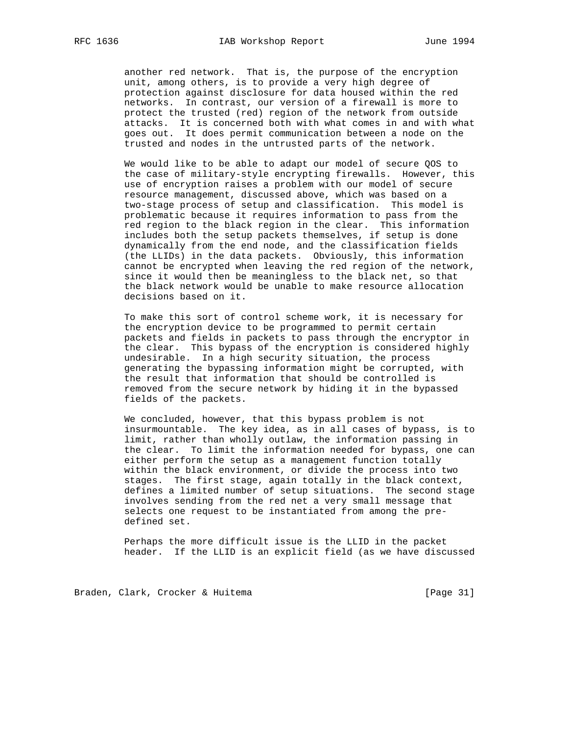another red network. That is, the purpose of the encryption unit, among others, is to provide a very high degree of protection against disclosure for data housed within the red networks. In contrast, our version of a firewall is more to protect the trusted (red) region of the network from outside attacks. It is concerned both with what comes in and with what goes out. It does permit communication between a node on the trusted and nodes in the untrusted parts of the network.

We would like to be able to adapt our model of secure QOS to the case of military-style encrypting firewalls. However, this use of encryption raises a problem with our model of secure resource management, discussed above, which was based on a two-stage process of setup and classification. This model is problematic because it requires information to pass from the red region to the black region in the clear. This information includes both the setup packets themselves, if setup is done dynamically from the end node, and the classification fields (the LLIDs) in the data packets. Obviously, this information cannot be encrypted when leaving the red region of the network, since it would then be meaningless to the black net, so that the black network would be unable to make resource allocation decisions based on it.

To make this sort of control scheme work, it is necessary for the encryption device to be programmed to permit certain packets and fields in packets to pass through the encryptor in the clear. This bypass of the encryption is considered highly undesirable. In a high security situation, the process generating the bypassing information might be corrupted, with the result that information that should be controlled is removed from the secure network by hiding it in the bypassed fields of the packets.

We concluded, however, that this bypass problem is not insurmountable. The key idea, as in all cases of bypass, is to limit, rather than wholly outlaw, the information passing in the clear. To limit the information needed for bypass, one can either perform the setup as a management function totally within the black environment, or divide the process into two stages. The first stage, again totally in the black context, defines a limited number of setup situations. The second stage involves sending from the red net a very small message that selects one request to be instantiated from among the pre-defined set.

Perhaps the more difficult issue is the LLID in the packet header. If the LLID is an explicit field (as we have discussed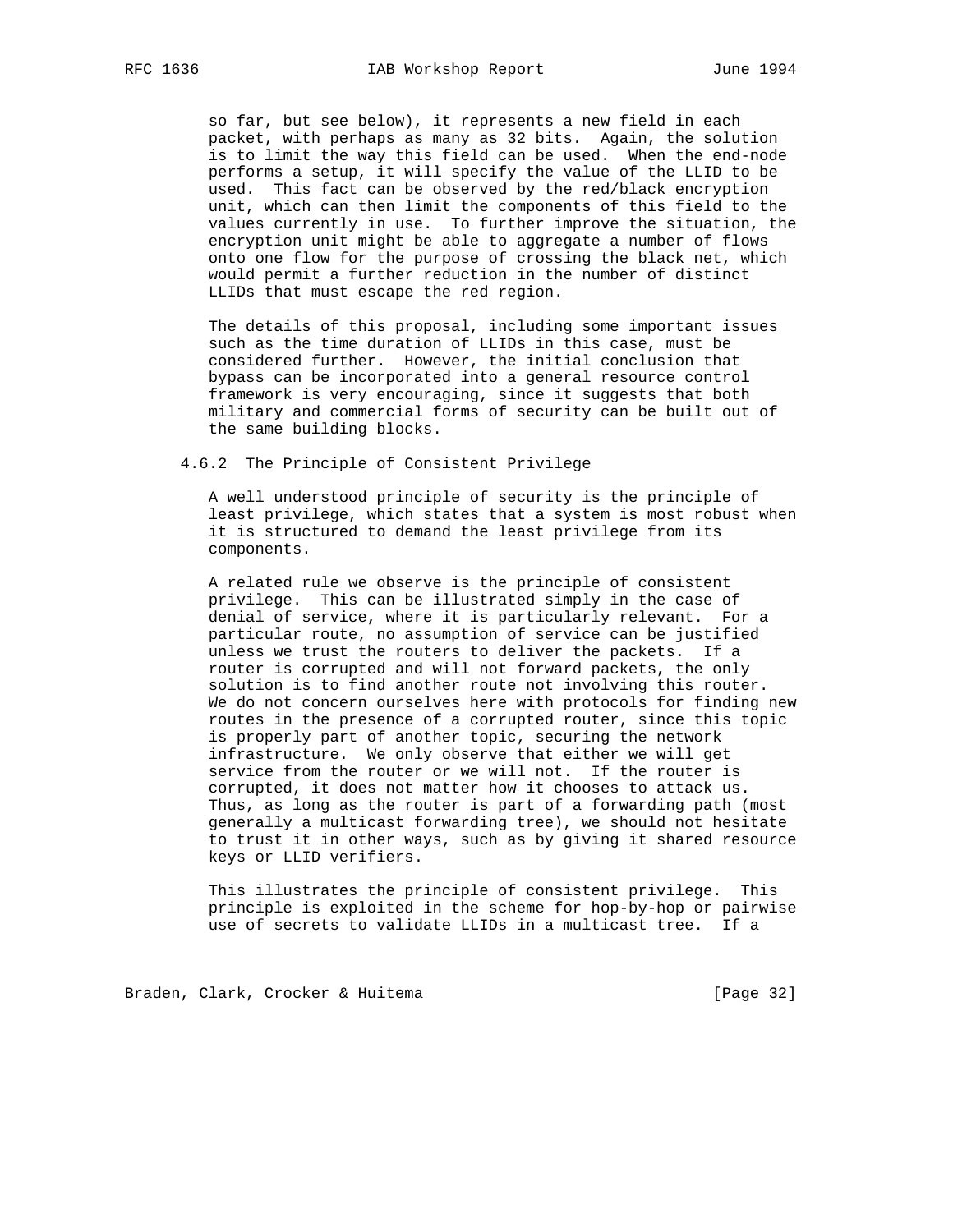so far, but see below), it represents a new field in each packet, with perhaps as many as 32 bits. Again, the solution is to limit the way this field can be used. When the end-node performs a setup, it will specify the value of the LLID to be used. This fact can be observed by the red/black encryption unit, which can then limit the components of this field to the values currently in use. To further improve the situation, the encryption unit might be able to aggregate a number of flows onto one flow for the purpose of crossing the black net, which would permit a further reduction in the number of distinct LLIDs that must escape the red region.

The details of this proposal, including some important issues such as the time duration of LLIDs in this case, must be considered further. However, the initial conclusion that bypass can be incorporated into a general resource control framework is very encouraging, since it suggests that both military and commercial forms of security can be built out of the same building blocks.

### 4.6.2 The Principle of Consistent Privilege

A well understood principle of security is the principle of least privilege, which states that a system is most robust when it is structured to demand the least privilege from its components.

A related rule we observe is the principle of consistent privilege. This can be illustrated simply in the case of denial of service, where it is particularly relevant. For a particular route, no assumption of service can be justified unless we trust the routers to deliver the packets. If a router is corrupted and will not forward packets, the only solution is to find another route not involving this router. We do not concern ourselves here with protocols for finding new routes in the presence of a corrupted router, since this topic is properly part of another topic, securing the network infrastructure. We only observe that either we will get service from the router or we will not. If the router is corrupted, it does not matter how it chooses to attack us. Thus, as long as the router is part of a forwarding path (most generally a multicast forwarding tree), we should not hesitate to trust it in other ways, such as by giving it shared resource keys or LLID verifiers.

This illustrates the principle of consistent privilege. This principle is exploited in the scheme for hop-by-hop or pairwise use of secrets to validate LLIDs in a multicast tree. If a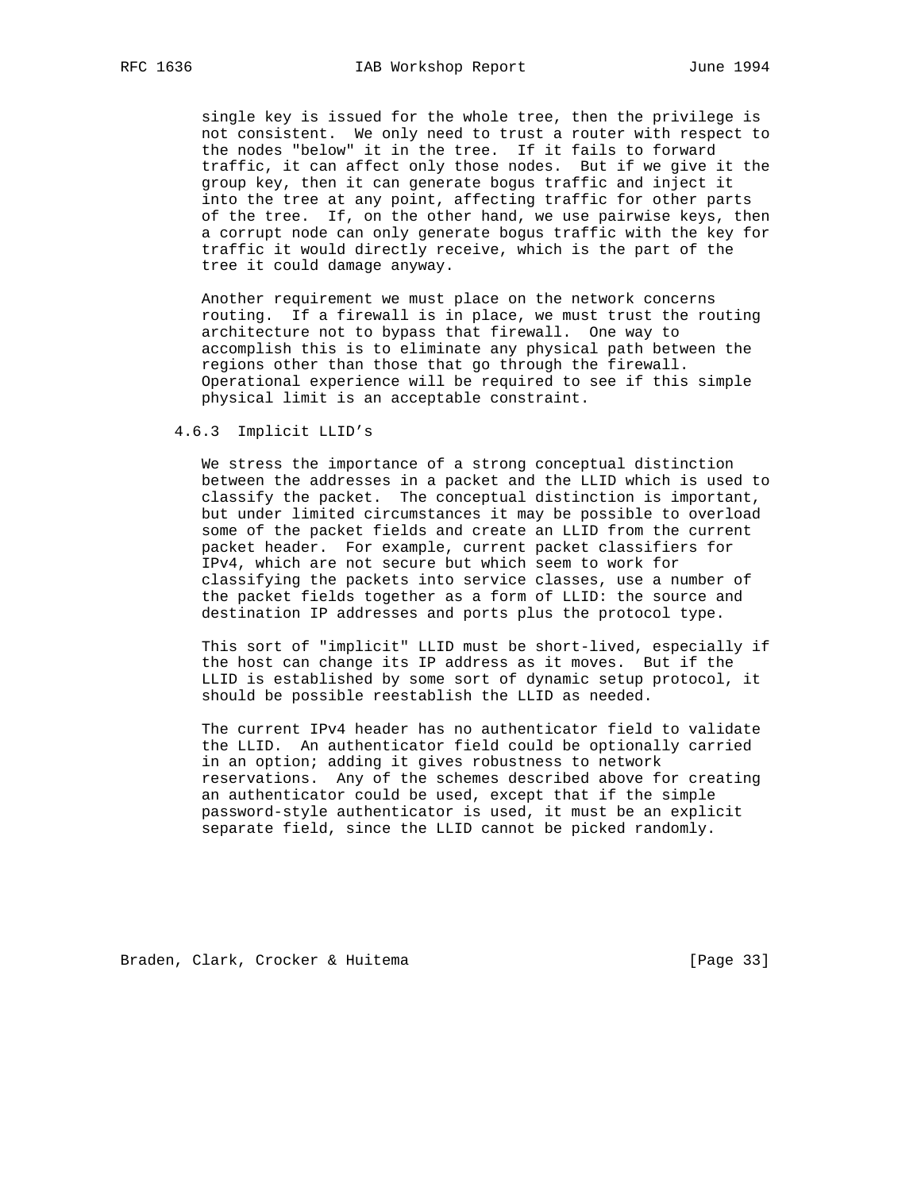single key is issued for the whole tree, then the privilege is not consistent. We only need to trust a router with respect to the nodes "below" it in the tree. If it fails to forward traffic, it can affect only those nodes. But if we give it the group key, then it can generate bogus traffic and inject it into the tree at any point, affecting traffic for other parts of the tree. If, on the other hand, we use pairwise keys, then a corrupt node can only generate bogus traffic with the key for traffic it would directly receive, which is the part of the tree it could damage anyway.

Another requirement we must place on the network concerns routing. If a firewall is in place, we must trust the routing architecture not to bypass that firewall. One way to accomplish this is to eliminate any physical path between the regions other than those that go through the firewall. Operational experience will be required to see if this simple physical limit is an acceptable constraint.

### 4.6.3 Implicit LLID's

We stress the importance of a strong conceptual distinction between the addresses in a packet and the LLID which is used to classify the packet. The conceptual distinction is important, but under limited circumstances it may be possible to overload some of the packet fields and create an LLID from the current packet header. For example, current packet classifiers for IPv4, which are not secure but which seem to work for classifying the packets into service classes, use a number of the packet fields together as a form of LLID: the source and destination IP addresses and ports plus the protocol type.

This sort of "implicit" LLID must be short-lived, especially if the host can change its IP address as it moves. But if the LLID is established by some sort of dynamic setup protocol, it should be possible reestablish the LLID as needed.

The current IPv4 header has no authenticator field to validate the LLID. An authenticator field could be optionally carried in an option; adding it gives robustness to network reservations. Any of the schemes described above for creating an authenticator could be used, except that if the simple password-style authenticator is used, it must be an explicit separate field, since the LLID cannot be picked randomly.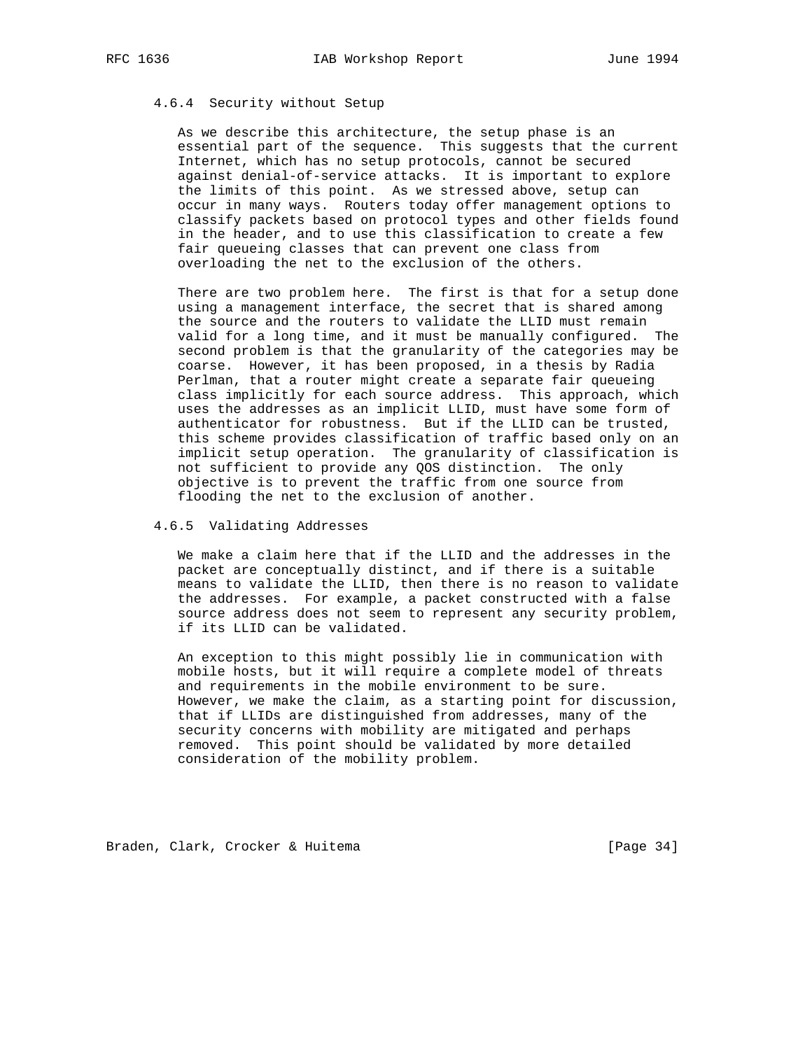### 4.6.4 Security without Setup

As we describe this architecture, the setup phase is an essential part of the sequence. This suggests that the current Internet, which has no setup protocols, cannot be secured against denial-of-service attacks. It is important to explore the limits of this point. As we stressed above, setup can occur in many ways. Routers today offer management options to classify packets based on protocol types and other fields found in the header, and to use this classification to create a few fair queueing classes that can prevent one class from overloading the net to the exclusion of the others.

There are two problem here. The first is that for a setup done using a management interface, the secret that is shared among the source and the routers to validate the LLID must remain valid for a long time, and it must be manually configured. The second problem is that the granularity of the categories may be coarse. However, it has been proposed, in a thesis by Radia Perlman, that a router might create a separate fair queueing class implicitly for each source address. This approach, which uses the addresses as an implicit LLID, must have some form of authenticator for robustness. But if the LLID can be trusted, this scheme provides classification of traffic based only on an implicit setup operation. The granularity of classification is not sufficient to provide any QOS distinction. The only objective is to prevent the traffic from one source from flooding the net to the exclusion of another.

### 4.6.5 Validating Addresses

We make a claim here that if the LLID and the addresses in the packet are conceptually distinct, and if there is a suitable means to validate the LLID, then there is no reason to validate the addresses. For example, a packet constructed with a false source address does not seem to represent any security problem, if its LLID can be validated.

An exception to this might possibly lie in communication with mobile hosts, but it will require a complete model of threats and requirements in the mobile environment to be sure. However, we make the claim, as a starting point for discussion, that if LLIDs are distinguished from addresses, many of the security concerns with mobility are mitigated and perhaps removed. This point should be validated by more detailed consideration of the mobility problem.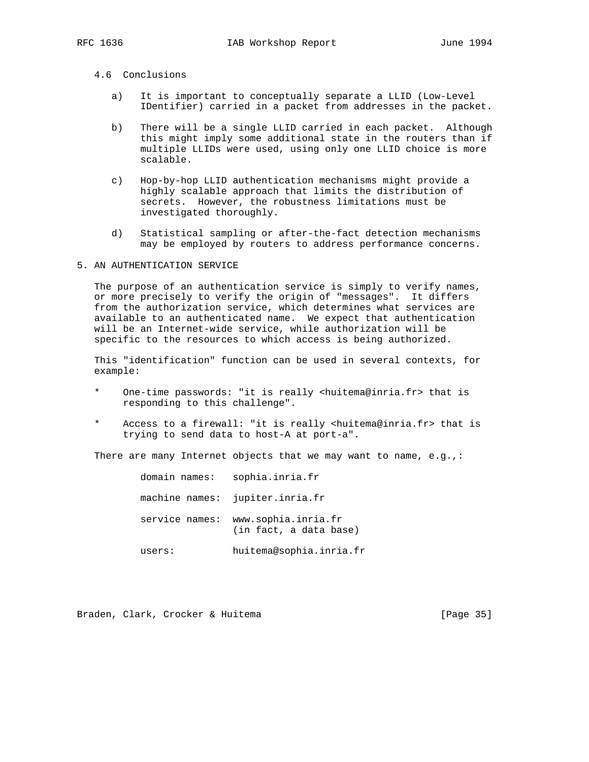### 4.6 Conclusions

a) It is important to conceptually separate a LLID (Low-Level IDentifier) carried in a packet from addresses in the packet.

b) There will be a single LLID carried in each packet. Although this might imply some additional state in the routers than if multiple LLIDs were used, using only one LLID choice is more scalable.

c) Hop-by-hop LLID authentication mechanisms might provide a highly scalable approach that limits the distribution of secrets. However, the robustness limitations must be investigated thoroughly.

d) Statistical sampling or after-the-fact detection mechanisms may be employed by routers to address performance concerns.

## 5. AN AUTHENTICATION SERVICE

The purpose of an authentication service is simply to verify names, or more precisely to verify the origin of "messages". It differs from the authorization service, which determines what services are available to an authenticated name. We expect that authentication will be an Internet-wide service, while authorization will be specific to the resources to which access is being authorized.

This "identification" function can be used in several contexts, for example:

* One-time passwords: "it is really <huitema@inria.fr> that is responding to this challenge".

* Access to a firewall: "it is really <huitema@inria.fr> that is trying to send data to host-A at port-a".

There are many Internet objects that we may want to name, e.g.,:

```
domain names:   sophia.inria.fr

machine names:  jupiter.inria.fr

service names:  www.sophia.inria.fr
                (in fact, a data base)

users:          huitema@sophia.inria.fr
```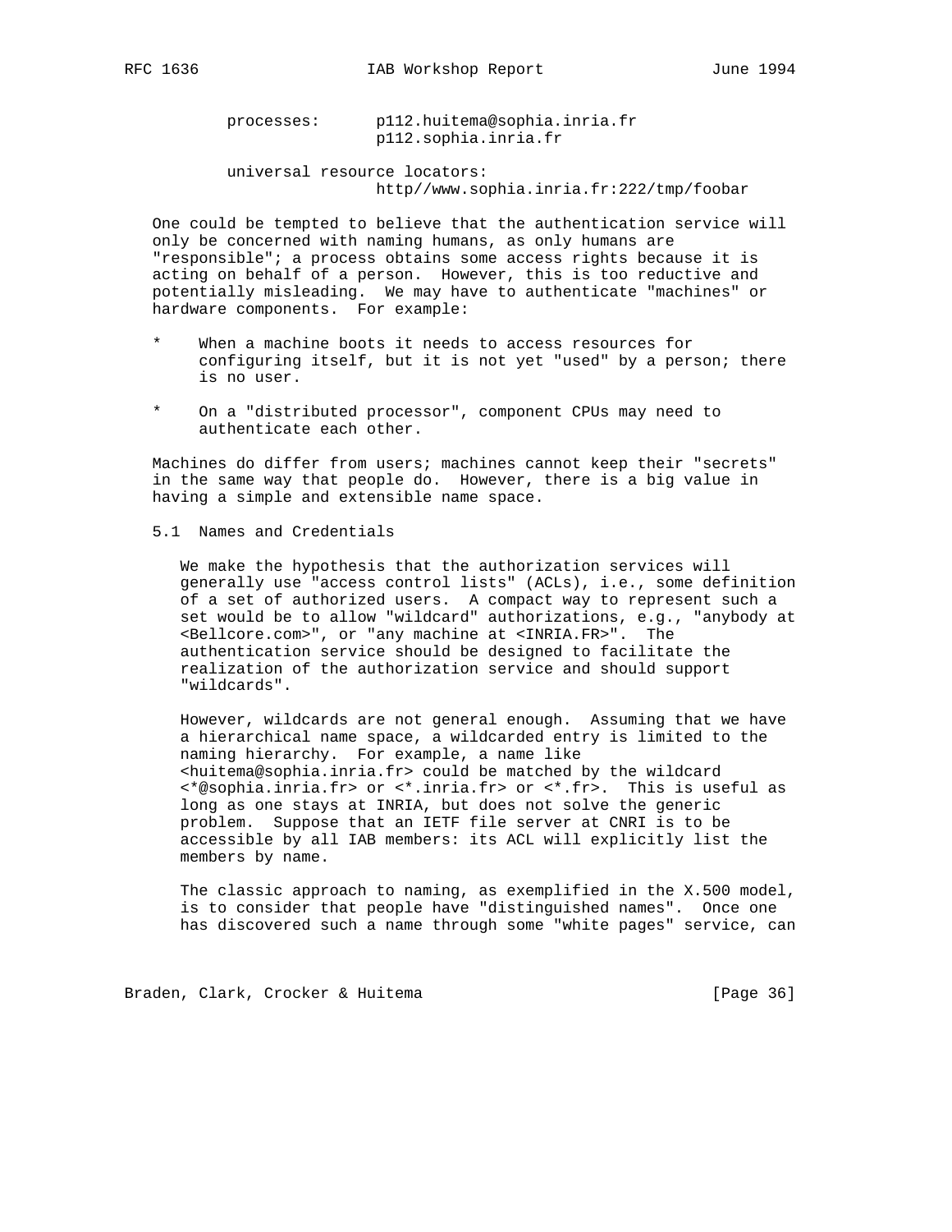processes: p112.huitema@sophia.inria.fr
p112.sophia.inria.fr

universal resource locators:
http//www.sophia.inria.fr:222/tmp/foobar

One could be tempted to believe that the authentication service will only be concerned with naming humans, as only humans are "responsible"; a process obtains some access rights because it is acting on behalf of a person. However, this is too reductive and potentially misleading. We may have to authenticate "machines" or hardware components. For example:

* When a machine boots it needs to access resources for configuring itself, but it is not yet "used" by a person; there is no user.

* On a "distributed processor", component CPUs may need to authenticate each other.

Machines do differ from users; machines cannot keep their "secrets" in the same way that people do. However, there is a big value in having a simple and extensible name space.

## 5.1 Names and Credentials

We make the hypothesis that the authorization services will generally use "access control lists" (ACLs), i.e., some definition of a set of authorized users. A compact way to represent such a set would be to allow "wildcard" authorizations, e.g., "anybody at <Bellcore.com>", or "any machine at <INRIA.FR>". The authentication service should be designed to facilitate the realization of the authorization service and should support "wildcards".

However, wildcards are not general enough. Assuming that we have a hierarchical name space, a wildcarded entry is limited to the naming hierarchy. For example, a name like <huitema@sophia.inria.fr> could be matched by the wildcard <*@sophia.inria.fr> or <*.inria.fr> or <*.fr>. This is useful as long as one stays at INRIA, but does not solve the generic problem. Suppose that an IETF file server at CNRI is to be accessible by all IAB members: its ACL will explicitly list the members by name.

The classic approach to naming, as exemplified in the X.500 model, is to consider that people have "distinguished names". Once one has discovered such a name through some "white pages" service, can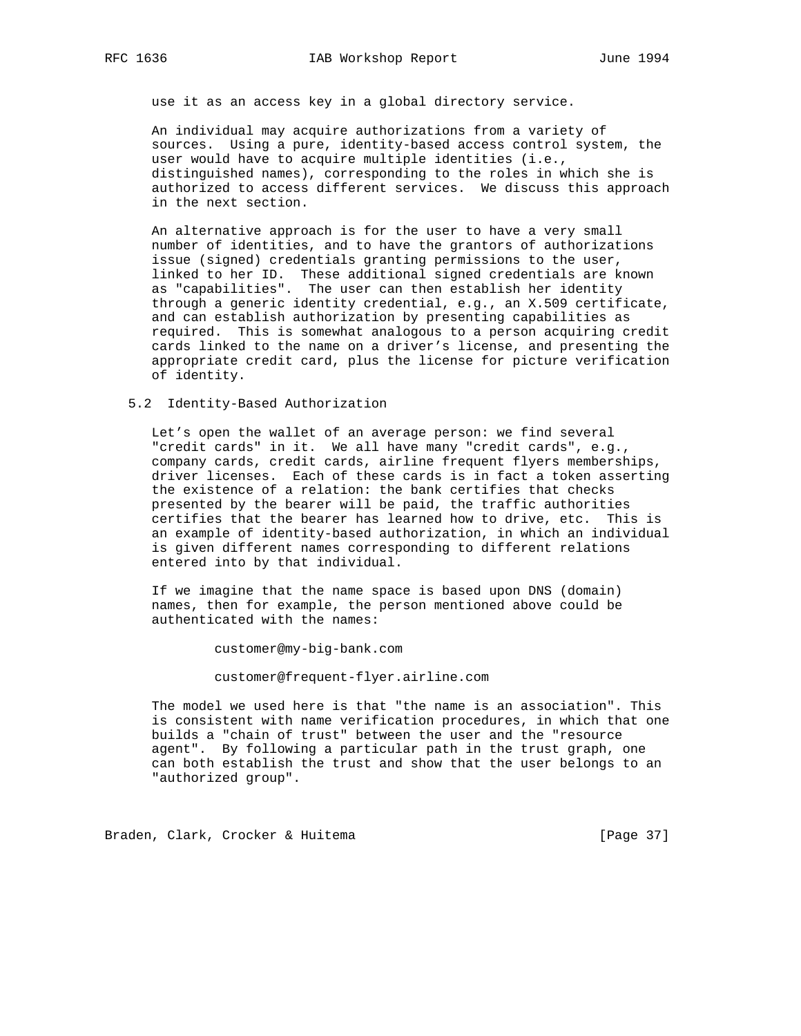use it as an access key in a global directory service.

An individual may acquire authorizations from a variety of sources. Using a pure, identity-based access control system, the user would have to acquire multiple identities (i.e., distinguished names), corresponding to the roles in which she is authorized to access different services. We discuss this approach in the next section.

An alternative approach is for the user to have a very small number of identities, and to have the grantors of authorizations issue (signed) credentials granting permissions to the user, linked to her ID. These additional signed credentials are known as "capabilities". The user can then establish her identity through a generic identity credential, e.g., an X.509 certificate, and can establish authorization by presenting capabilities as required. This is somewhat analogous to a person acquiring credit cards linked to the name on a driver's license, and presenting the appropriate credit card, plus the license for picture verification of identity.

## 5.2 Identity-Based Authorization

Let's open the wallet of an average person: we find several "credit cards" in it. We all have many "credit cards", e.g., company cards, credit cards, airline frequent flyers memberships, driver licenses. Each of these cards is in fact a token asserting the existence of a relation: the bank certifies that checks presented by the bearer will be paid, the traffic authorities certifies that the bearer has learned how to drive, etc. This is an example of identity-based authorization, in which an individual is given different names corresponding to different relations entered into by that individual.

If we imagine that the name space is based upon DNS (domain) names, then for example, the person mentioned above could be authenticated with the names:

```
customer@my-big-bank.com

customer@frequent-flyer.airline.com
```

The model we used here is that "the name is an association". This is consistent with name verification procedures, in which that one builds a "chain of trust" between the user and the "resource agent". By following a particular path in the trust graph, one can both establish the trust and show that the user belongs to an "authorized group".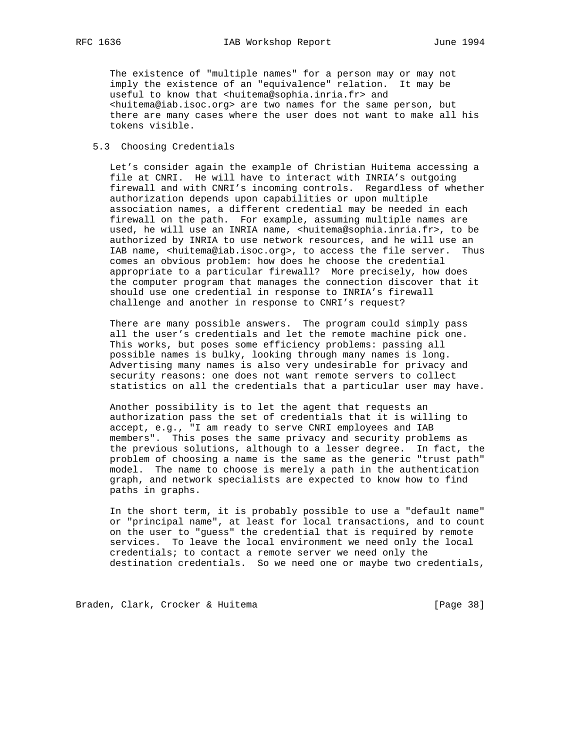The existence of "multiple names" for a person may or may not imply the existence of an "equivalence" relation. It may be useful to know that <huitema@sophia.inria.fr> and <huitema@iab.isoc.org> are two names for the same person, but there are many cases where the user does not want to make all his tokens visible.

### 5.3 Choosing Credentials

Let's consider again the example of Christian Huitema accessing a file at CNRI. He will have to interact with INRIA's outgoing firewall and with CNRI's incoming controls. Regardless of whether authorization depends upon capabilities or upon multiple association names, a different credential may be needed in each firewall on the path. For example, assuming multiple names are used, he will use an INRIA name, <huitema@sophia.inria.fr>, to be authorized by INRIA to use network resources, and he will use an IAB name, <huitema@iab.isoc.org>, to access the file server. Thus comes an obvious problem: how does he choose the credential appropriate to a particular firewall? More precisely, how does the computer program that manages the connection discover that it should use one credential in response to INRIA's firewall challenge and another in response to CNRI's request?

There are many possible answers. The program could simply pass all the user's credentials and let the remote machine pick one. This works, but poses some efficiency problems: passing all possible names is bulky, looking through many names is long. Advertising many names is also very undesirable for privacy and security reasons: one does not want remote servers to collect statistics on all the credentials that a particular user may have.

Another possibility is to let the agent that requests an authorization pass the set of credentials that it is willing to accept, e.g., "I am ready to serve CNRI employees and IAB members". This poses the same privacy and security problems as the previous solutions, although to a lesser degree. In fact, the problem of choosing a name is the same as the generic "trust path" model. The name to choose is merely a path in the authentication graph, and network specialists are expected to know how to find paths in graphs.

In the short term, it is probably possible to use a "default name" or "principal name", at least for local transactions, and to count on the user to "guess" the credential that is required by remote services. To leave the local environment we need only the local credentials; to contact a remote server we need only the destination credentials. So we need one or maybe two credentials,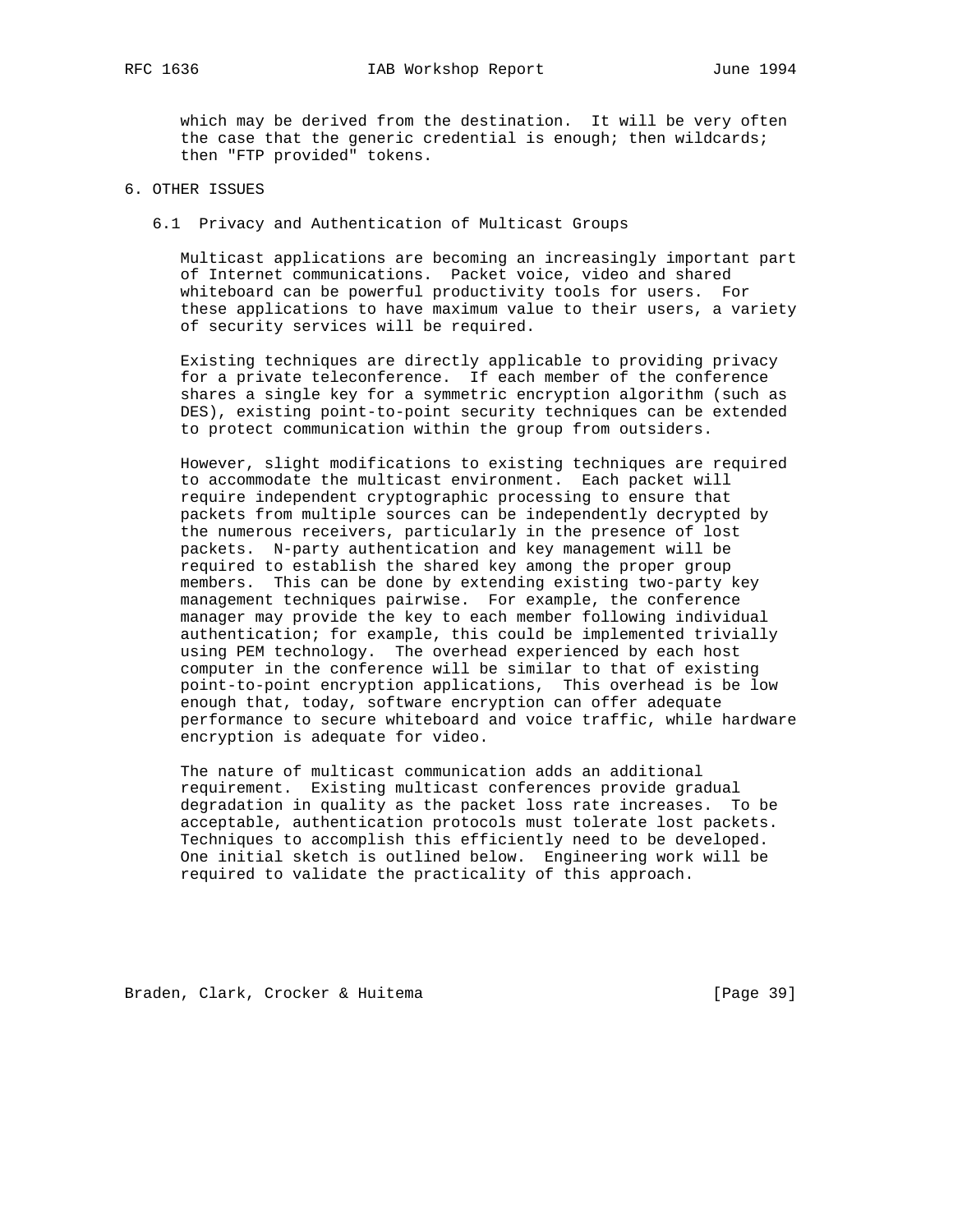which may be derived from the destination. It will be very often the case that the generic credential is enough; then wildcards; then "FTP provided" tokens.

# 6. OTHER ISSUES

## 6.1 Privacy and Authentication of Multicast Groups

Multicast applications are becoming an increasingly important part of Internet communications. Packet voice, video and shared whiteboard can be powerful productivity tools for users. For these applications to have maximum value to their users, a variety of security services will be required.

Existing techniques are directly applicable to providing privacy for a private teleconference. If each member of the conference shares a single key for a symmetric encryption algorithm (such as DES), existing point-to-point security techniques can be extended to protect communication within the group from outsiders.

However, slight modifications to existing techniques are required to accommodate the multicast environment. Each packet will require independent cryptographic processing to ensure that packets from multiple sources can be independently decrypted by the numerous receivers, particularly in the presence of lost packets. N-party authentication and key management will be required to establish the shared key among the proper group members. This can be done by extending existing two-party key management techniques pairwise. For example, the conference manager may provide the key to each member following individual authentication; for example, this could be implemented trivially using PEM technology. The overhead experienced by each host computer in the conference will be similar to that of existing point-to-point encryption applications, This overhead is be low enough that, today, software encryption can offer adequate performance to secure whiteboard and voice traffic, while hardware encryption is adequate for video.

The nature of multicast communication adds an additional requirement. Existing multicast conferences provide gradual degradation in quality as the packet loss rate increases. To be acceptable, authentication protocols must tolerate lost packets. Techniques to accomplish this efficiently need to be developed. One initial sketch is outlined below. Engineering work will be required to validate the practicality of this approach.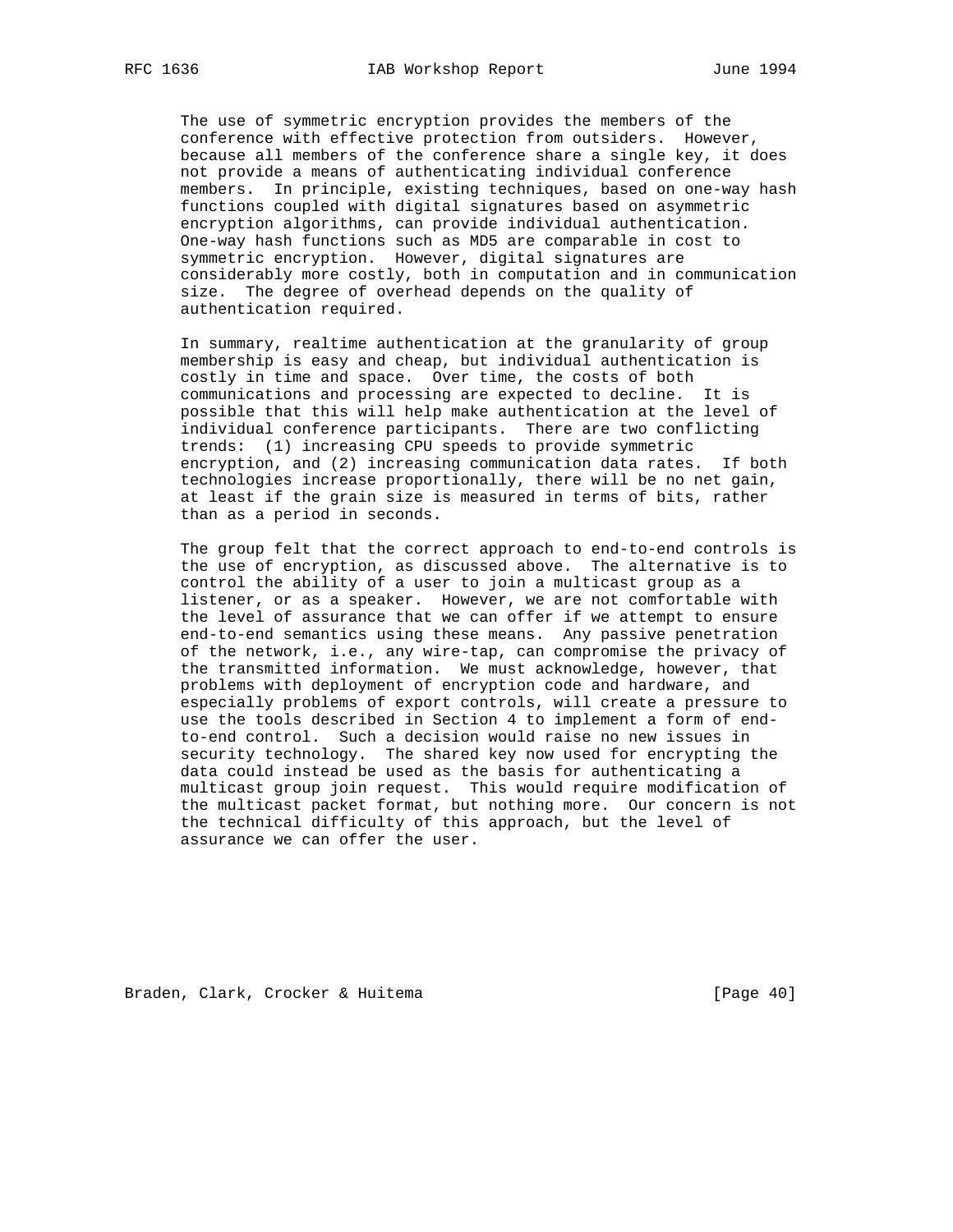The use of symmetric encryption provides the members of the conference with effective protection from outsiders. However, because all members of the conference share a single key, it does not provide a means of authenticating individual conference members. In principle, existing techniques, based on one-way hash functions coupled with digital signatures based on asymmetric encryption algorithms, can provide individual authentication. One-way hash functions such as MD5 are comparable in cost to symmetric encryption. However, digital signatures are considerably more costly, both in computation and in communication size. The degree of overhead depends on the quality of authentication required.

In summary, realtime authentication at the granularity of group membership is easy and cheap, but individual authentication is costly in time and space. Over time, the costs of both communications and processing are expected to decline. It is possible that this will help make authentication at the level of individual conference participants. There are two conflicting trends: (1) increasing CPU speeds to provide symmetric encryption, and (2) increasing communication data rates. If both technologies increase proportionally, there will be no net gain, at least if the grain size is measured in terms of bits, rather than as a period in seconds.

The group felt that the correct approach to end-to-end controls is the use of encryption, as discussed above. The alternative is to control the ability of a user to join a multicast group as a listener, or as a speaker. However, we are not comfortable with the level of assurance that we can offer if we attempt to ensure end-to-end semantics using these means. Any passive penetration of the network, i.e., any wire-tap, can compromise the privacy of the transmitted information. We must acknowledge, however, that problems with deployment of encryption code and hardware, and especially problems of export controls, will create a pressure to use the tools described in Section 4 to implement a form of end-to-end control. Such a decision would raise no new issues in security technology. The shared key now used for encrypting the data could instead be used as the basis for authenticating a multicast group join request. This would require modification of the multicast packet format, but nothing more. Our concern is not the technical difficulty of this approach, but the level of assurance we can offer the user.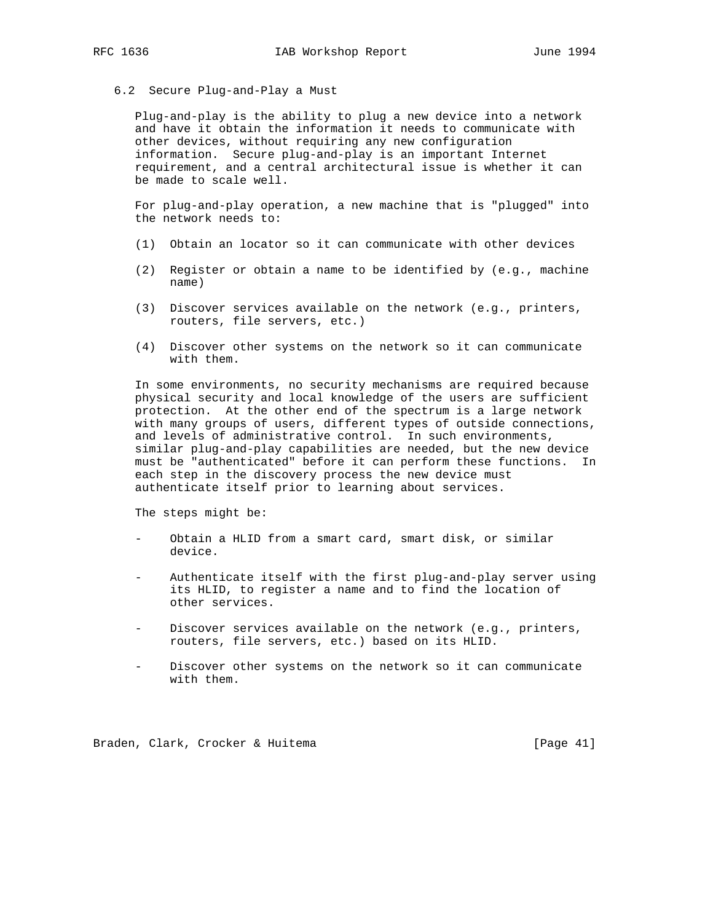### 6.2 Secure Plug-and-Play a Must

Plug-and-play is the ability to plug a new device into a network and have it obtain the information it needs to communicate with other devices, without requiring any new configuration information. Secure plug-and-play is an important Internet requirement, and a central architectural issue is whether it can be made to scale well.

For plug-and-play operation, a new machine that is "plugged" into the network needs to:

(1) Obtain an locator so it can communicate with other devices

(2) Register or obtain a name to be identified by (e.g., machine name)

(3) Discover services available on the network (e.g., printers, routers, file servers, etc.)

(4) Discover other systems on the network so it can communicate with them.

In some environments, no security mechanisms are required because physical security and local knowledge of the users are sufficient protection. At the other end of the spectrum is a large network with many groups of users, different types of outside connections, and levels of administrative control. In such environments, similar plug-and-play capabilities are needed, but the new device must be "authenticated" before it can perform these functions. In each step in the discovery process the new device must authenticate itself prior to learning about services.

The steps might be:

- Obtain a HLID from a smart card, smart disk, or similar device.

- Authenticate itself with the first plug-and-play server using its HLID, to register a name and to find the location of other services.

- Discover services available on the network (e.g., printers, routers, file servers, etc.) based on its HLID.

- Discover other systems on the network so it can communicate with them.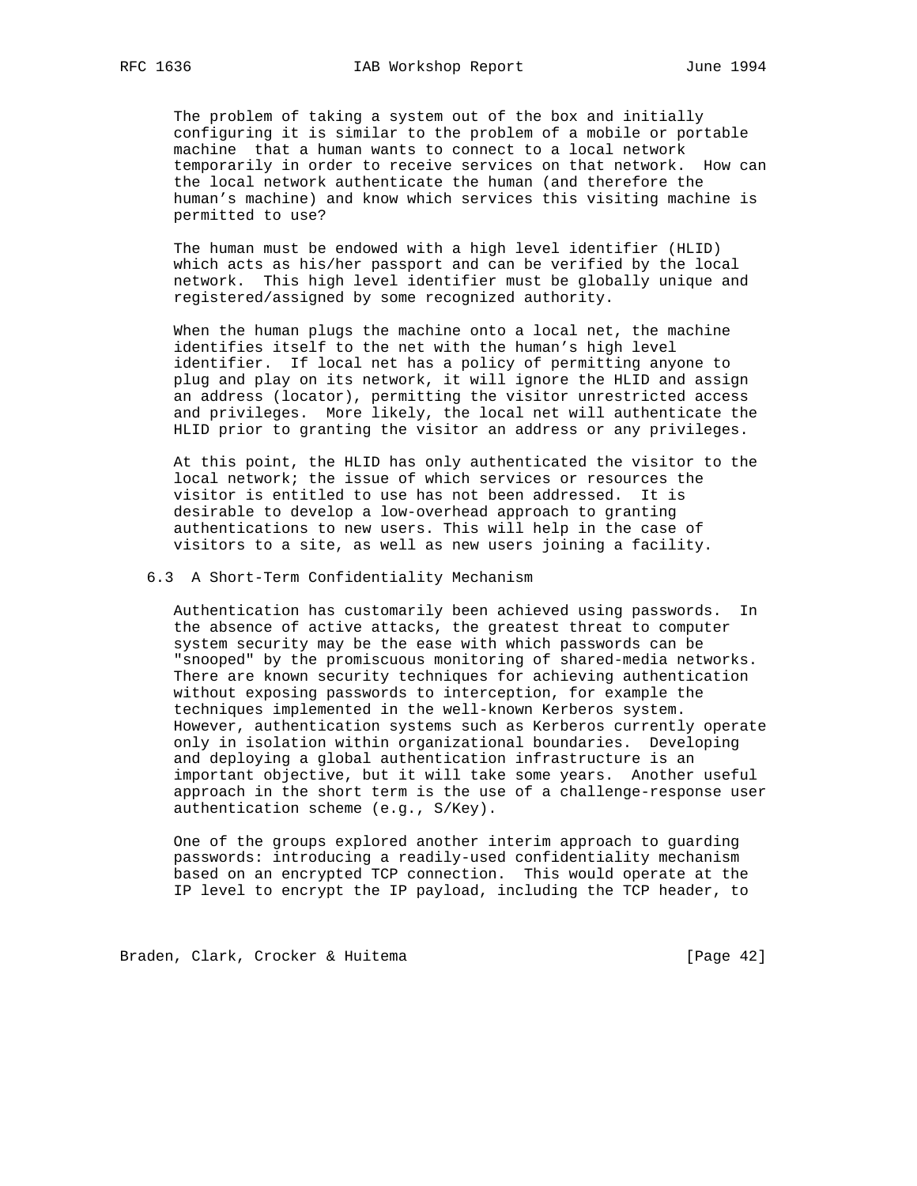The problem of taking a system out of the box and initially configuring it is similar to the problem of a mobile or portable machine that a human wants to connect to a local network temporarily in order to receive services on that network. How can the local network authenticate the human (and therefore the human's machine) and know which services this visiting machine is permitted to use?

The human must be endowed with a high level identifier (HLID) which acts as his/her passport and can be verified by the local network. This high level identifier must be globally unique and registered/assigned by some recognized authority.

When the human plugs the machine onto a local net, the machine identifies itself to the net with the human's high level identifier. If local net has a policy of permitting anyone to plug and play on its network, it will ignore the HLID and assign an address (locator), permitting the visitor unrestricted access and privileges. More likely, the local net will authenticate the HLID prior to granting the visitor an address or any privileges.

At this point, the HLID has only authenticated the visitor to the local network; the issue of which services or resources the visitor is entitled to use has not been addressed. It is desirable to develop a low-overhead approach to granting authentications to new users. This will help in the case of visitors to a site, as well as new users joining a facility.

### 6.3 A Short-Term Confidentiality Mechanism

Authentication has customarily been achieved using passwords. In the absence of active attacks, the greatest threat to computer system security may be the ease with which passwords can be "snooped" by the promiscuous monitoring of shared-media networks. There are known security techniques for achieving authentication without exposing passwords to interception, for example the techniques implemented in the well-known Kerberos system. However, authentication systems such as Kerberos currently operate only in isolation within organizational boundaries. Developing and deploying a global authentication infrastructure is an important objective, but it will take some years. Another useful approach in the short term is the use of a challenge-response user authentication scheme (e.g., S/Key).

One of the groups explored another interim approach to guarding passwords: introducing a readily-used confidentiality mechanism based on an encrypted TCP connection. This would operate at the IP level to encrypt the IP payload, including the TCP header, to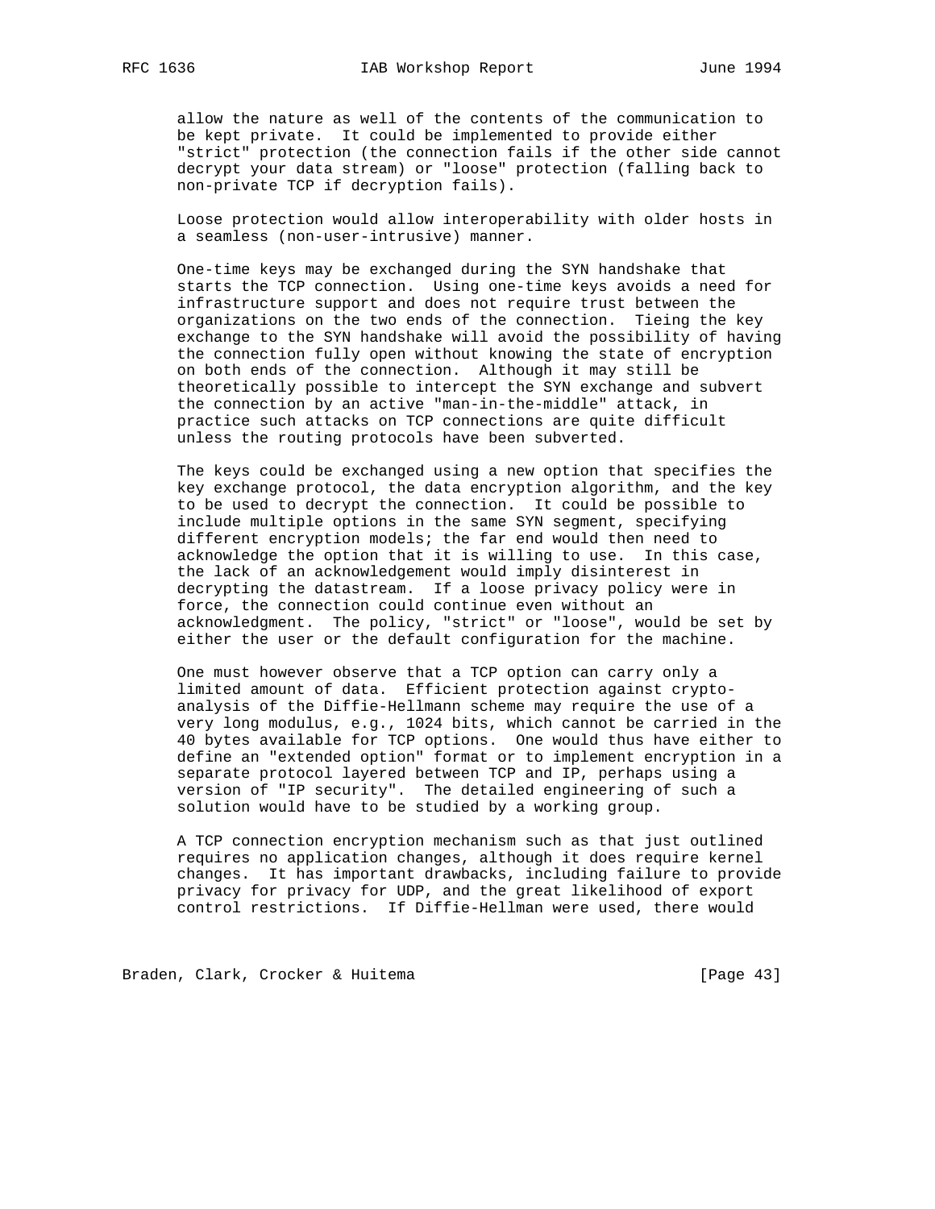allow the nature as well of the contents of the communication to be kept private. It could be implemented to provide either "strict" protection (the connection fails if the other side cannot decrypt your data stream) or "loose" protection (falling back to non-private TCP if decryption fails).

Loose protection would allow interoperability with older hosts in a seamless (non-user-intrusive) manner.

One-time keys may be exchanged during the SYN handshake that starts the TCP connection. Using one-time keys avoids a need for infrastructure support and does not require trust between the organizations on the two ends of the connection. Tieing the key exchange to the SYN handshake will avoid the possibility of having the connection fully open without knowing the state of encryption on both ends of the connection. Although it may still be theoretically possible to intercept the SYN exchange and subvert the connection by an active "man-in-the-middle" attack, in practice such attacks on TCP connections are quite difficult unless the routing protocols have been subverted.

The keys could be exchanged using a new option that specifies the key exchange protocol, the data encryption algorithm, and the key to be used to decrypt the connection. It could be possible to include multiple options in the same SYN segment, specifying different encryption models; the far end would then need to acknowledge the option that it is willing to use. In this case, the lack of an acknowledgement would imply disinterest in decrypting the datastream. If a loose privacy policy were in force, the connection could continue even without an acknowledgment. The policy, "strict" or "loose", would be set by either the user or the default configuration for the machine.

One must however observe that a TCP option can carry only a limited amount of data. Efficient protection against crypto-analysis of the Diffie-Hellmann scheme may require the use of a very long modulus, e.g., 1024 bits, which cannot be carried in the 40 bytes available for TCP options. One would thus have either to define an "extended option" format or to implement encryption in a separate protocol layered between TCP and IP, perhaps using a version of "IP security". The detailed engineering of such a solution would have to be studied by a working group.

A TCP connection encryption mechanism such as that just outlined requires no application changes, although it does require kernel changes. It has important drawbacks, including failure to provide privacy for privacy for UDP, and the great likelihood of export control restrictions. If Diffie-Hellman were used, there would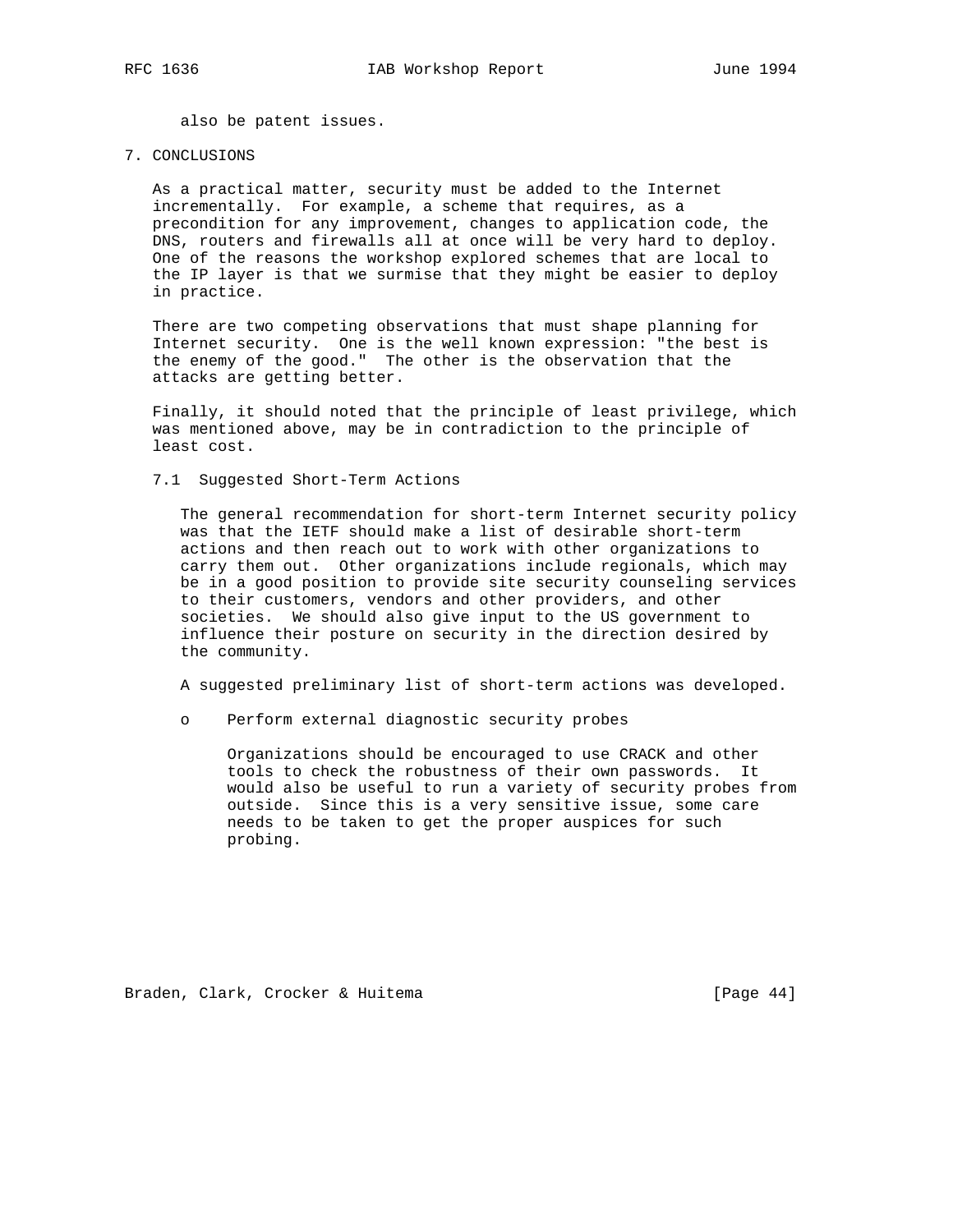also be patent issues.

# 7. CONCLUSIONS

As a practical matter, security must be added to the Internet incrementally. For example, a scheme that requires, as a precondition for any improvement, changes to application code, the DNS, routers and firewalls all at once will be very hard to deploy. One of the reasons the workshop explored schemes that are local to the IP layer is that we surmise that they might be easier to deploy in practice.

There are two competing observations that must shape planning for Internet security. One is the well known expression: "the best is the enemy of the good." The other is the observation that the attacks are getting better.

Finally, it should noted that the principle of least privilege, which was mentioned above, may be in contradiction to the principle of least cost.

## 7.1 Suggested Short-Term Actions

The general recommendation for short-term Internet security policy was that the IETF should make a list of desirable short-term actions and then reach out to work with other organizations to carry them out. Other organizations include regionals, which may be in a good position to provide site security counseling services to their customers, vendors and other providers, and other societies. We should also give input to the US government to influence their posture on security in the direction desired by the community.

A suggested preliminary list of short-term actions was developed.

- Perform external diagnostic security probes

  Organizations should be encouraged to use CRACK and other tools to check the robustness of their own passwords. It would also be useful to run a variety of security probes from outside. Since this is a very sensitive issue, some care needs to be taken to get the proper auspices for such probing.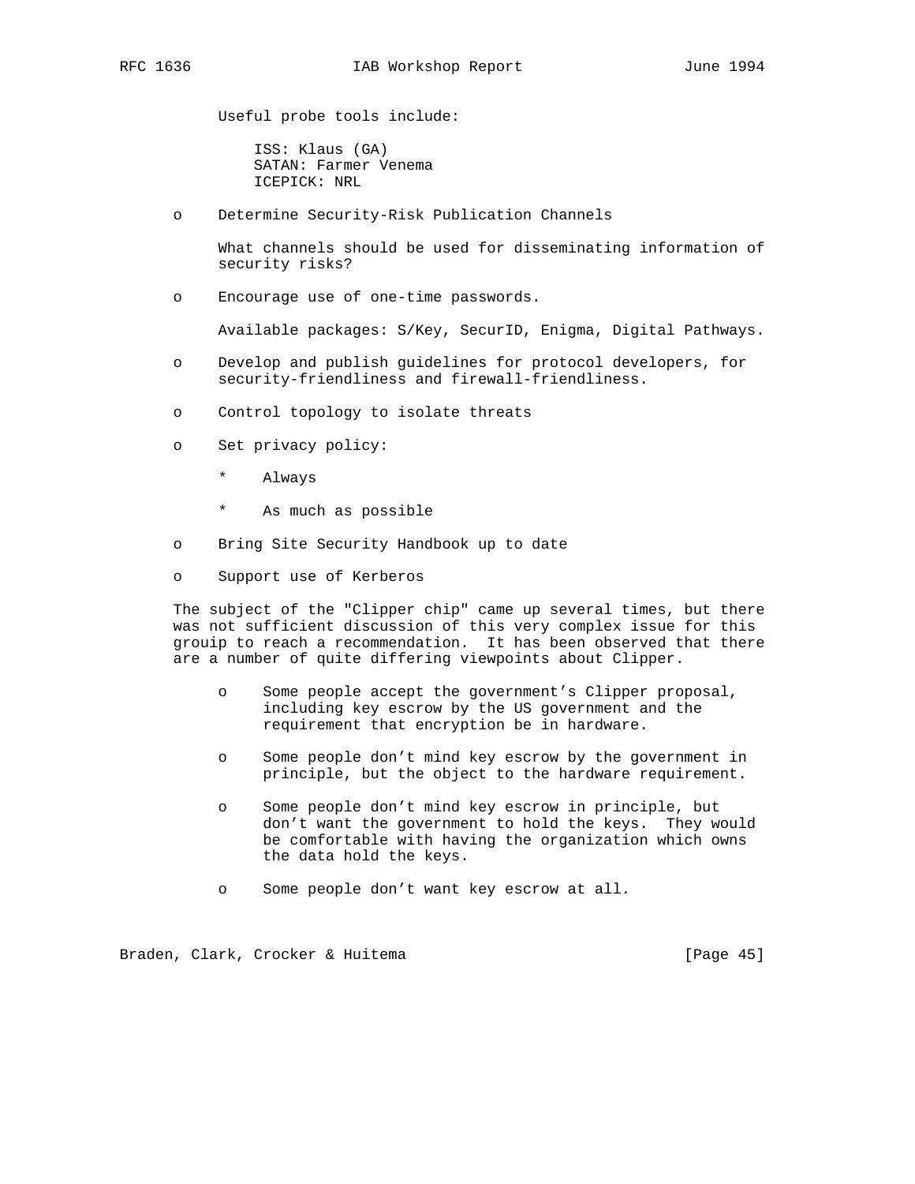Useful probe tools include:

ISS: Klaus (GA)
SATAN: Farmer Venema
ICEPICK: NRL

- Determine Security-Risk Publication Channels

  What channels should be used for disseminating information of security risks?

- Encourage use of one-time passwords.

  Available packages: S/Key, SecurID, Enigma, Digital Pathways.

- Develop and publish guidelines for protocol developers, for security-friendliness and firewall-friendliness.

- Control topology to isolate threats

- Set privacy policy:

  * Always

  * As much as possible

- Bring Site Security Handbook up to date

- Support use of Kerberos

The subject of the "Clipper chip" came up several times, but there was not sufficient discussion of this very complex issue for this grouip to reach a recommendation. It has been observed that there are a number of quite differing viewpoints about Clipper.

- Some people accept the government's Clipper proposal, including key escrow by the US government and the requirement that encryption be in hardware.

- Some people don't mind key escrow by the government in principle, but the object to the hardware requirement.

- Some people don't mind key escrow in principle, but don't want the government to hold the keys. They would be comfortable with having the organization which owns the data hold the keys.

- Some people don't want key escrow at all.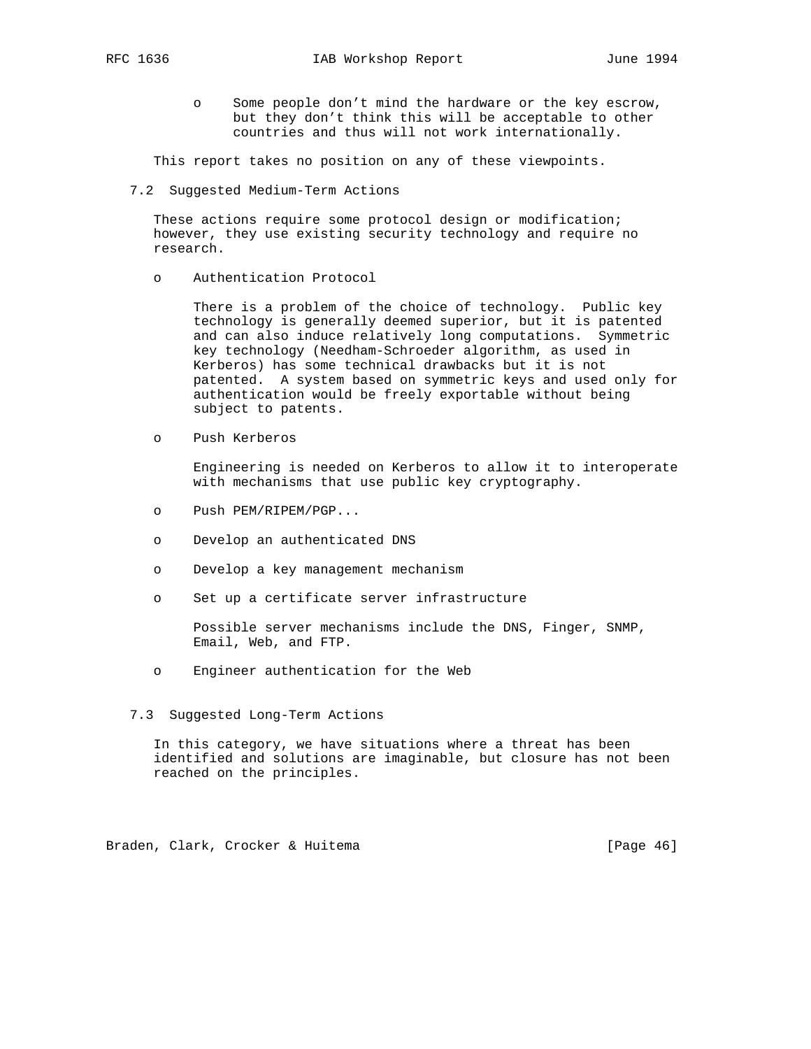- Some people don't mind the hardware or the key escrow, but they don't think this will be acceptable to other countries and thus will not work internationally.

This report takes no position on any of these viewpoints.

## 7.2 Suggested Medium-Term Actions

These actions require some protocol design or modification; however, they use existing security technology and require no research.

- Authentication Protocol

  There is a problem of the choice of technology. Public key technology is generally deemed superior, but it is patented and can also induce relatively long computations. Symmetric key technology (Needham-Schroeder algorithm, as used in Kerberos) has some technical drawbacks but it is not patented. A system based on symmetric keys and used only for authentication would be freely exportable without being subject to patents.

- Push Kerberos

  Engineering is needed on Kerberos to allow it to interoperate with mechanisms that use public key cryptography.

- Push PEM/RIPEM/PGP...

- Develop an authenticated DNS

- Develop a key management mechanism

- Set up a certificate server infrastructure

  Possible server mechanisms include the DNS, Finger, SNMP, Email, Web, and FTP.

- Engineer authentication for the Web

## 7.3 Suggested Long-Term Actions

In this category, we have situations where a threat has been identified and solutions are imaginable, but closure has not been reached on the principles.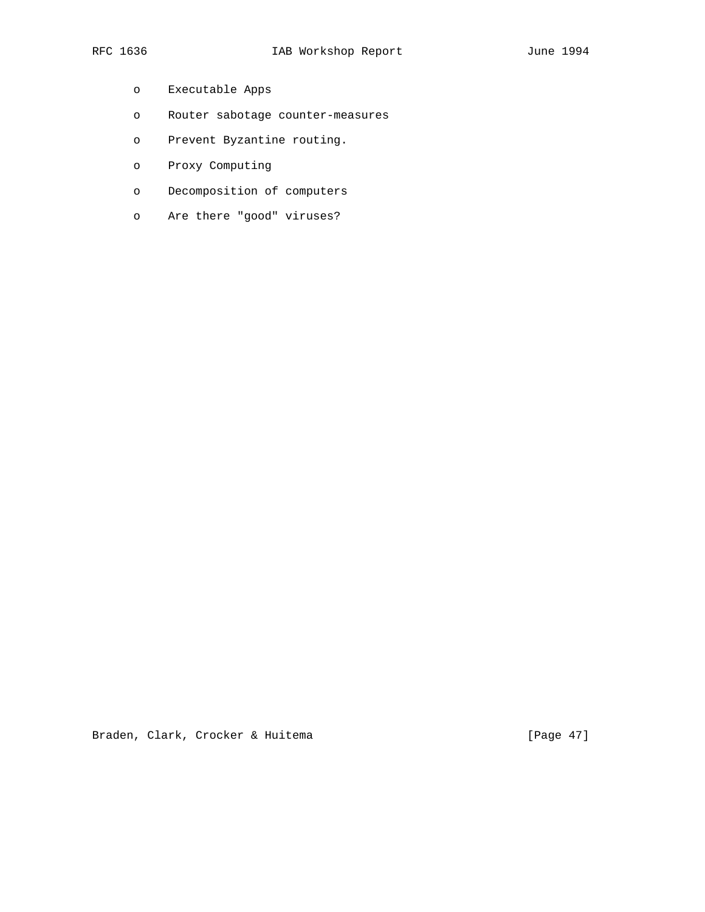- Executable Apps
- Router sabotage counter-measures
- Prevent Byzantine routing.
- Proxy Computing
- Decomposition of computers
- Are there "good" viruses?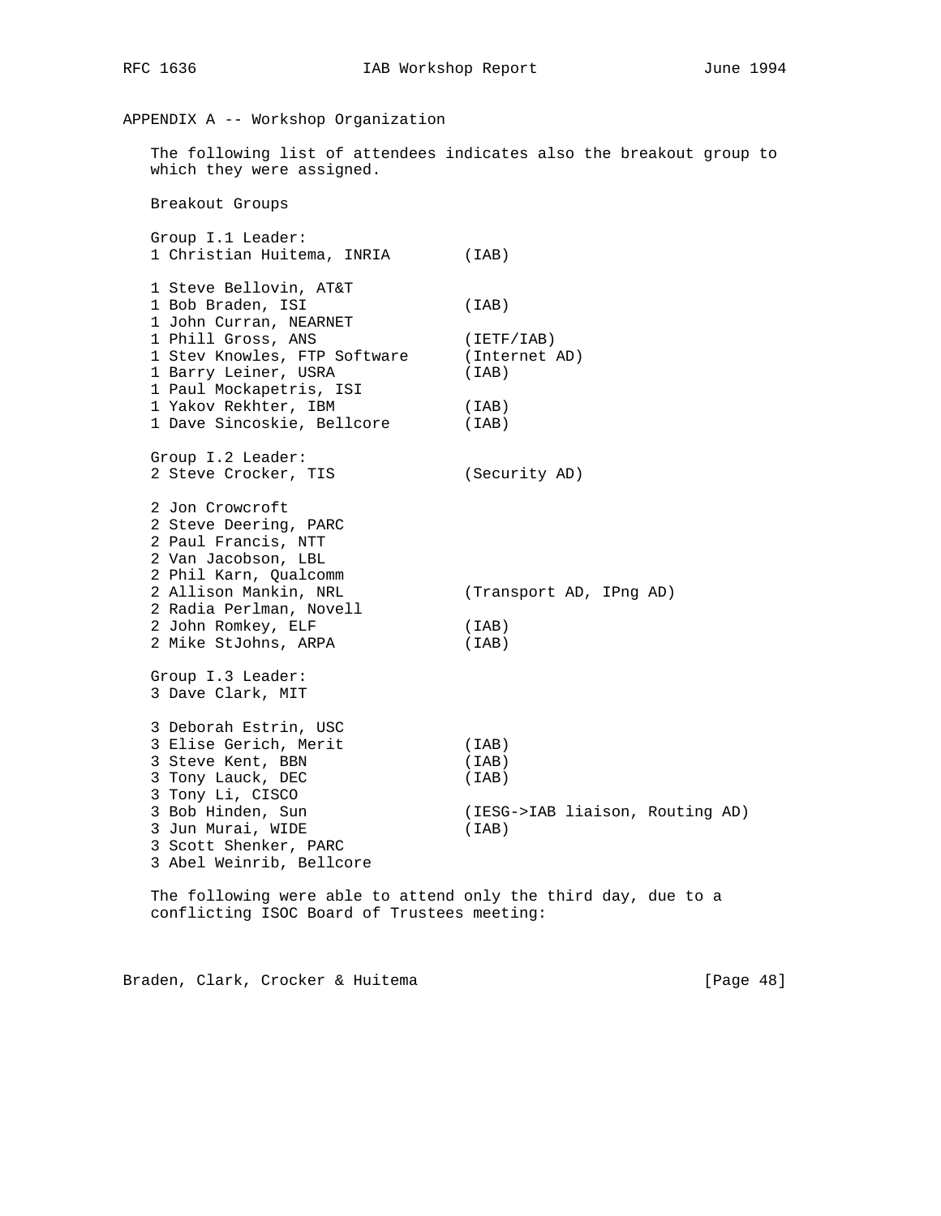## APPENDIX A -- Workshop Organization

The following list of attendees indicates also the breakout group to which they were assigned.

Breakout Groups

```
Group I.1 Leader:
1 Christian Huitema, INRIA        (IAB)

1 Steve Bellovin, AT&T
1 Bob Braden, ISI                 (IAB)
1 John Curran, NEARNET
1 Phill Gross, ANS                (IETF/IAB)
1 Stev Knowles, FTP Software      (Internet AD)
1 Barry Leiner, USRA              (IAB)
1 Paul Mockapetris, ISI
1 Yakov Rekhter, IBM              (IAB)
1 Dave Sincoskie, Bellcore        (IAB)

Group I.2 Leader:
2 Steve Crocker, TIS              (Security AD)

2 Jon Crowcroft
2 Steve Deering, PARC
2 Paul Francis, NTT
2 Van Jacobson, LBL
2 Phil Karn, Qualcomm
2 Allison Mankin, NRL             (Transport AD, IPng AD)
2 Radia Perlman, Novell
2 John Romkey, ELF                (IAB)
2 Mike StJohns, ARPA              (IAB)

Group I.3 Leader:
3 Dave Clark, MIT

3 Deborah Estrin, USC
3 Elise Gerich, Merit             (IAB)
3 Steve Kent, BBN                 (IAB)
3 Tony Lauck, DEC                 (IAB)
3 Tony Li, CISCO
3 Bob Hinden, Sun                 (IESG->IAB liaison, Routing AD)
3 Jun Murai, WIDE                 (IAB)
3 Scott Shenker, PARC
3 Abel Weinrib, Bellcore
```

The following were able to attend only the third day, due to a conflicting ISOC Board of Trustees meeting: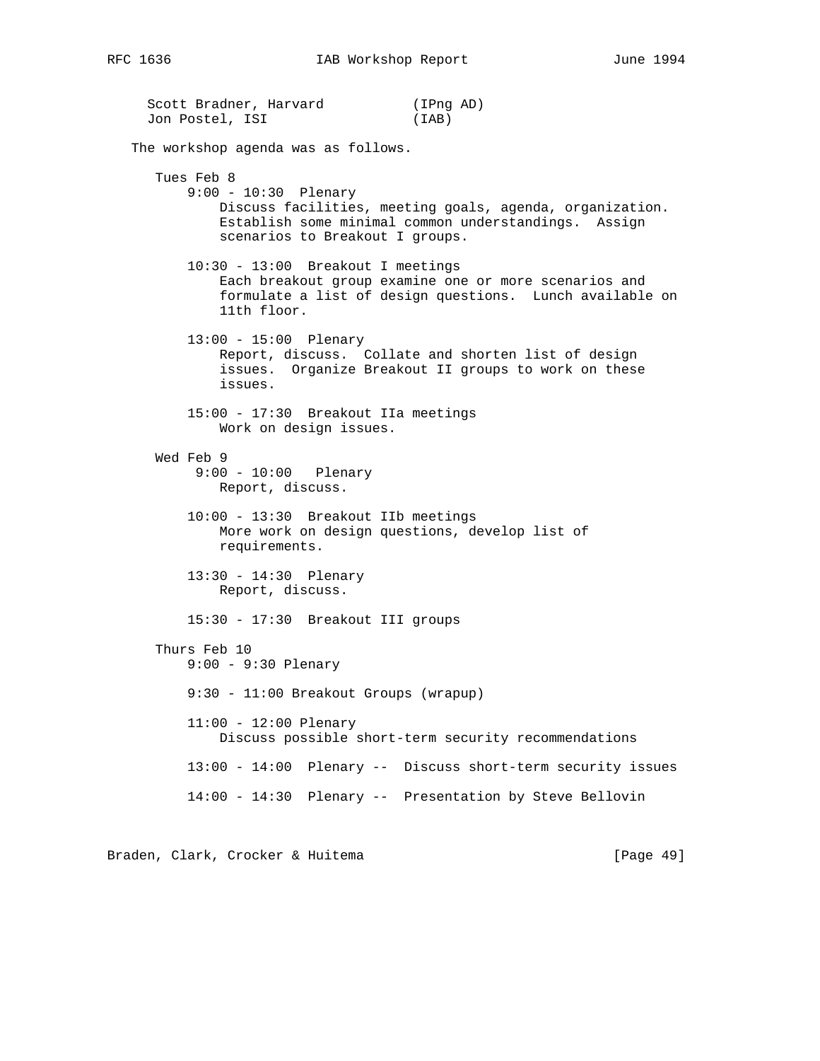Scott Bradner, Harvard (IPng AD)
Jon Postel, ISI (IAB)

The workshop agenda was as follows.

Tues Feb 8

- 9:00 - 10:30 Plenary
  Discuss facilities, meeting goals, agenda, organization. Establish some minimal common understandings. Assign scenarios to Breakout I groups.

- 10:30 - 13:00 Breakout I meetings
  Each breakout group examine one or more scenarios and formulate a list of design questions. Lunch available on 11th floor.

- 13:00 - 15:00 Plenary
  Report, discuss. Collate and shorten list of design issues. Organize Breakout II groups to work on these issues.

- 15:00 - 17:30 Breakout IIa meetings
  Work on design issues.

Wed Feb 9

- 9:00 - 10:00 Plenary
  Report, discuss.

- 10:00 - 13:30 Breakout IIb meetings
  More work on design questions, develop list of requirements.

- 13:30 - 14:30 Plenary
  Report, discuss.

- 15:30 - 17:30 Breakout III groups

Thurs Feb 10

- 9:00 - 9:30 Plenary

- 9:30 - 11:00 Breakout Groups (wrapup)

- 11:00 - 12:00 Plenary
  Discuss possible short-term security recommendations

- 13:00 - 14:00 Plenary -- Discuss short-term security issues

- 14:00 - 14:30 Plenary -- Presentation by Steve Bellovin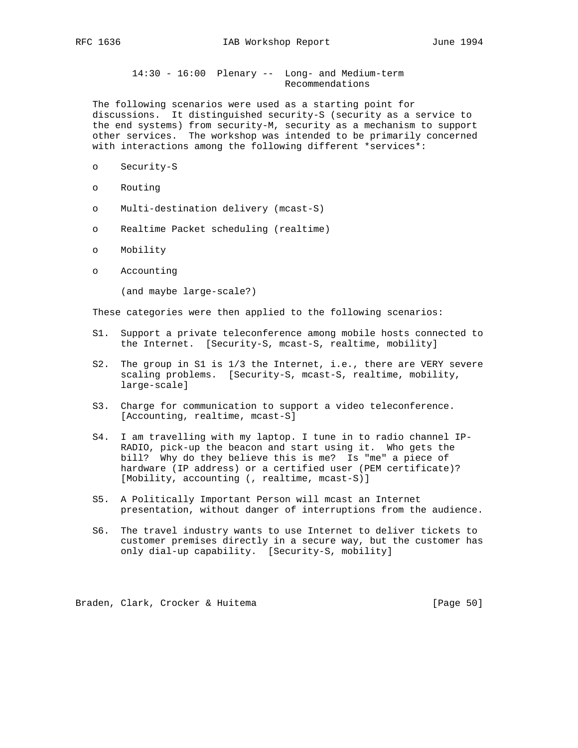14:30 - 16:00 Plenary -- Long- and Medium-term Recommendations

The following scenarios were used as a starting point for discussions. It distinguished security-S (security as a service to the end systems) from security-M, security as a mechanism to support other services. The workshop was intended to be primarily concerned with interactions among the following different *services*:

- Security-S
- Routing
- Multi-destination delivery (mcast-S)
- Realtime Packet scheduling (realtime)
- Mobility
- Accounting

  (and maybe large-scale?)

These categories were then applied to the following scenarios:

S1. Support a private teleconference among mobile hosts connected to the Internet. [Security-S, mcast-S, realtime, mobility]

S2. The group in S1 is 1/3 the Internet, i.e., there are VERY severe scaling problems. [Security-S, mcast-S, realtime, mobility, large-scale]

S3. Charge for communication to support a video teleconference. [Accounting, realtime, mcast-S]

S4. I am travelling with my laptop. I tune in to radio channel IP-RADIO, pick-up the beacon and start using it. Who gets the bill? Why do they believe this is me? Is "me" a piece of hardware (IP address) or a certified user (PEM certificate)? [Mobility, accounting (, realtime, mcast-S)]

S5. A Politically Important Person will mcast an Internet presentation, without danger of interruptions from the audience.

S6. The travel industry wants to use Internet to deliver tickets to customer premises directly in a secure way, but the customer has only dial-up capability. [Security-S, mobility]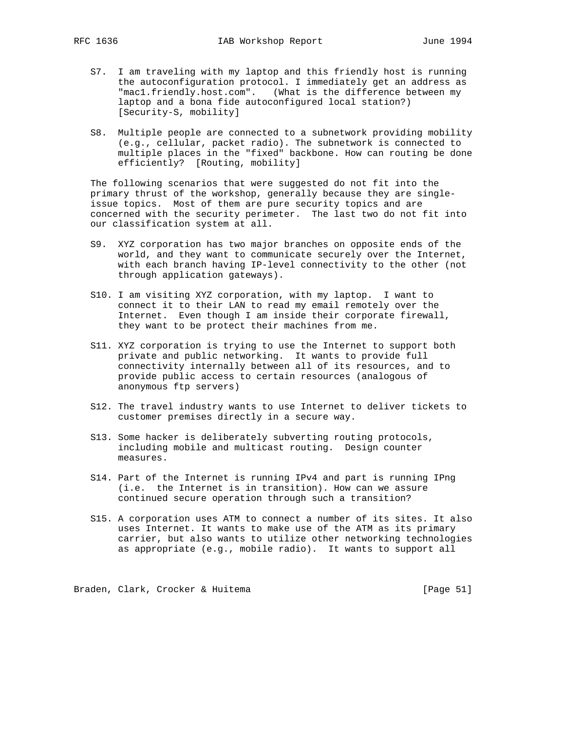S7. I am traveling with my laptop and this friendly host is running the autoconfiguration protocol. I immediately get an address as "mac1.friendly.host.com". (What is the difference between my laptop and a bona fide autoconfigured local station?) [Security-S, mobility]

S8. Multiple people are connected to a subnetwork providing mobility (e.g., cellular, packet radio). The subnetwork is connected to multiple places in the "fixed" backbone. How can routing be done efficiently? [Routing, mobility]

The following scenarios that were suggested do not fit into the primary thrust of the workshop, generally because they are single-issue topics. Most of them are pure security topics and are concerned with the security perimeter. The last two do not fit into our classification system at all.

S9. XYZ corporation has two major branches on opposite ends of the world, and they want to communicate securely over the Internet, with each branch having IP-level connectivity to the other (not through application gateways).

S10. I am visiting XYZ corporation, with my laptop. I want to connect it to their LAN to read my email remotely over the Internet. Even though I am inside their corporate firewall, they want to be protect their machines from me.

S11. XYZ corporation is trying to use the Internet to support both private and public networking. It wants to provide full connectivity internally between all of its resources, and to provide public access to certain resources (analogous of anonymous ftp servers)

S12. The travel industry wants to use Internet to deliver tickets to customer premises directly in a secure way.

S13. Some hacker is deliberately subverting routing protocols, including mobile and multicast routing. Design counter measures.

S14. Part of the Internet is running IPv4 and part is running IPng (i.e. the Internet is in transition). How can we assure continued secure operation through such a transition?

S15. A corporation uses ATM to connect a number of its sites. It also uses Internet. It wants to make use of the ATM as its primary carrier, but also wants to utilize other networking technologies as appropriate (e.g., mobile radio). It wants to support all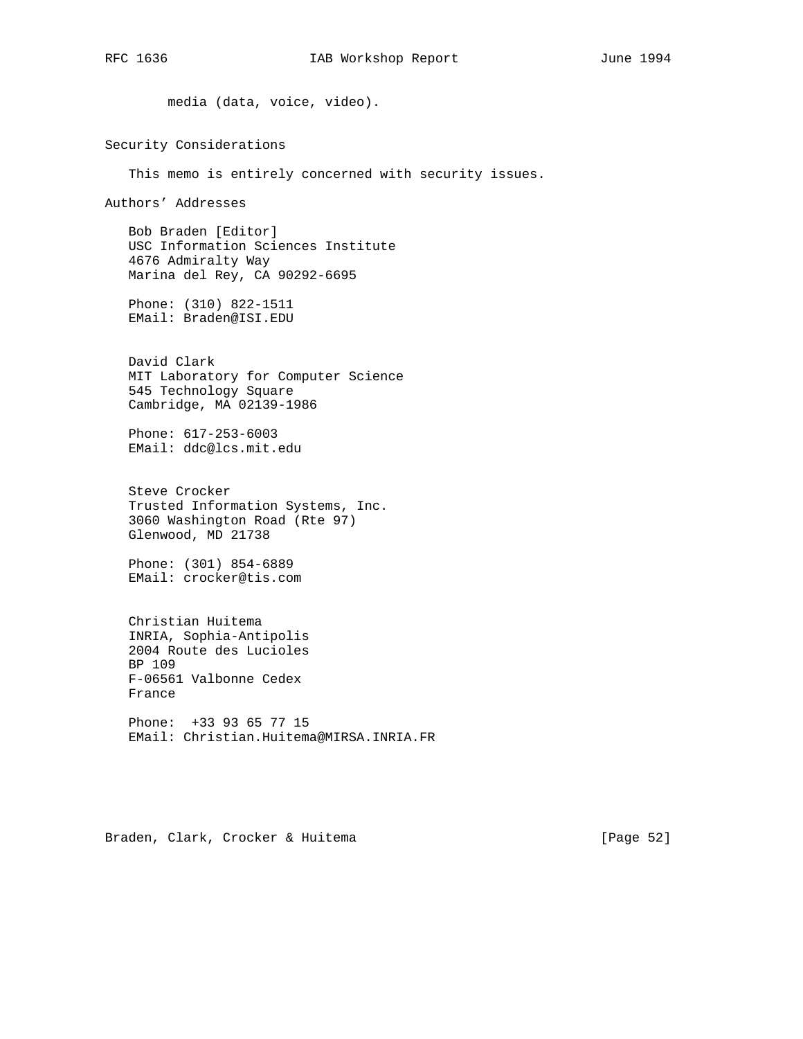media (data, voice, video).

## Security Considerations

This memo is entirely concerned with security issues.

## Authors' Addresses

Bob Braden [Editor]
USC Information Sciences Institute
4676 Admiralty Way
Marina del Rey, CA 90292-6695

Phone: (310) 822-1511
EMail: Braden@ISI.EDU

David Clark
MIT Laboratory for Computer Science
545 Technology Square
Cambridge, MA 02139-1986

Phone: 617-253-6003
EMail: ddc@lcs.mit.edu

Steve Crocker
Trusted Information Systems, Inc.
3060 Washington Road (Rte 97)
Glenwood, MD 21738

Phone: (301) 854-6889
EMail: crocker@tis.com

Christian Huitema
INRIA, Sophia-Antipolis
2004 Route des Lucioles
BP 109
F-06561 Valbonne Cedex
France

Phone: +33 93 65 77 15
EMail: Christian.Huitema@MIRSA.INRIA.FR